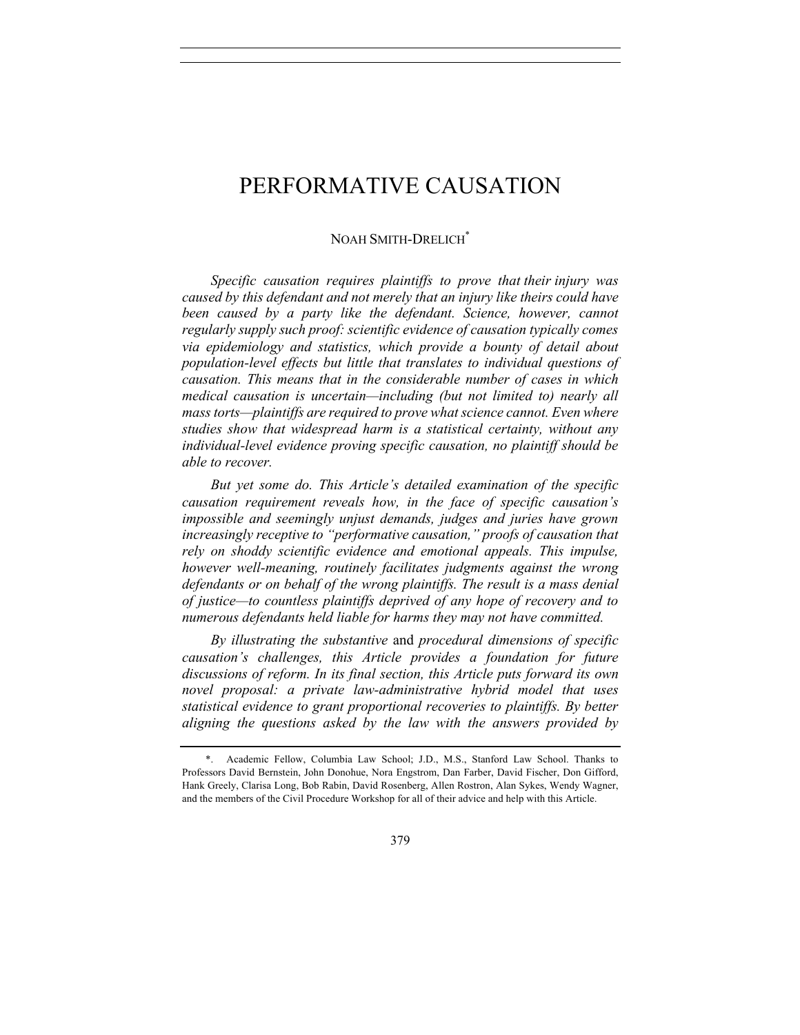# PERFORMATIVE CAUSATION

NOAH SMITH-DRELICH[*]

*Specific causation requires plaintiffs to prove that their injury was caused by this defendant and not merely that an injury like theirs could have been caused by a party like the defendant. Science, however, cannot regularly supply such proof: scientific evidence of causation typically comes via epidemiology and statistics, which provide a bounty of detail about population-level effects but little that translates to individual questions of causation. This means that in the considerable number of cases in which medical causation is uncertain—including (but not limited to) nearly all mass torts—plaintiffs are required to prove what science cannot. Even where studies show that widespread harm is a statistical certainty, without any individual-level evidence proving specific causation, no plaintiff should be able to recover.*

*But yet some do. This Article's detailed examination of the specific causation requirement reveals how, in the face of specific causation's impossible and seemingly unjust demands, judges and juries have grown increasingly receptive to "performative causation," proofs of causation that rely on shoddy scientific evidence and emotional appeals. This impulse, however well-meaning, routinely facilitates judgments against the wrong defendants or on behalf of the wrong plaintiffs. The result is a mass denial of justice—to countless plaintiffs deprived of any hope of recovery and to numerous defendants held liable for harms they may not have committed.*

*By illustrating the substantive* and *procedural dimensions of specific causation's challenges, this Article provides a foundation for future discussions of reform. In its final section, this Article puts forward its own novel proposal: a private law-administrative hybrid model that uses statistical evidence to grant proportional recoveries to plaintiffs. By better aligning the questions asked by the law with the answers provided by*

---

*. Academic Fellow, Columbia Law School; J.D., M.S., Stanford Law School. Thanks to Professors David Bernstein, John Donohue, Nora Engstrom, Dan Farber, David Fischer, Don Gifford, Hank Greely, Clarisa Long, Bob Rabin, David Rosenberg, Allen Rostron, Alan Sykes, Wendy Wagner, and the members of the Civil Procedure Workshop for all of their advice and help with this Article.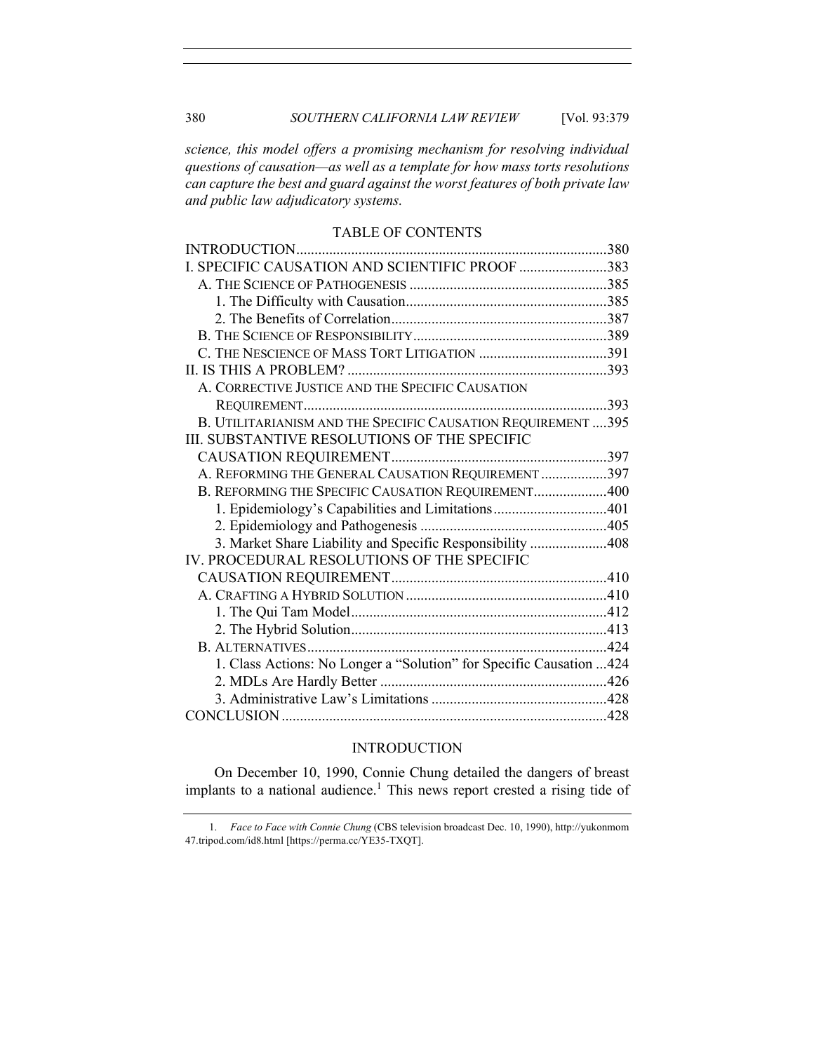*science, this model offers a promising mechanism for resolving individual questions of causation—as well as a template for how mass torts resolutions can capture the best and guard against the worst features of both private law and public law adjudicatory systems.*

## TABLE OF CONTENTS

| | |
|---|---|
| INTRODUCTION | 380 |
| I. SPECIFIC CAUSATION AND SCIENTIFIC PROOF | 383 |
| A. THE SCIENCE OF PATHOGENESIS | 385 |
| 1. The Difficulty with Causation | 385 |
| 2. The Benefits of Correlation | 387 |
| B. THE SCIENCE OF RESPONSIBILITY | 389 |
| C. THE NESCIENCE OF MASS TORT LITIGATION | 391 |
| II. IS THIS A PROBLEM? | 393 |
| A. CORRECTIVE JUSTICE AND THE SPECIFIC CAUSATION REQUIREMENT | 393 |
| B. UTILITARIANISM AND THE SPECIFIC CAUSATION REQUIREMENT | 395 |
| III. SUBSTANTIVE RESOLUTIONS OF THE SPECIFIC CAUSATION REQUIREMENT | 397 |
| A. REFORMING THE GENERAL CAUSATION REQUIREMENT | 397 |
| B. REFORMING THE SPECIFIC CAUSATION REQUIREMENT | 400 |
| 1. Epidemiology's Capabilities and Limitations | 401 |
| 2. Epidemiology and Pathogenesis | 405 |
| 3. Market Share Liability and Specific Responsibility | 408 |
| IV. PROCEDURAL RESOLUTIONS OF THE SPECIFIC CAUSATION REQUIREMENT | 410 |
| A. CRAFTING A HYBRID SOLUTION | 410 |
| 1. The Qui Tam Model | 412 |
| 2. The Hybrid Solution | 413 |
| B. ALTERNATIVES | 424 |
| 1. Class Actions: No Longer a "Solution" for Specific Causation | 424 |
| 2. MDLs Are Hardly Better | 426 |
| 3. Administrative Law's Limitations | 428 |
| CONCLUSION | 428 |

## INTRODUCTION

On December 10, 1990, Connie Chung detailed the dangers of breast implants to a national audience.[1] This news report crested a rising tide of

---

1. *Face to Face with Connie Chung* (CBS television broadcast Dec. 10, 1990), http://yukonmom47.tripod.com/id8.html [https://perma.cc/YE35-TXQT].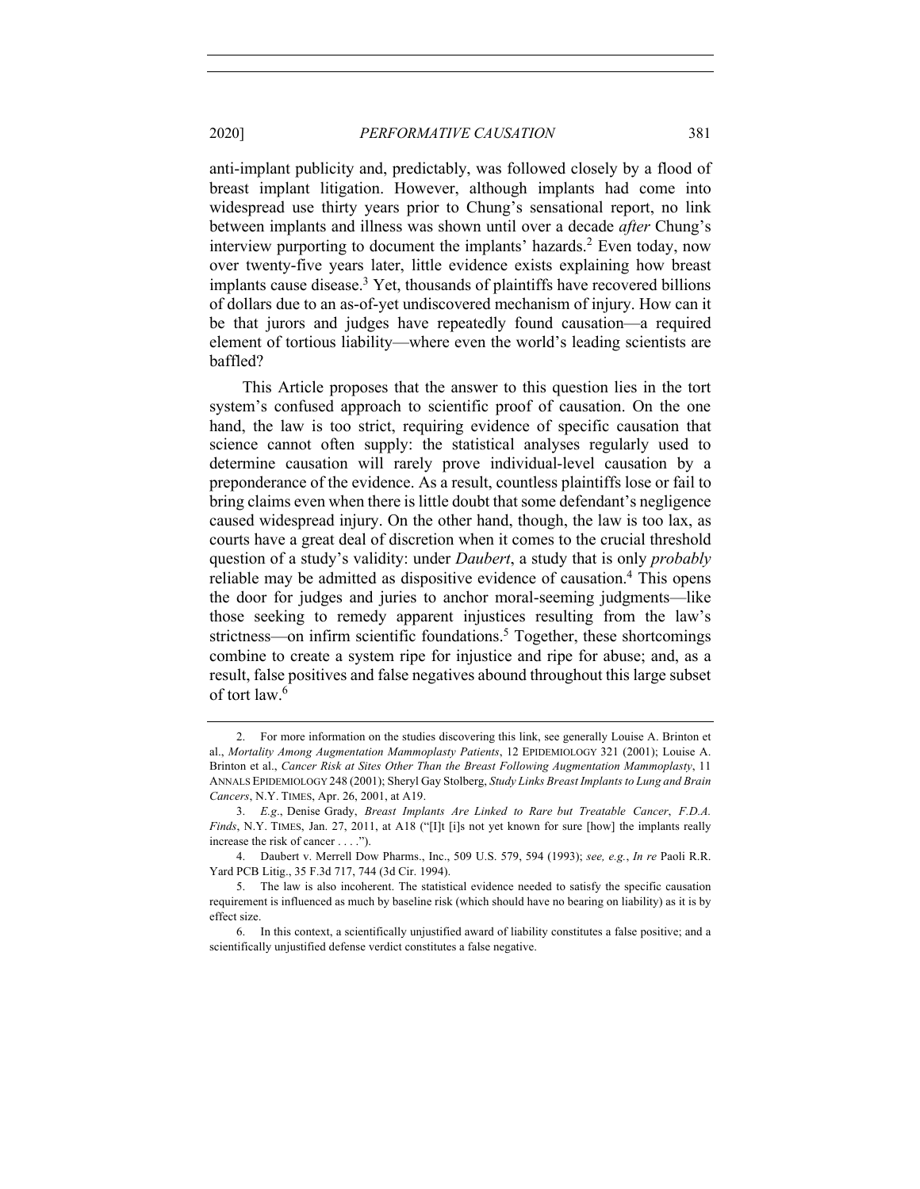anti-implant publicity and, predictably, was followed closely by a flood of breast implant litigation. However, although implants had come into widespread use thirty years prior to Chung's sensational report, no link between implants and illness was shown until over a decade *after* Chung's interview purporting to document the implants' hazards.[2] Even today, now over twenty-five years later, little evidence exists explaining how breast implants cause disease.[3] Yet, thousands of plaintiffs have recovered billions of dollars due to an as-of-yet undiscovered mechanism of injury. How can it be that jurors and judges have repeatedly found causation—a required element of tortious liability—where even the world's leading scientists are baffled?

This Article proposes that the answer to this question lies in the tort system's confused approach to scientific proof of causation. On the one hand, the law is too strict, requiring evidence of specific causation that science cannot often supply: the statistical analyses regularly used to determine causation will rarely prove individual-level causation by a preponderance of the evidence. As a result, countless plaintiffs lose or fail to bring claims even when there is little doubt that some defendant's negligence caused widespread injury. On the other hand, though, the law is too lax, as courts have a great deal of discretion when it comes to the crucial threshold question of a study's validity: under *Daubert*, a study that is only *probably* reliable may be admitted as dispositive evidence of causation.[4] This opens the door for judges and juries to anchor moral-seeming judgments—like those seeking to remedy apparent injustices resulting from the law's strictness—on infirm scientific foundations.[5] Together, these shortcomings combine to create a system ripe for injustice and ripe for abuse; and, as a result, false positives and false negatives abound throughout this large subset of tort law.[6]

---

2. For more information on the studies discovering this link, see generally Louise A. Brinton et al., *Mortality Among Augmentation Mammoplasty Patients*, 12 EPIDEMIOLOGY 321 (2001); Louise A. Brinton et al., *Cancer Risk at Sites Other Than the Breast Following Augmentation Mammoplasty*, 11 ANNALS EPIDEMIOLOGY 248 (2001); Sheryl Gay Stolberg, *Study Links Breast Implants to Lung and Brain Cancers*, N.Y. TIMES, Apr. 26, 2001, at A19.

3. *E.g*., Denise Grady, *Breast Implants Are Linked to Rare but Treatable Cancer*, *F.D.A. Finds*, N.Y. TIMES, Jan. 27, 2011, at A18 ("[I]t [i]s not yet known for sure [how] the implants really increase the risk of cancer . . . .").

4. Daubert v. Merrell Dow Pharms., Inc., 509 U.S. 579, 594 (1993); *see, e.g.*, *In re* Paoli R.R. Yard PCB Litig., 35 F.3d 717, 744 (3d Cir. 1994).

5. The law is also incoherent. The statistical evidence needed to satisfy the specific causation requirement is influenced as much by baseline risk (which should have no bearing on liability) as it is by effect size.

6. In this context, a scientifically unjustified award of liability constitutes a false positive; and a scientifically unjustified defense verdict constitutes a false negative.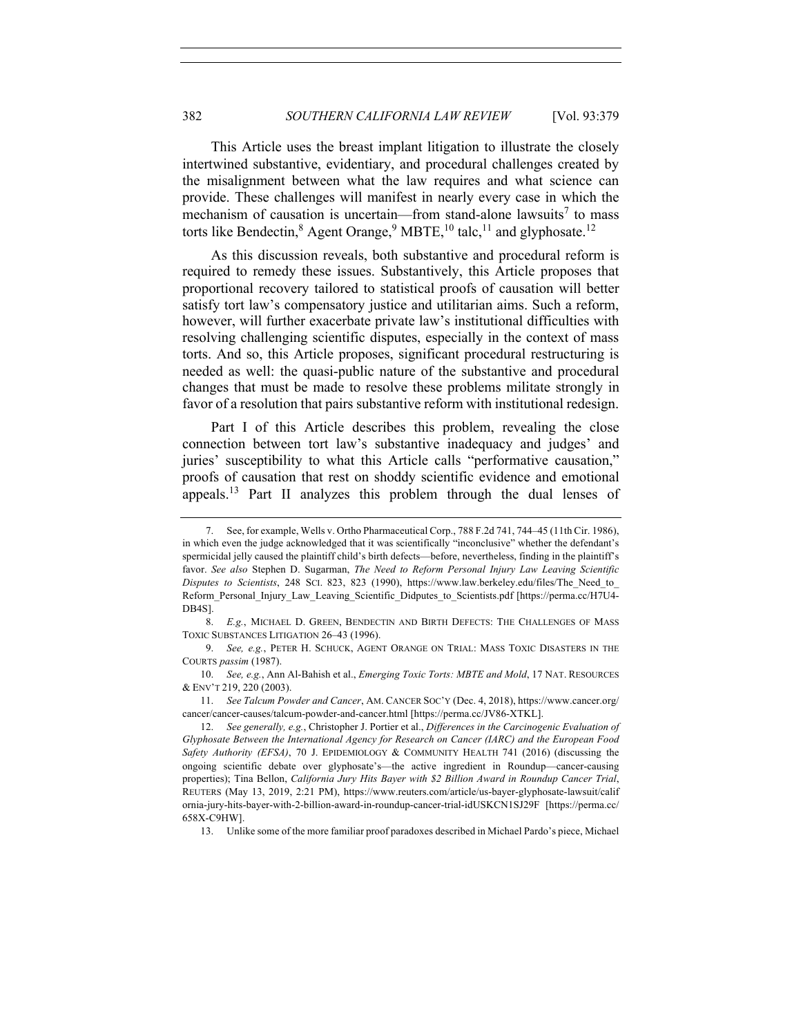This Article uses the breast implant litigation to illustrate the closely intertwined substantive, evidentiary, and procedural challenges created by the misalignment between what the law requires and what science can provide. These challenges will manifest in nearly every case in which the mechanism of causation is uncertain—from stand-alone lawsuits[7] to mass torts like Bendectin,[8] Agent Orange,[9] MBTE,[10] talc,[11] and glyphosate.[12]

As this discussion reveals, both substantive and procedural reform is required to remedy these issues. Substantively, this Article proposes that proportional recovery tailored to statistical proofs of causation will better satisfy tort law's compensatory justice and utilitarian aims. Such a reform, however, will further exacerbate private law's institutional difficulties with resolving challenging scientific disputes, especially in the context of mass torts. And so, this Article proposes, significant procedural restructuring is needed as well: the quasi-public nature of the substantive and procedural changes that must be made to resolve these problems militate strongly in favor of a resolution that pairs substantive reform with institutional redesign.

Part I of this Article describes this problem, revealing the close connection between tort law's substantive inadequacy and judges' and juries' susceptibility to what this Article calls "performative causation," proofs of causation that rest on shoddy scientific evidence and emotional appeals.[13] Part II analyzes this problem through the dual lenses of

---

7. See, for example, Wells v. Ortho Pharmaceutical Corp., 788 F.2d 741, 744–45 (11th Cir. 1986), in which even the judge acknowledged that it was scientifically "inconclusive" whether the defendant's spermicidal jelly caused the plaintiff child's birth defects—before, nevertheless, finding in the plaintiff's favor. *See also* Stephen D. Sugarman, *The Need to Reform Personal Injury Law Leaving Scientific Disputes to Scientists*, 248 SCI. 823, 823 (1990), https://www.law.berkeley.edu/files/The_Need_to_Reform_Personal_Injury_Law_Leaving_Scientific_Didputes_to_Scientists.pdf [https://perma.cc/H7U4-DB4S].

8. *E.g.*, MICHAEL D. GREEN, BENDECTIN AND BIRTH DEFECTS: THE CHALLENGES OF MASS TOXIC SUBSTANCES LITIGATION 26–43 (1996).

9. *See, e.g.*, PETER H. SCHUCK, AGENT ORANGE ON TRIAL: MASS TOXIC DISASTERS IN THE COURTS *passim* (1987).

10. *See, e.g.*, Ann Al-Bahish et al., *Emerging Toxic Torts: MBTE and Mold*, 17 NAT. RESOURCES & ENV'T 219, 220 (2003).

11. *See Talcum Powder and Cancer*, AM. CANCER SOC'Y (Dec. 4, 2018), https://www.cancer.org/cancer/cancer-causes/talcum-powder-and-cancer.html [https://perma.cc/JV86-XTKL].

12. *See generally, e.g.*, Christopher J. Portier et al., *Differences in the Carcinogenic Evaluation of Glyphosate Between the International Agency for Research on Cancer (IARC) and the European Food Safety Authority (EFSA)*, 70 J. EPIDEMIOLOGY & COMMUNITY HEALTH 741 (2016) (discussing the ongoing scientific debate over glyphosate's—the active ingredient in Roundup—cancer-causing properties); Tina Bellon, *California Jury Hits Bayer with $2 Billion Award in Roundup Cancer Trial*, REUTERS (May 13, 2019, 2:21 PM), https://www.reuters.com/article/us-bayer-glyphosate-lawsuit/california-jury-hits-bayer-with-2-billion-award-in-roundup-cancer-trial-idUSKCN1SJ29F [https://perma.cc/658X-C9HW].

13. Unlike some of the more familiar proof paradoxes described in Michael Pardo's piece, Michael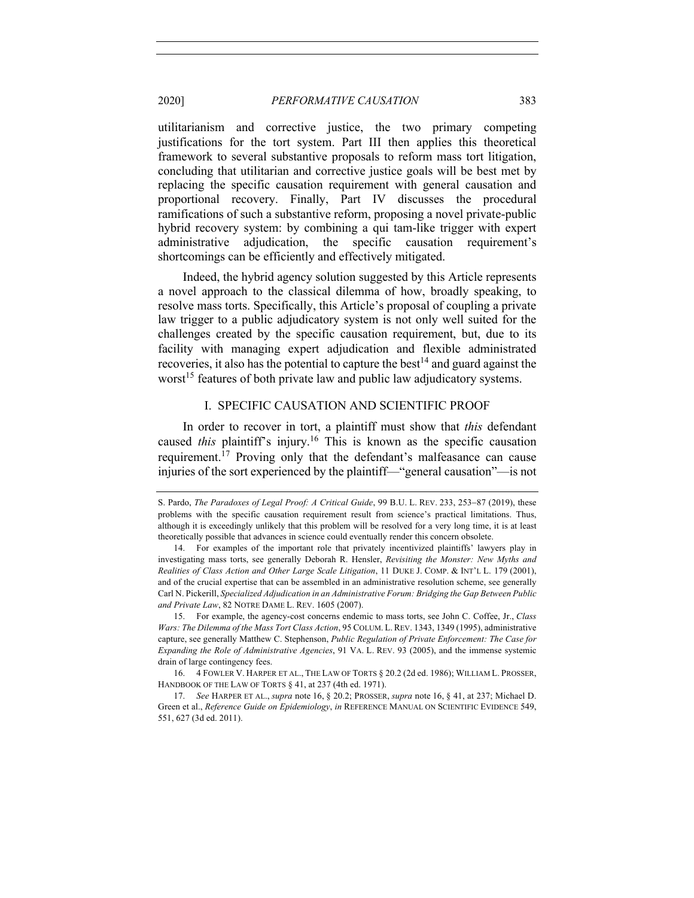utilitarianism and corrective justice, the two primary competing justifications for the tort system. Part III then applies this theoretical framework to several substantive proposals to reform mass tort litigation, concluding that utilitarian and corrective justice goals will be best met by replacing the specific causation requirement with general causation and proportional recovery. Finally, Part IV discusses the procedural ramifications of such a substantive reform, proposing a novel private-public hybrid recovery system: by combining a qui tam-like trigger with expert administrative adjudication, the specific causation requirement's shortcomings can be efficiently and effectively mitigated.

Indeed, the hybrid agency solution suggested by this Article represents a novel approach to the classical dilemma of how, broadly speaking, to resolve mass torts. Specifically, this Article's proposal of coupling a private law trigger to a public adjudicatory system is not only well suited for the challenges created by the specific causation requirement, but, due to its facility with managing expert adjudication and flexible administrated recoveries, it also has the potential to capture the best[14] and guard against the worst[15] features of both private law and public law adjudicatory systems.

## I. SPECIFIC CAUSATION AND SCIENTIFIC PROOF

In order to recover in tort, a plaintiff must show that *this* defendant caused *this* plaintiff's injury.[16] This is known as the specific causation requirement.[17] Proving only that the defendant's malfeasance can cause injuries of the sort experienced by the plaintiff—"general causation"—is not

---

S. Pardo, *The Paradoxes of Legal Proof: A Critical Guide*, 99 B.U. L. REV. 233, 253–87 (2019), these problems with the specific causation requirement result from science's practical limitations. Thus, although it is exceedingly unlikely that this problem will be resolved for a very long time, it is at least theoretically possible that advances in science could eventually render this concern obsolete.

14. For examples of the important role that privately incentivized plaintiffs' lawyers play in investigating mass torts, see generally Deborah R. Hensler, *Revisiting the Monster: New Myths and Realities of Class Action and Other Large Scale Litigation*, 11 DUKE J. COMP. & INT'L L. 179 (2001), and of the crucial expertise that can be assembled in an administrative resolution scheme, see generally Carl N. Pickerill, *Specialized Adjudication in an Administrative Forum: Bridging the Gap Between Public and Private Law*, 82 NOTRE DAME L. REV. 1605 (2007).

15. For example, the agency-cost concerns endemic to mass torts, see John C. Coffee, Jr., *Class Wars: The Dilemma of the Mass Tort Class Action*, 95 COLUM. L. REV. 1343, 1349 (1995), administrative capture, see generally Matthew C. Stephenson, *Public Regulation of Private Enforcement: The Case for Expanding the Role of Administrative Agencies*, 91 VA. L. REV. 93 (2005), and the immense systemic drain of large contingency fees.

16. 4 FOWLER V. HARPER ET AL., THE LAW OF TORTS § 20.2 (2d ed. 1986); WILLIAM L. PROSSER, HANDBOOK OF THE LAW OF TORTS § 41, at 237 (4th ed. 1971).

17. *See* HARPER ET AL., *supra* note 16, § 20.2; PROSSER, *supra* note 16, § 41, at 237; Michael D. Green et al., *Reference Guide on Epidemiology*, *in* REFERENCE MANUAL ON SCIENTIFIC EVIDENCE 549, 551, 627 (3d ed. 2011).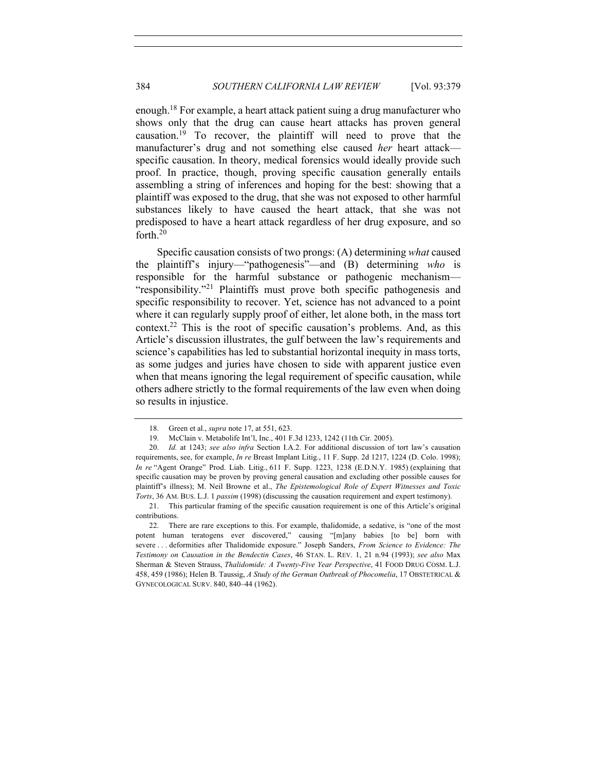enough.[18] For example, a heart attack patient suing a drug manufacturer who shows only that the drug can cause heart attacks has proven general causation.[19] To recover, the plaintiff will need to prove that the manufacturer's drug and not something else caused *her* heart attack—specific causation. In theory, medical forensics would ideally provide such proof. In practice, though, proving specific causation generally entails assembling a string of inferences and hoping for the best: showing that a plaintiff was exposed to the drug, that she was not exposed to other harmful substances likely to have caused the heart attack, that she was not predisposed to have a heart attack regardless of her drug exposure, and so forth.[20]

Specific causation consists of two prongs: (A) determining *what* caused the plaintiff's injury—"pathogenesis"—and (B) determining *who* is responsible for the harmful substance or pathogenic mechanism—"responsibility."[21] Plaintiffs must prove both specific pathogenesis and specific responsibility to recover. Yet, science has not advanced to a point where it can regularly supply proof of either, let alone both, in the mass tort context.[22] This is the root of specific causation's problems. And, as this Article's discussion illustrates, the gulf between the law's requirements and science's capabilities has led to substantial horizontal inequity in mass torts, as some judges and juries have chosen to side with apparent justice even when that means ignoring the legal requirement of specific causation, while others adhere strictly to the formal requirements of the law even when doing so results in injustice.

---

18. Green et al., *supra* note 17, at 551, 623.

19. McClain v. Metabolife Int'l, Inc., 401 F.3d 1233, 1242 (11th Cir. 2005).

20. *Id.* at 1243; *see also infra* Section I.A.2. For additional discussion of tort law's causation requirements, see, for example, *In re* Breast Implant Litig., 11 F. Supp. 2d 1217, 1224 (D. Colo. 1998); *In re* "Agent Orange" Prod. Liab. Litig., 611 F. Supp. 1223, 1238 (E.D.N.Y. 1985) (explaining that specific causation may be proven by proving general causation and excluding other possible causes for plaintiff's illness); M. Neil Browne et al., *The Epistemological Role of Expert Witnesses and Toxic Torts*, 36 AM. BUS. L.J. 1 *passim* (1998) (discussing the causation requirement and expert testimony).

21. This particular framing of the specific causation requirement is one of this Article's original contributions.

22. There are rare exceptions to this. For example, thalidomide, a sedative, is "one of the most potent human teratogens ever discovered," causing "[m]any babies [to be] born with severe . . . deformities after Thalidomide exposure." Joseph Sanders, *From Science to Evidence: The Testimony on Causation in the Bendectin Cases*, 46 STAN. L. REV. 1, 21 n.94 (1993); *see also* Max Sherman & Steven Strauss, *Thalidomide: A Twenty-Five Year Perspective*, 41 FOOD DRUG COSM. L.J. 458, 459 (1986); Helen B. Taussig, *A Study of the German Outbreak of Phocomelia*, 17 OBSTETRICAL & GYNECOLOGICAL SURV. 840, 840–44 (1962).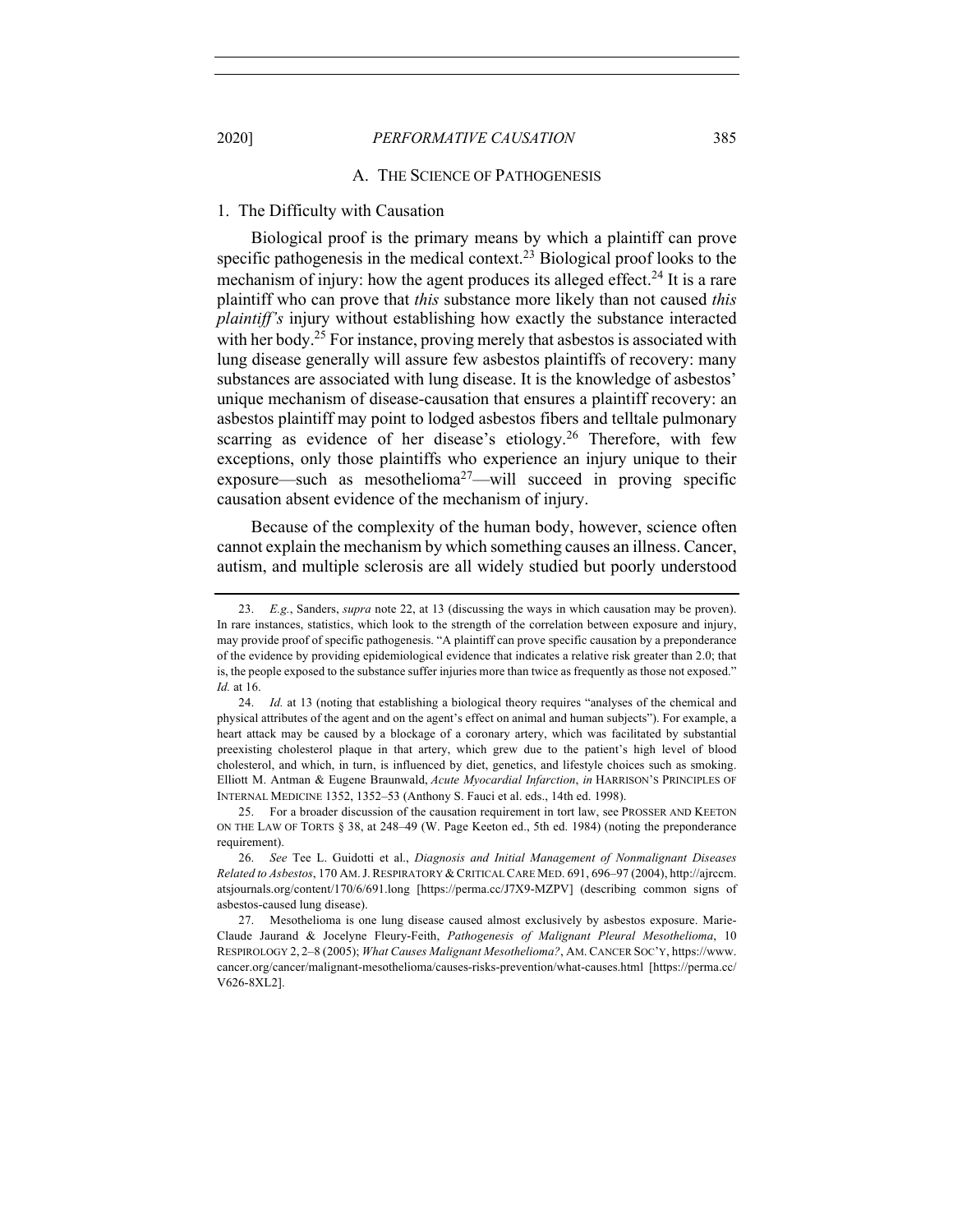### A. The Science of Pathogenesis

#### 1. The Difficulty with Causation

Biological proof is the primary means by which a plaintiff can prove specific pathogenesis in the medical context.[23] Biological proof looks to the mechanism of injury: how the agent produces its alleged effect.[24] It is a rare plaintiff who can prove that *this* substance more likely than not caused *this plaintiff's* injury without establishing how exactly the substance interacted with her body.[25] For instance, proving merely that asbestos is associated with lung disease generally will assure few asbestos plaintiffs of recovery: many substances are associated with lung disease. It is the knowledge of asbestos' unique mechanism of disease-causation that ensures a plaintiff recovery: an asbestos plaintiff may point to lodged asbestos fibers and telltale pulmonary scarring as evidence of her disease's etiology.[26] Therefore, with few exceptions, only those plaintiffs who experience an injury unique to their exposure—such as mesothelioma[27]—will succeed in proving specific causation absent evidence of the mechanism of injury.

Because of the complexity of the human body, however, science often cannot explain the mechanism by which something causes an illness. Cancer, autism, and multiple sclerosis are all widely studied but poorly understood

---

23. *E.g.*, Sanders, *supra* note 22, at 13 (discussing the ways in which causation may be proven). In rare instances, statistics, which look to the strength of the correlation between exposure and injury, may provide proof of specific pathogenesis. "A plaintiff can prove specific causation by a preponderance of the evidence by providing epidemiological evidence that indicates a relative risk greater than 2.0; that is, the people exposed to the substance suffer injuries more than twice as frequently as those not exposed." *Id.* at 16.

24. *Id.* at 13 (noting that establishing a biological theory requires "analyses of the chemical and physical attributes of the agent and on the agent's effect on animal and human subjects"). For example, a heart attack may be caused by a blockage of a coronary artery, which was facilitated by substantial preexisting cholesterol plaque in that artery, which grew due to the patient's high level of blood cholesterol, and which, in turn, is influenced by diet, genetics, and lifestyle choices such as smoking. Elliott M. Antman & Eugene Braunwald, *Acute Myocardial Infarction*, *in* HARRISON'S PRINCIPLES OF INTERNAL MEDICINE 1352, 1352–53 (Anthony S. Fauci et al. eds., 14th ed. 1998).

25. For a broader discussion of the causation requirement in tort law, see PROSSER AND KEETON ON THE LAW OF TORTS § 38, at 248–49 (W. Page Keeton ed., 5th ed. 1984) (noting the preponderance requirement).

26. *See* Tee L. Guidotti et al., *Diagnosis and Initial Management of Nonmalignant Diseases Related to Asbestos*, 170 AM. J. RESPIRATORY & CRITICAL CARE MED. 691, 696–97 (2004), http://ajrccm.atsjournals.org/content/170/6/691.long [https://perma.cc/J7X9-MZPV] (describing common signs of asbestos-caused lung disease).

27. Mesothelioma is one lung disease caused almost exclusively by asbestos exposure. Marie-Claude Jaurand & Jocelyne Fleury-Feith, *Pathogenesis of Malignant Pleural Mesothelioma*, 10 RESPIROLOGY 2, 2–8 (2005); *What Causes Malignant Mesothelioma?*, AM. CANCER SOC'Y, https://www.cancer.org/cancer/malignant-mesothelioma/causes-risks-prevention/what-causes.html [https://perma.cc/V626-8XL2].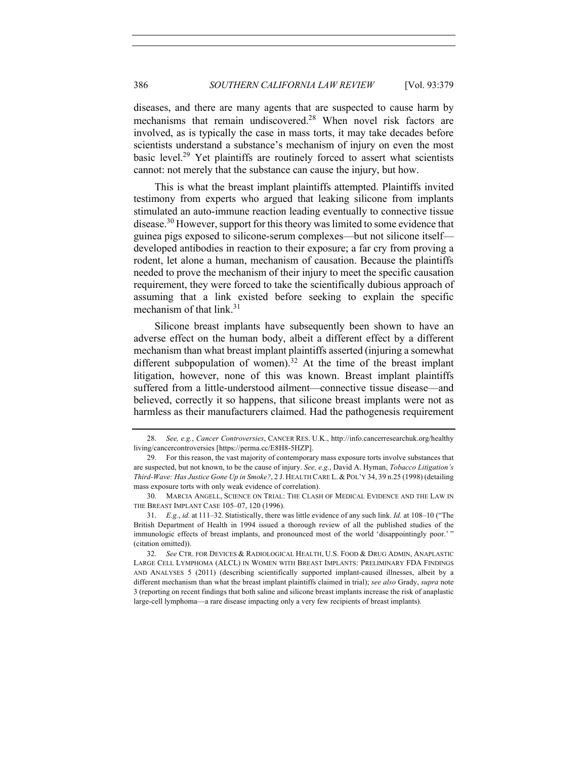diseases, and there are many agents that are suspected to cause harm by mechanisms that remain undiscovered.[28] When novel risk factors are involved, as is typically the case in mass torts, it may take decades before scientists understand a substance's mechanism of injury on even the most basic level.[29] Yet plaintiffs are routinely forced to assert what scientists cannot: not merely that the substance can cause the injury, but how.

This is what the breast implant plaintiffs attempted. Plaintiffs invited testimony from experts who argued that leaking silicone from implants stimulated an auto-immune reaction leading eventually to connective tissue disease.[30] However, support for this theory was limited to some evidence that guinea pigs exposed to silicone-serum complexes—but not silicone itself—developed antibodies in reaction to their exposure; a far cry from proving a rodent, let alone a human, mechanism of causation. Because the plaintiffs needed to prove the mechanism of their injury to meet the specific causation requirement, they were forced to take the scientifically dubious approach of assuming that a link existed before seeking to explain the specific mechanism of that link.[31]

Silicone breast implants have subsequently been shown to have an adverse effect on the human body, albeit a different effect by a different mechanism than what breast implant plaintiffs asserted (injuring a somewhat different subpopulation of women).[32] At the time of the breast implant litigation, however, none of this was known. Breast implant plaintiffs suffered from a little-understood ailment—connective tissue disease—and believed, correctly it so happens, that silicone breast implants were not as harmless as their manufacturers claimed. Had the pathogenesis requirement

---

28. *See, e.g.*, *Cancer Controversies*, CANCER RES. U.K., http://info.cancerresearchuk.org/healthyliving/cancercontroversies [https://perma.cc/E8H8-5HZP].

29. For this reason, the vast majority of contemporary mass exposure torts involve substances that are suspected, but not known, to be the cause of injury. *See, e.g.*, David A. Hyman, *Tobacco Litigation's Third-Wave: Has Justice Gone Up in Smoke?*, 2 J. HEALTH CARE L. & POL'Y 34, 39 n.25 (1998) (detailing mass exposure torts with only weak evidence of correlation).

30. MARCIA ANGELL, SCIENCE ON TRIAL: THE CLASH OF MEDICAL EVIDENCE AND THE LAW IN THE BREAST IMPLANT CASE 105–07, 120 (1996).

31. *E.g.*, *id.* at 111–32. Statistically, there was little evidence of any such link. *Id.* at 108–10 ("The British Department of Health in 1994 issued a thorough review of all the published studies of the immunologic effects of breast implants, and pronounced most of the world 'disappointingly poor.' " (citation omitted)).

32. *See* CTR. FOR DEVICES & RADIOLOGICAL HEALTH, U.S. FOOD & DRUG ADMIN, ANAPLASTIC LARGE CELL LYMPHOMA (ALCL) IN WOMEN WITH BREAST IMPLANTS: PRELIMINARY FDA FINDINGS AND ANALYSES 5 (2011) (describing scientifically supported implant-caused illnesses, albeit by a different mechanism than what the breast implant plaintiffs claimed in trial); *see also* Grady, *supra* note 3 (reporting on recent findings that both saline and silicone breast implants increase the risk of anaplastic large-cell lymphoma—a rare disease impacting only a very few recipients of breast implants).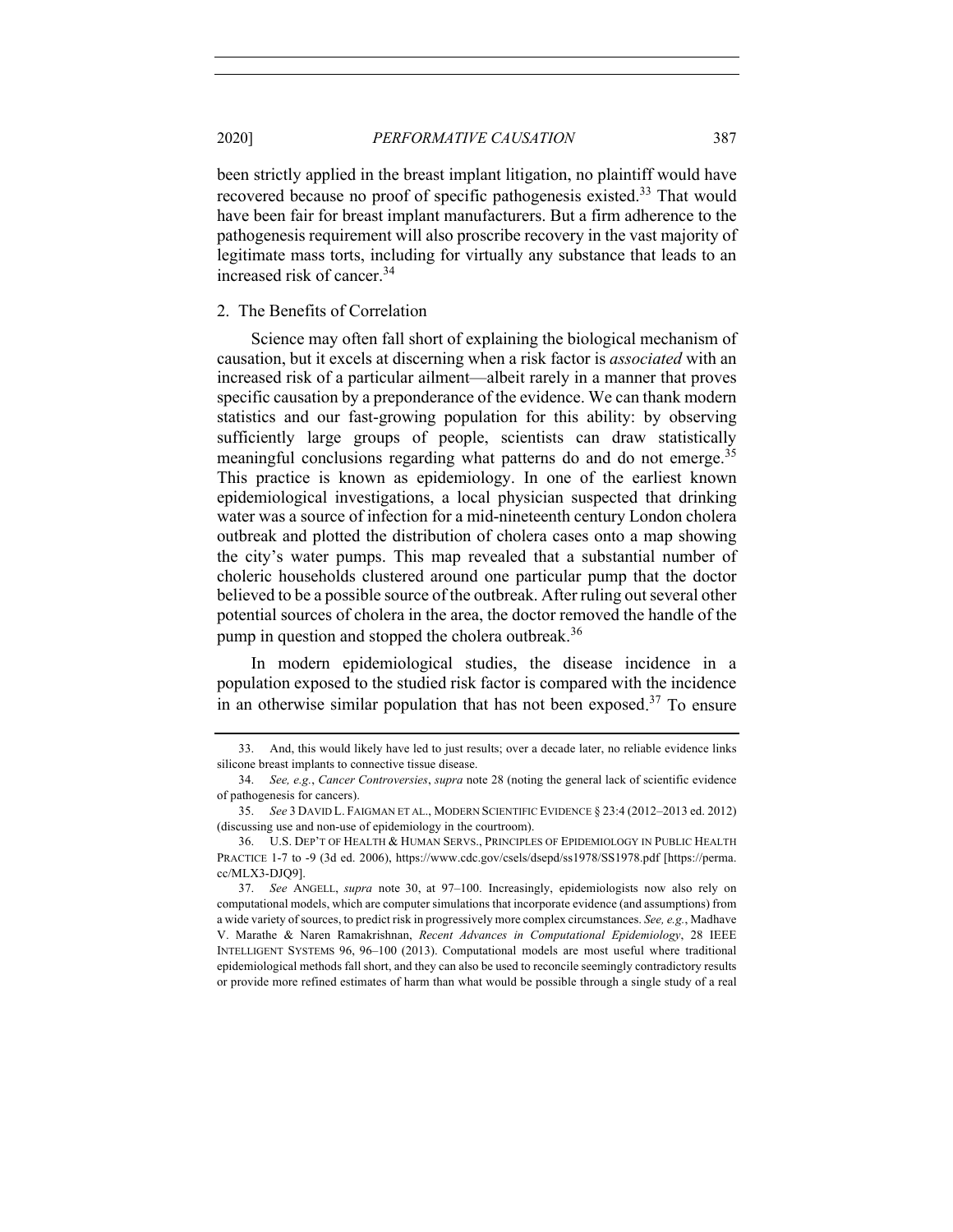been strictly applied in the breast implant litigation, no plaintiff would have recovered because no proof of specific pathogenesis existed.[33] That would have been fair for breast implant manufacturers. But a firm adherence to the pathogenesis requirement will also proscribe recovery in the vast majority of legitimate mass torts, including for virtually any substance that leads to an increased risk of cancer.[34]

### 2. The Benefits of Correlation

Science may often fall short of explaining the biological mechanism of causation, but it excels at discerning when a risk factor is *associated* with an increased risk of a particular ailment—albeit rarely in a manner that proves specific causation by a preponderance of the evidence. We can thank modern statistics and our fast-growing population for this ability: by observing sufficiently large groups of people, scientists can draw statistically meaningful conclusions regarding what patterns do and do not emerge.[35] This practice is known as epidemiology. In one of the earliest known epidemiological investigations, a local physician suspected that drinking water was a source of infection for a mid-nineteenth century London cholera outbreak and plotted the distribution of cholera cases onto a map showing the city's water pumps. This map revealed that a substantial number of choleric households clustered around one particular pump that the doctor believed to be a possible source of the outbreak. After ruling out several other potential sources of cholera in the area, the doctor removed the handle of the pump in question and stopped the cholera outbreak.[36]

In modern epidemiological studies, the disease incidence in a population exposed to the studied risk factor is compared with the incidence in an otherwise similar population that has not been exposed.[37] To ensure

---

33. And, this would likely have led to just results; over a decade later, no reliable evidence links silicone breast implants to connective tissue disease.

34. *See, e.g.*, *Cancer Controversies*, *supra* note 28 (noting the general lack of scientific evidence of pathogenesis for cancers).

35. *See* 3 DAVID L. FAIGMAN ET AL., MODERN SCIENTIFIC EVIDENCE § 23:4 (2012–2013 ed. 2012) (discussing use and non-use of epidemiology in the courtroom).

36. U.S. DEP'T OF HEALTH & HUMAN SERVS., PRINCIPLES OF EPIDEMIOLOGY IN PUBLIC HEALTH PRACTICE 1-7 to -9 (3d ed. 2006), https://www.cdc.gov/csels/dsepd/ss1978/SS1978.pdf [https://perma.cc/MLX3-DJQ9].

37. *See* ANGELL, *supra* note 30, at 97–100. Increasingly, epidemiologists now also rely on computational models, which are computer simulations that incorporate evidence (and assumptions) from a wide variety of sources, to predict risk in progressively more complex circumstances. *See, e.g.*, Madhave V. Marathe & Naren Ramakrishnan, *Recent Advances in Computational Epidemiology*, 28 IEEE INTELLIGENT SYSTEMS 96, 96–100 (2013). Computational models are most useful where traditional epidemiological methods fall short, and they can also be used to reconcile seemingly contradictory results or provide more refined estimates of harm than what would be possible through a single study of a real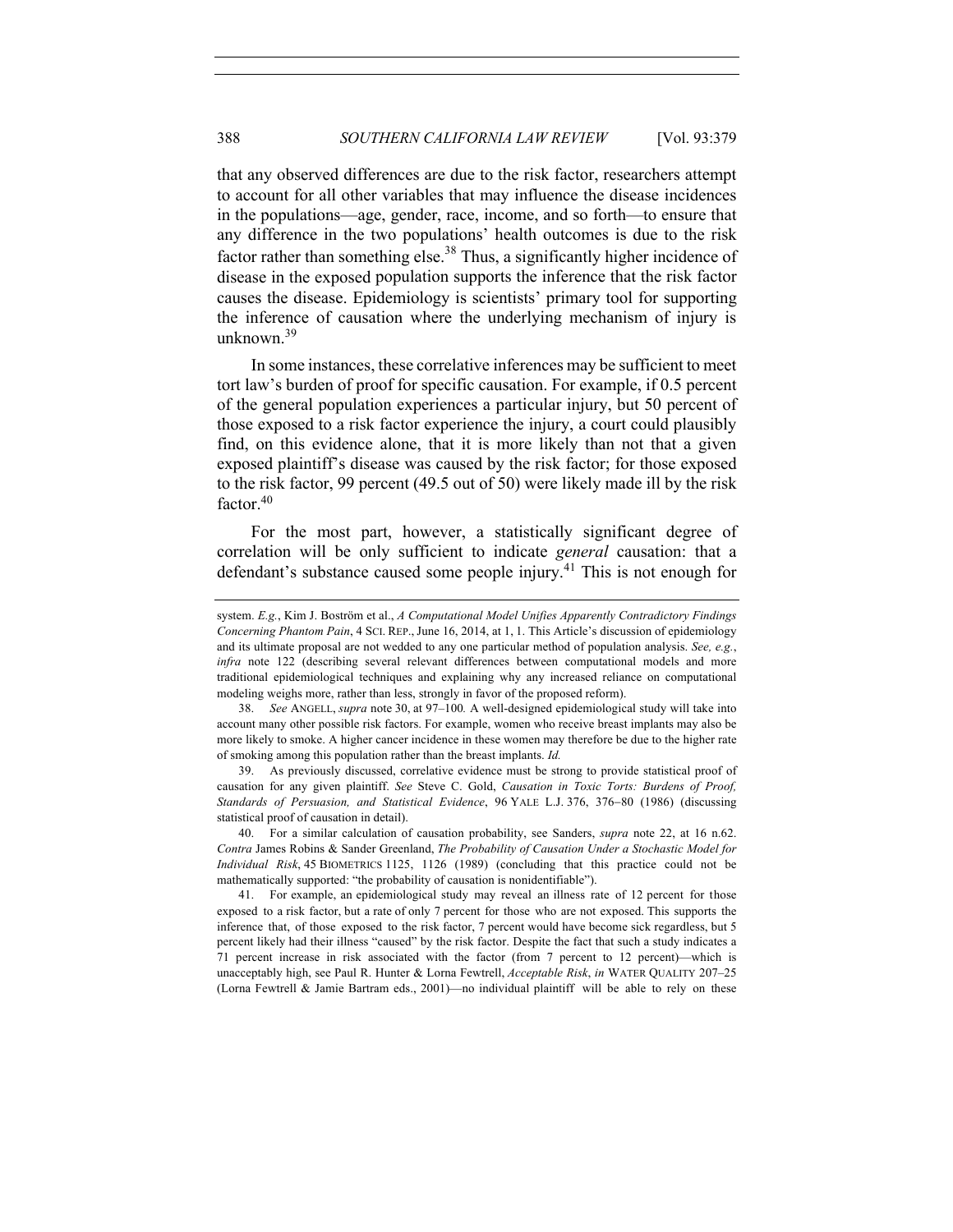that any observed differences are due to the risk factor, researchers attempt to account for all other variables that may influence the disease incidences in the populations—age, gender, race, income, and so forth—to ensure that any difference in the two populations' health outcomes is due to the risk factor rather than something else.[38] Thus, a significantly higher incidence of disease in the exposed population supports the inference that the risk factor causes the disease. Epidemiology is scientists' primary tool for supporting the inference of causation where the underlying mechanism of injury is unknown.[39]

In some instances, these correlative inferences may be sufficient to meet tort law's burden of proof for specific causation. For example, if 0.5 percent of the general population experiences a particular injury, but 50 percent of those exposed to a risk factor experience the injury, a court could plausibly find, on this evidence alone, that it is more likely than not that a given exposed plaintiff's disease was caused by the risk factor; for those exposed to the risk factor, 99 percent (49.5 out of 50) were likely made ill by the risk factor.[40]

For the most part, however, a statistically significant degree of correlation will be only sufficient to indicate *general* causation: that a defendant's substance caused some people injury.[41] This is not enough for

---

system. *E.g.*, Kim J. Boström et al., *A Computational Model Unifies Apparently Contradictory Findings Concerning Phantom Pain*, 4 SCI. REP., June 16, 2014, at 1, 1. This Article's discussion of epidemiology and its ultimate proposal are not wedded to any one particular method of population analysis. *See, e.g.*, *infra* note 122 (describing several relevant differences between computational models and more traditional epidemiological techniques and explaining why any increased reliance on computational modeling weighs more, rather than less, strongly in favor of the proposed reform).

38. *See* ANGELL, *supra* note 30, at 97–100*.* A well-designed epidemiological study will take into account many other possible risk factors. For example, women who receive breast implants may also be more likely to smoke. A higher cancer incidence in these women may therefore be due to the higher rate of smoking among this population rather than the breast implants. *Id.*

39. As previously discussed, correlative evidence must be strong to provide statistical proof of causation for any given plaintiff. *See* Steve C. Gold, *Causation in Toxic Torts: Burdens of Proof, Standards of Persuasion, and Statistical Evidence*, 96 YALE L.J. 376, 376–80 (1986) (discussing statistical proof of causation in detail).

40. For a similar calculation of causation probability, see Sanders, *supra* note 22, at 16 n.62. *Contra* James Robins & Sander Greenland, *The Probability of Causation Under a Stochastic Model for Individual Risk*, 45 BIOMETRICS 1125, 1126 (1989) (concluding that this practice could not be mathematically supported: "the probability of causation is nonidentifiable").

41. For example, an epidemiological study may reveal an illness rate of 12 percent for those exposed to a risk factor, but a rate of only 7 percent for those who are not exposed. This supports the inference that, of those exposed to the risk factor, 7 percent would have become sick regardless, but 5 percent likely had their illness "caused" by the risk factor. Despite the fact that such a study indicates a 71 percent increase in risk associated with the factor (from 7 percent to 12 percent)—which is unacceptably high, see Paul R. Hunter & Lorna Fewtrell, *Acceptable Risk*, *in* WATER QUALITY 207–25 (Lorna Fewtrell & Jamie Bartram eds., 2001)—no individual plaintiff will be able to rely on these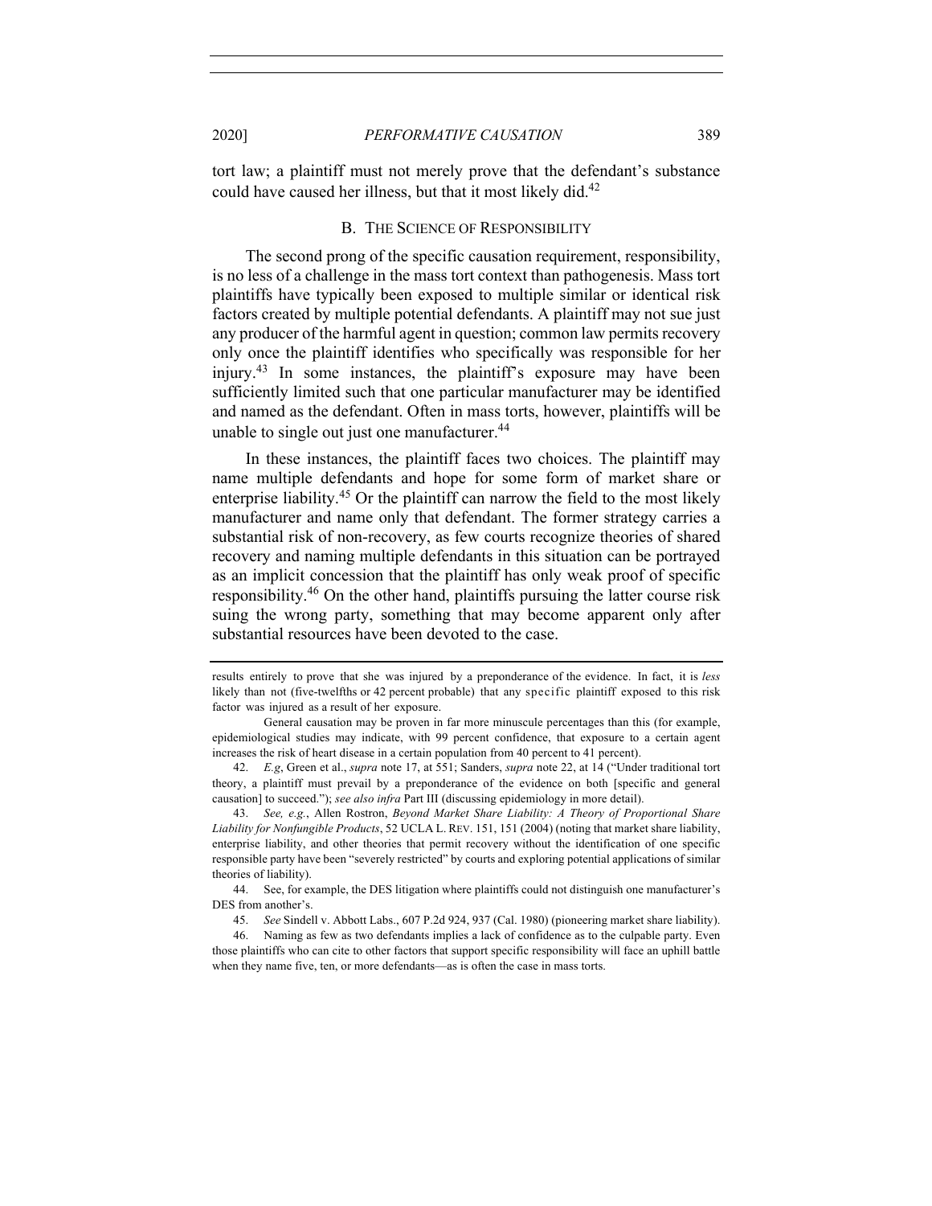tort law; a plaintiff must not merely prove that the defendant's substance could have caused her illness, but that it most likely did.[42]

### B. THE SCIENCE OF RESPONSIBILITY

The second prong of the specific causation requirement, responsibility, is no less of a challenge in the mass tort context than pathogenesis. Mass tort plaintiffs have typically been exposed to multiple similar or identical risk factors created by multiple potential defendants. A plaintiff may not sue just any producer of the harmful agent in question; common law permits recovery only once the plaintiff identifies who specifically was responsible for her injury.[43] In some instances, the plaintiff's exposure may have been sufficiently limited such that one particular manufacturer may be identified and named as the defendant. Often in mass torts, however, plaintiffs will be unable to single out just one manufacturer.[44]

In these instances, the plaintiff faces two choices. The plaintiff may name multiple defendants and hope for some form of market share or enterprise liability.[45] Or the plaintiff can narrow the field to the most likely manufacturer and name only that defendant. The former strategy carries a substantial risk of non-recovery, as few courts recognize theories of shared recovery and naming multiple defendants in this situation can be portrayed as an implicit concession that the plaintiff has only weak proof of specific responsibility.[46] On the other hand, plaintiffs pursuing the latter course risk suing the wrong party, something that may become apparent only after substantial resources have been devoted to the case.

---

results entirely to prove that she was injured by a preponderance of the evidence. In fact, it is *less* likely than not (five-twelfths or 42 percent probable) that any specific plaintiff exposed to this risk factor was injured as a result of her exposure.

General causation may be proven in far more minuscule percentages than this (for example, epidemiological studies may indicate, with 99 percent confidence, that exposure to a certain agent increases the risk of heart disease in a certain population from 40 percent to 41 percent).

42. *E.g*, Green et al., *supra* note 17, at 551; Sanders, *supra* note 22, at 14 ("Under traditional tort theory, a plaintiff must prevail by a preponderance of the evidence on both [specific and general causation] to succeed."); *see also infra* Part III (discussing epidemiology in more detail).

43. *See, e.g.*, Allen Rostron, *Beyond Market Share Liability: A Theory of Proportional Share Liability for Nonfungible Products*, 52 UCLA L. REV. 151, 151 (2004) (noting that market share liability, enterprise liability, and other theories that permit recovery without the identification of one specific responsible party have been "severely restricted" by courts and exploring potential applications of similar theories of liability).

44. See, for example, the DES litigation where plaintiffs could not distinguish one manufacturer's DES from another's.

45. *See* Sindell v. Abbott Labs., 607 P.2d 924, 937 (Cal. 1980) (pioneering market share liability).

46. Naming as few as two defendants implies a lack of confidence as to the culpable party. Even those plaintiffs who can cite to other factors that support specific responsibility will face an uphill battle when they name five, ten, or more defendants—as is often the case in mass torts.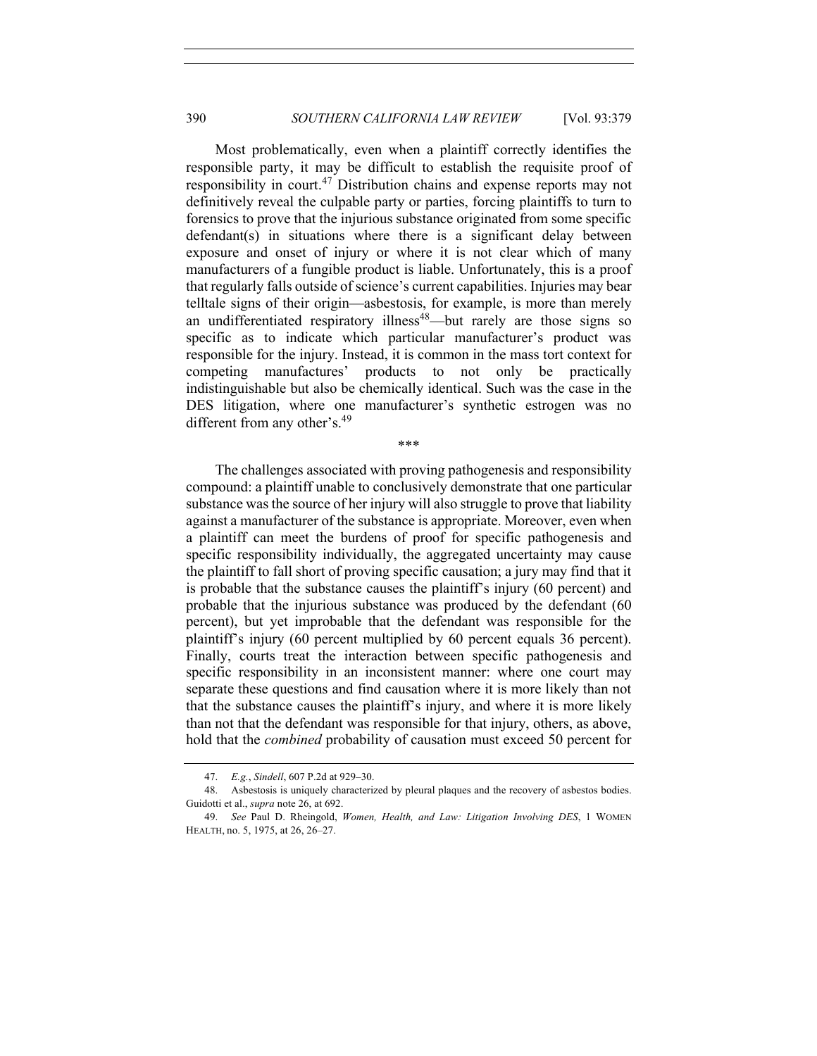Most problematically, even when a plaintiff correctly identifies the responsible party, it may be difficult to establish the requisite proof of responsibility in court.[47] Distribution chains and expense reports may not definitively reveal the culpable party or parties, forcing plaintiffs to turn to forensics to prove that the injurious substance originated from some specific defendant(s) in situations where there is a significant delay between exposure and onset of injury or where it is not clear which of many manufacturers of a fungible product is liable. Unfortunately, this is a proof that regularly falls outside of science's current capabilities. Injuries may bear telltale signs of their origin—asbestosis, for example, is more than merely an undifferentiated respiratory illness[48]—but rarely are those signs so specific as to indicate which particular manufacturer's product was responsible for the injury. Instead, it is common in the mass tort context for competing manufactures' products to not only be practically indistinguishable but also be chemically identical. Such was the case in the DES litigation, where one manufacturer's synthetic estrogen was no different from any other's.[49]

\*\*\*

The challenges associated with proving pathogenesis and responsibility compound: a plaintiff unable to conclusively demonstrate that one particular substance was the source of her injury will also struggle to prove that liability against a manufacturer of the substance is appropriate. Moreover, even when a plaintiff can meet the burdens of proof for specific pathogenesis and specific responsibility individually, the aggregated uncertainty may cause the plaintiff to fall short of proving specific causation; a jury may find that it is probable that the substance causes the plaintiff's injury (60 percent) and probable that the injurious substance was produced by the defendant (60 percent), but yet improbable that the defendant was responsible for the plaintiff's injury (60 percent multiplied by 60 percent equals 36 percent). Finally, courts treat the interaction between specific pathogenesis and specific responsibility in an inconsistent manner: where one court may separate these questions and find causation where it is more likely than not that the substance causes the plaintiff's injury, and where it is more likely than not that the defendant was responsible for that injury, others, as above, hold that the *combined* probability of causation must exceed 50 percent for

47. *E.g.*, *Sindell*, 607 P.2d at 929–30.

48. Asbestosis is uniquely characterized by pleural plaques and the recovery of asbestos bodies. Guidotti et al., *supra* note 26, at 692.

49. *See* Paul D. Rheingold, *Women, Health, and Law: Litigation Involving DES*, 1 WOMEN HEALTH, no. 5, 1975, at 26, 26–27.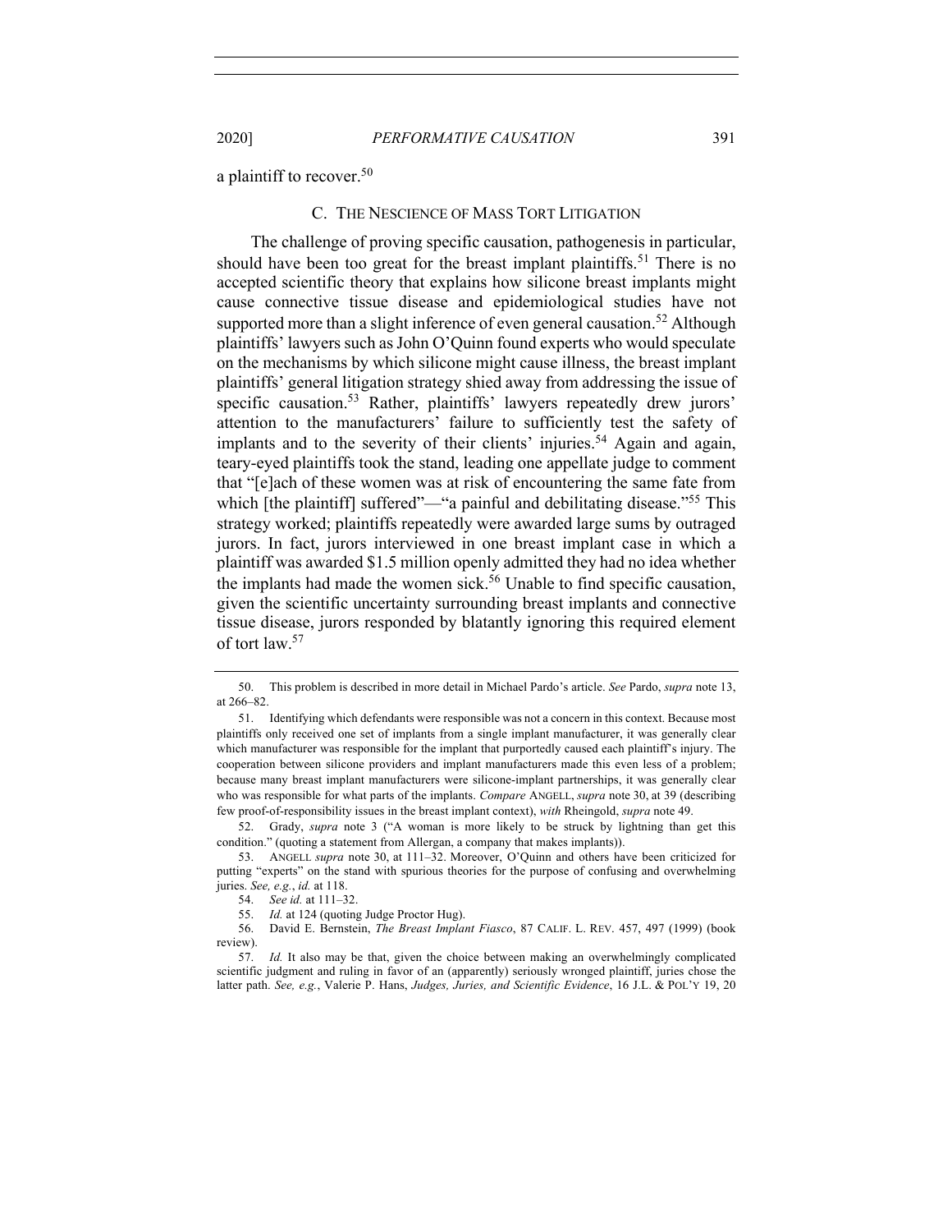a plaintiff to recover.[50]

### C. THE NESCIENCE OF MASS TORT LITIGATION

The challenge of proving specific causation, pathogenesis in particular, should have been too great for the breast implant plaintiffs.[51] There is no accepted scientific theory that explains how silicone breast implants might cause connective tissue disease and epidemiological studies have not supported more than a slight inference of even general causation.[52] Although plaintiffs' lawyers such as John O'Quinn found experts who would speculate on the mechanisms by which silicone might cause illness, the breast implant plaintiffs' general litigation strategy shied away from addressing the issue of specific causation.[53] Rather, plaintiffs' lawyers repeatedly drew jurors' attention to the manufacturers' failure to sufficiently test the safety of implants and to the severity of their clients' injuries.[54] Again and again, teary-eyed plaintiffs took the stand, leading one appellate judge to comment that "[e]ach of these women was at risk of encountering the same fate from which [the plaintiff] suffered"—"a painful and debilitating disease."[55] This strategy worked; plaintiffs repeatedly were awarded large sums by outraged jurors. In fact, jurors interviewed in one breast implant case in which a plaintiff was awarded $1.5 million openly admitted they had no idea whether the implants had made the women sick.[56] Unable to find specific causation, given the scientific uncertainty surrounding breast implants and connective tissue disease, jurors responded by blatantly ignoring this required element of tort law.[57]

---

50. This problem is described in more detail in Michael Pardo's article. *See* Pardo, *supra* note 13, at 266–82.

51. Identifying which defendants were responsible was not a concern in this context. Because most plaintiffs only received one set of implants from a single implant manufacturer, it was generally clear which manufacturer was responsible for the implant that purportedly caused each plaintiff's injury. The cooperation between silicone providers and implant manufacturers made this even less of a problem; because many breast implant manufacturers were silicone-implant partnerships, it was generally clear who was responsible for what parts of the implants. *Compare* ANGELL, *supra* note 30, at 39 (describing few proof-of-responsibility issues in the breast implant context), *with* Rheingold, *supra* note 49.

52. Grady, *supra* note 3 ("A woman is more likely to be struck by lightning than get this condition." (quoting a statement from Allergan, a company that makes implants)).

53. ANGELL *supra* note 30, at 111–32. Moreover, O'Quinn and others have been criticized for putting "experts" on the stand with spurious theories for the purpose of confusing and overwhelming juries. *See, e.g.*, *id.* at 118.

54. *See id.* at 111–32.

55. *Id.* at 124 (quoting Judge Proctor Hug).

56. David E. Bernstein, *The Breast Implant Fiasco*, 87 CALIF. L. REV. 457, 497 (1999) (book review).

57. *Id.* It also may be that, given the choice between making an overwhelmingly complicated scientific judgment and ruling in favor of an (apparently) seriously wronged plaintiff, juries chose the latter path. *See, e.g.*, Valerie P. Hans, *Judges, Juries, and Scientific Evidence*, 16 J.L. & POL'Y 19, 20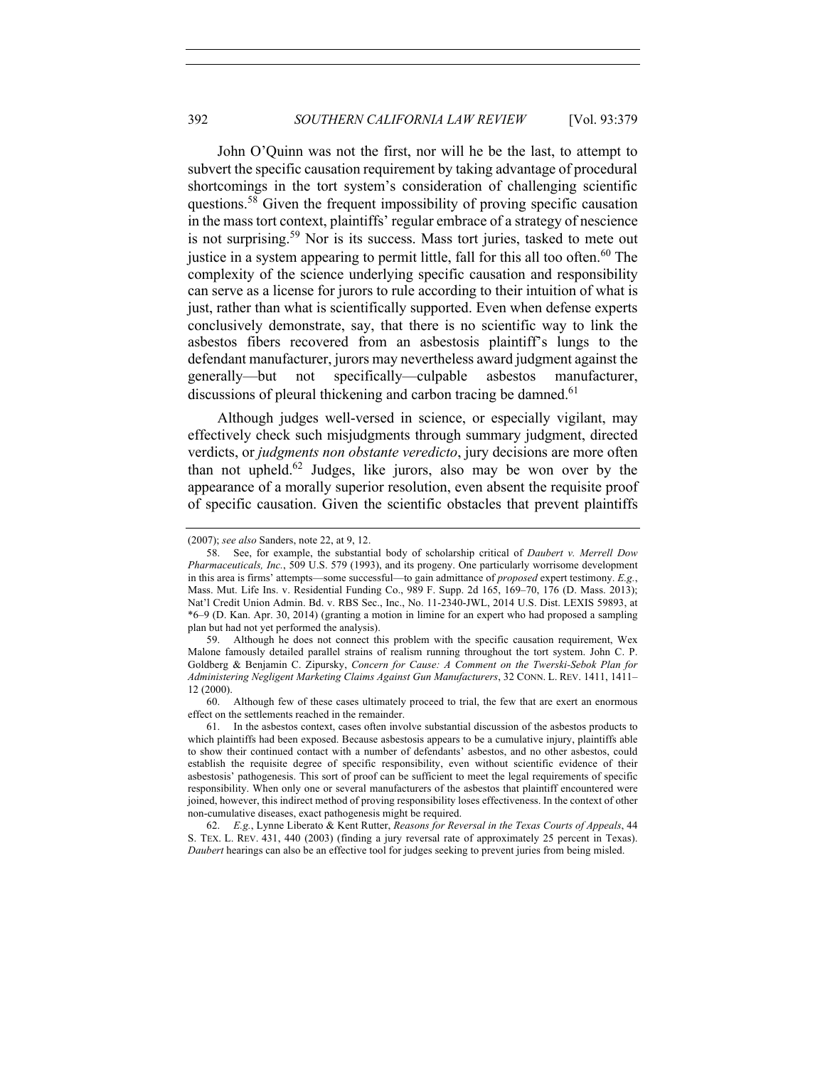John O'Quinn was not the first, nor will he be the last, to attempt to subvert the specific causation requirement by taking advantage of procedural shortcomings in the tort system's consideration of challenging scientific questions.[58] Given the frequent impossibility of proving specific causation in the mass tort context, plaintiffs' regular embrace of a strategy of nescience is not surprising.[59] Nor is its success. Mass tort juries, tasked to mete out justice in a system appearing to permit little, fall for this all too often.[60] The complexity of the science underlying specific causation and responsibility can serve as a license for jurors to rule according to their intuition of what is just, rather than what is scientifically supported. Even when defense experts conclusively demonstrate, say, that there is no scientific way to link the asbestos fibers recovered from an asbestosis plaintiff's lungs to the defendant manufacturer, jurors may nevertheless award judgment against the generally—but not specifically—culpable asbestos manufacturer, discussions of pleural thickening and carbon tracing be damned.[61]

Although judges well-versed in science, or especially vigilant, may effectively check such misjudgments through summary judgment, directed verdicts, or *judgments non obstante veredicto*, jury decisions are more often than not upheld.[62] Judges, like jurors, also may be won over by the appearance of a morally superior resolution, even absent the requisite proof of specific causation. Given the scientific obstacles that prevent plaintiffs

---

(2007); *see also* Sanders, note 22, at 9, 12.

58. See, for example, the substantial body of scholarship critical of *Daubert v. Merrell Dow Pharmaceuticals, Inc.*, 509 U.S. 579 (1993), and its progeny. One particularly worrisome development in this area is firms' attempts—some successful—to gain admittance of *proposed* expert testimony. *E.g.*, Mass. Mut. Life Ins. v. Residential Funding Co., 989 F. Supp. 2d 165, 169–70, 176 (D. Mass. 2013); Nat'l Credit Union Admin. Bd. v. RBS Sec., Inc., No. 11-2340-JWL, 2014 U.S. Dist. LEXIS 59893, at *6–9 (D. Kan. Apr. 30, 2014) (granting a motion in limine for an expert who had proposed a sampling plan but had not yet performed the analysis).

59. Although he does not connect this problem with the specific causation requirement, Wex Malone famously detailed parallel strains of realism running throughout the tort system. John C. P. Goldberg & Benjamin C. Zipursky, *Concern for Cause: A Comment on the Twerski-Sebok Plan for Administering Negligent Marketing Claims Against Gun Manufacturers*, 32 CONN. L. REV. 1411, 1411–12 (2000).

60. Although few of these cases ultimately proceed to trial, the few that are exert an enormous effect on the settlements reached in the remainder.

61. In the asbestos context, cases often involve substantial discussion of the asbestos products to which plaintiffs had been exposed. Because asbestosis appears to be a cumulative injury, plaintiffs able to show their continued contact with a number of defendants' asbestos, and no other asbestos, could establish the requisite degree of specific responsibility, even without scientific evidence of their asbestosis' pathogenesis. This sort of proof can be sufficient to meet the legal requirements of specific responsibility. When only one or several manufacturers of the asbestos that plaintiff encountered were joined, however, this indirect method of proving responsibility loses effectiveness. In the context of other non-cumulative diseases, exact pathogenesis might be required.

62. *E.g.*, Lynne Liberato & Kent Rutter, *Reasons for Reversal in the Texas Courts of Appeals*, 44 S. TEX. L. REV. 431, 440 (2003) (finding a jury reversal rate of approximately 25 percent in Texas). *Daubert* hearings can also be an effective tool for judges seeking to prevent juries from being misled.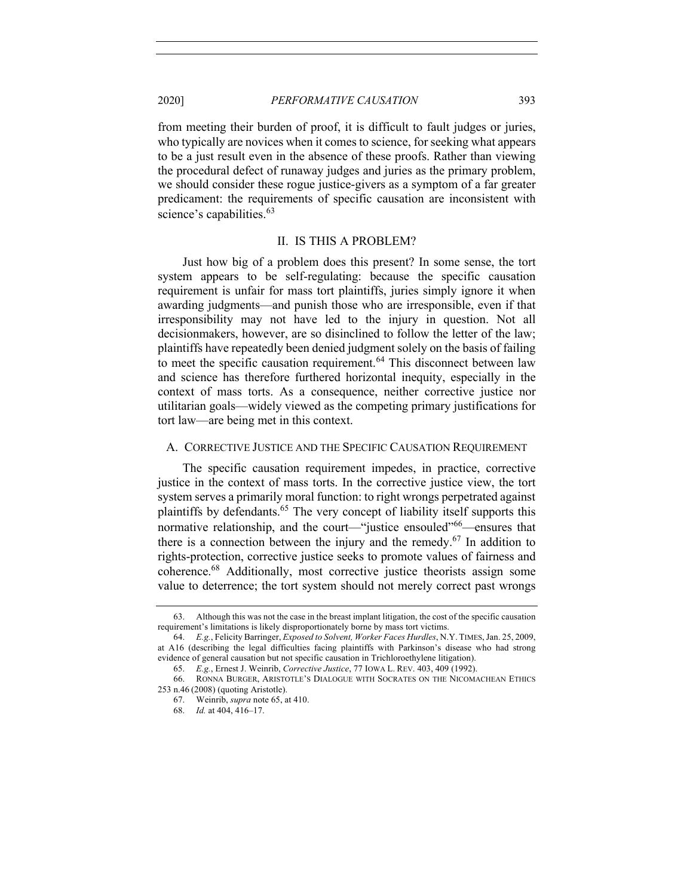from meeting their burden of proof, it is difficult to fault judges or juries, who typically are novices when it comes to science, for seeking what appears to be a just result even in the absence of these proofs. Rather than viewing the procedural defect of runaway judges and juries as the primary problem, we should consider these rogue justice-givers as a symptom of a far greater predicament: the requirements of specific causation are inconsistent with science's capabilities.[63]

## II. IS THIS A PROBLEM?

Just how big of a problem does this present? In some sense, the tort system appears to be self-regulating: because the specific causation requirement is unfair for mass tort plaintiffs, juries simply ignore it when awarding judgments—and punish those who are irresponsible, even if that irresponsibility may not have led to the injury in question. Not all decisionmakers, however, are so disinclined to follow the letter of the law; plaintiffs have repeatedly been denied judgment solely on the basis of failing to meet the specific causation requirement.[64] This disconnect between law and science has therefore furthered horizontal inequity, especially in the context of mass torts. As a consequence, neither corrective justice nor utilitarian goals—widely viewed as the competing primary justifications for tort law—are being met in this context.

### A. CORRECTIVE JUSTICE AND THE SPECIFIC CAUSATION REQUIREMENT

The specific causation requirement impedes, in practice, corrective justice in the context of mass torts. In the corrective justice view, the tort system serves a primarily moral function: to right wrongs perpetrated against plaintiffs by defendants.[65] The very concept of liability itself supports this normative relationship, and the court—"justice ensouled"[66]—ensures that there is a connection between the injury and the remedy.[67] In addition to rights-protection, corrective justice seeks to promote values of fairness and coherence.[68] Additionally, most corrective justice theorists assign some value to deterrence; the tort system should not merely correct past wrongs

---

63. Although this was not the case in the breast implant litigation, the cost of the specific causation requirement's limitations is likely disproportionately borne by mass tort victims.

64. *E.g.*, Felicity Barringer, *Exposed to Solvent, Worker Faces Hurdles*, N.Y. TIMES, Jan. 25, 2009, at A16 (describing the legal difficulties facing plaintiffs with Parkinson's disease who had strong evidence of general causation but not specific causation in Trichloroethylene litigation).

65. *E.g.*, Ernest J. Weinrib, *Corrective Justice*, 77 IOWA L. REV. 403, 409 (1992).

66. RONNA BURGER, ARISTOTLE'S DIALOGUE WITH SOCRATES ON THE NICOMACHEAN ETHICS 253 n.46 (2008) (quoting Aristotle).

67. Weinrib, *supra* note 65, at 410.

68. *Id.* at 404, 416–17.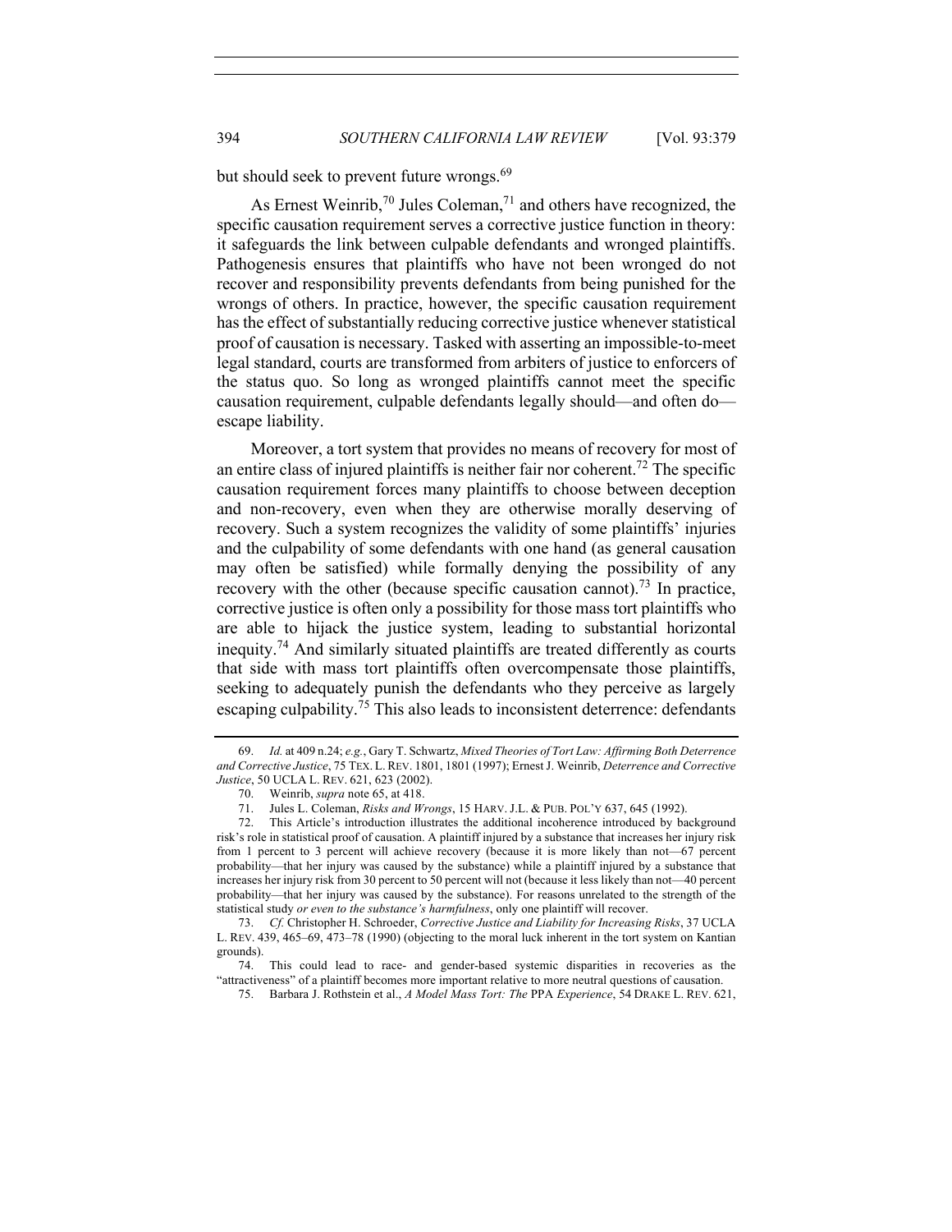but should seek to prevent future wrongs.[69]

As Ernest Weinrib,[70] Jules Coleman,[71] and others have recognized, the specific causation requirement serves a corrective justice function in theory: it safeguards the link between culpable defendants and wronged plaintiffs. Pathogenesis ensures that plaintiffs who have not been wronged do not recover and responsibility prevents defendants from being punished for the wrongs of others. In practice, however, the specific causation requirement has the effect of substantially reducing corrective justice whenever statistical proof of causation is necessary. Tasked with asserting an impossible-to-meet legal standard, courts are transformed from arbiters of justice to enforcers of the status quo. So long as wronged plaintiffs cannot meet the specific causation requirement, culpable defendants legally should—and often do—escape liability.

Moreover, a tort system that provides no means of recovery for most of an entire class of injured plaintiffs is neither fair nor coherent.[72] The specific causation requirement forces many plaintiffs to choose between deception and non-recovery, even when they are otherwise morally deserving of recovery. Such a system recognizes the validity of some plaintiffs' injuries and the culpability of some defendants with one hand (as general causation may often be satisfied) while formally denying the possibility of any recovery with the other (because specific causation cannot).[73] In practice, corrective justice is often only a possibility for those mass tort plaintiffs who are able to hijack the justice system, leading to substantial horizontal inequity.[74] And similarly situated plaintiffs are treated differently as courts that side with mass tort plaintiffs often overcompensate those plaintiffs, seeking to adequately punish the defendants who they perceive as largely escaping culpability.[75] This also leads to inconsistent deterrence: defendants

---

69. *Id.* at 409 n.24; *e.g.*, Gary T. Schwartz, *Mixed Theories of Tort Law: Affirming Both Deterrence and Corrective Justice*, 75 TEX. L. REV. 1801, 1801 (1997); Ernest J. Weinrib, *Deterrence and Corrective Justice*, 50 UCLA L. REV. 621, 623 (2002).

70. Weinrib, *supra* note 65, at 418.

71. Jules L. Coleman, *Risks and Wrongs*, 15 HARV. J.L. & PUB. POL'Y 637, 645 (1992).

72. This Article's introduction illustrates the additional incoherence introduced by background risk's role in statistical proof of causation. A plaintiff injured by a substance that increases her injury risk from 1 percent to 3 percent will achieve recovery (because it is more likely than not—67 percent probability—that her injury was caused by the substance) while a plaintiff injured by a substance that increases her injury risk from 30 percent to 50 percent will not (because it less likely than not—40 percent probability—that her injury was caused by the substance). For reasons unrelated to the strength of the statistical study *or even to the substance's harmfulness*, only one plaintiff will recover.

73. *Cf.* Christopher H. Schroeder, *Corrective Justice and Liability for Increasing Risks*, 37 UCLA L. REV. 439, 465–69, 473–78 (1990) (objecting to the moral luck inherent in the tort system on Kantian grounds).

74. This could lead to race- and gender-based systemic disparities in recoveries as the "attractiveness" of a plaintiff becomes more important relative to more neutral questions of causation.

75. Barbara J. Rothstein et al., *A Model Mass Tort: The* PPA *Experience*, 54 DRAKE L. REV. 621,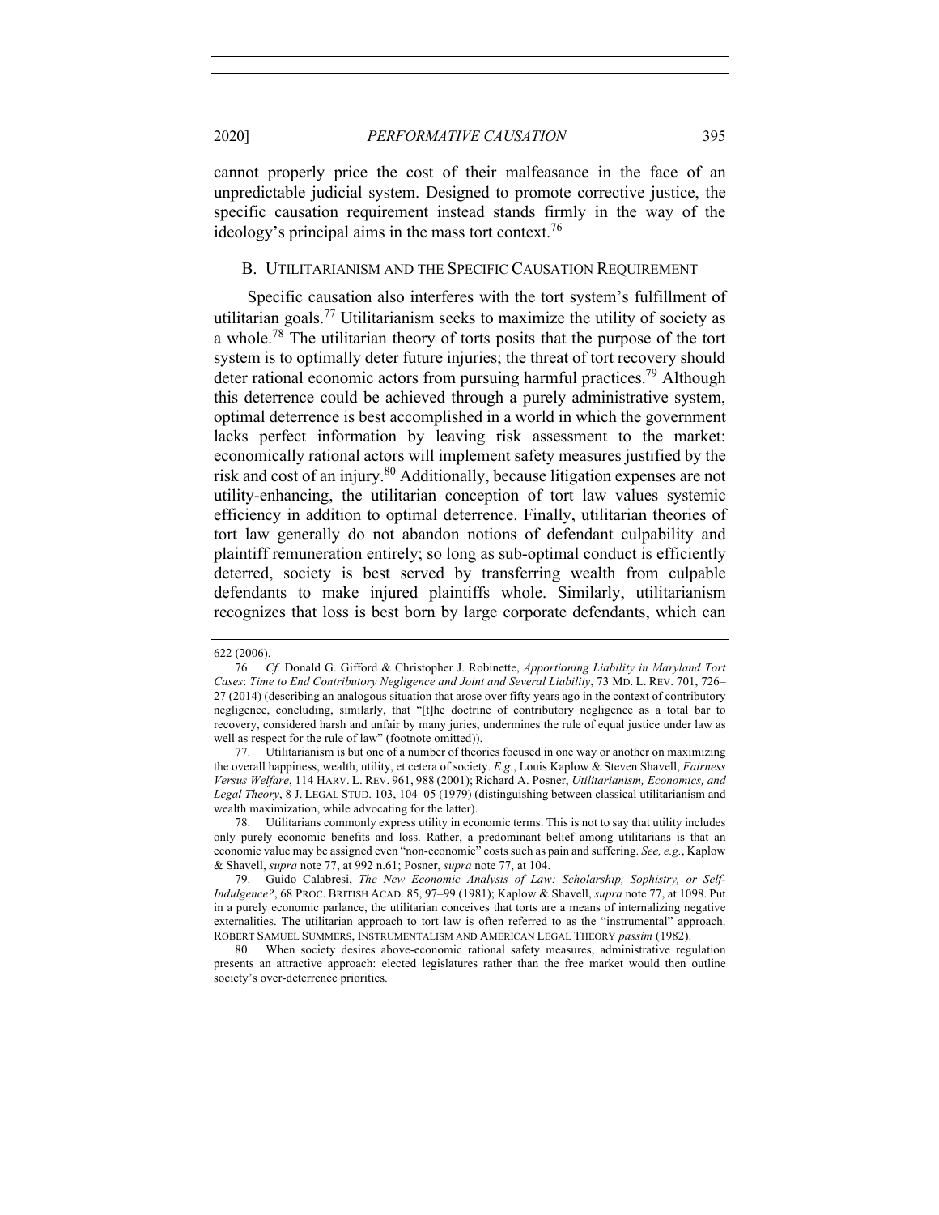cannot properly price the cost of their malfeasance in the face of an unpredictable judicial system. Designed to promote corrective justice, the specific causation requirement instead stands firmly in the way of the ideology's principal aims in the mass tort context.[76]

### B. UTILITARIANISM AND THE SPECIFIC CAUSATION REQUIREMENT

Specific causation also interferes with the tort system's fulfillment of utilitarian goals.[77] Utilitarianism seeks to maximize the utility of society as a whole.[78] The utilitarian theory of torts posits that the purpose of the tort system is to optimally deter future injuries; the threat of tort recovery should deter rational economic actors from pursuing harmful practices.[79] Although this deterrence could be achieved through a purely administrative system, optimal deterrence is best accomplished in a world in which the government lacks perfect information by leaving risk assessment to the market: economically rational actors will implement safety measures justified by the risk and cost of an injury.[80] Additionally, because litigation expenses are not utility-enhancing, the utilitarian conception of tort law values systemic efficiency in addition to optimal deterrence. Finally, utilitarian theories of tort law generally do not abandon notions of defendant culpability and plaintiff remuneration entirely; so long as sub-optimal conduct is efficiently deterred, society is best served by transferring wealth from culpable defendants to make injured plaintiffs whole. Similarly, utilitarianism recognizes that loss is best born by large corporate defendants, which can

---

622 (2006).

76. *Cf.* Donald G. Gifford & Christopher J. Robinette, *Apportioning Liability in Maryland Tort Cases*: *Time to End Contributory Negligence and Joint and Several Liability*, 73 MD. L. REV. 701, 726–27 (2014) (describing an analogous situation that arose over fifty years ago in the context of contributory negligence, concluding, similarly, that "[t]he doctrine of contributory negligence as a total bar to recovery, considered harsh and unfair by many juries, undermines the rule of equal justice under law as well as respect for the rule of law" (footnote omitted)).

77. Utilitarianism is but one of a number of theories focused in one way or another on maximizing the overall happiness, wealth, utility, et cetera of society. *E.g.*, Louis Kaplow & Steven Shavell, *Fairness Versus Welfare*, 114 HARV. L. REV. 961, 988 (2001); Richard A. Posner, *Utilitarianism, Economics, and Legal Theory*, 8 J. LEGAL STUD. 103, 104–05 (1979) (distinguishing between classical utilitarianism and wealth maximization, while advocating for the latter).

78. Utilitarians commonly express utility in economic terms. This is not to say that utility includes only purely economic benefits and loss. Rather, a predominant belief among utilitarians is that an economic value may be assigned even "non-economic" costs such as pain and suffering. *See, e.g.*, Kaplow & Shavell, *supra* note 77, at 992 n.61; Posner, *supra* note 77, at 104.

79. Guido Calabresi, *The New Economic Analysis of Law: Scholarship, Sophistry, or Self-Indulgence?*, 68 PROC. BRITISH ACAD. 85, 97–99 (1981); Kaplow & Shavell, *supra* note 77, at 1098. Put in a purely economic parlance, the utilitarian conceives that torts are a means of internalizing negative externalities. The utilitarian approach to tort law is often referred to as the "instrumental" approach. ROBERT SAMUEL SUMMERS, INSTRUMENTALISM AND AMERICAN LEGAL THEORY *passim* (1982).

80. When society desires above-economic rational safety measures, administrative regulation presents an attractive approach: elected legislatures rather than the free market would then outline society's over-deterrence priorities.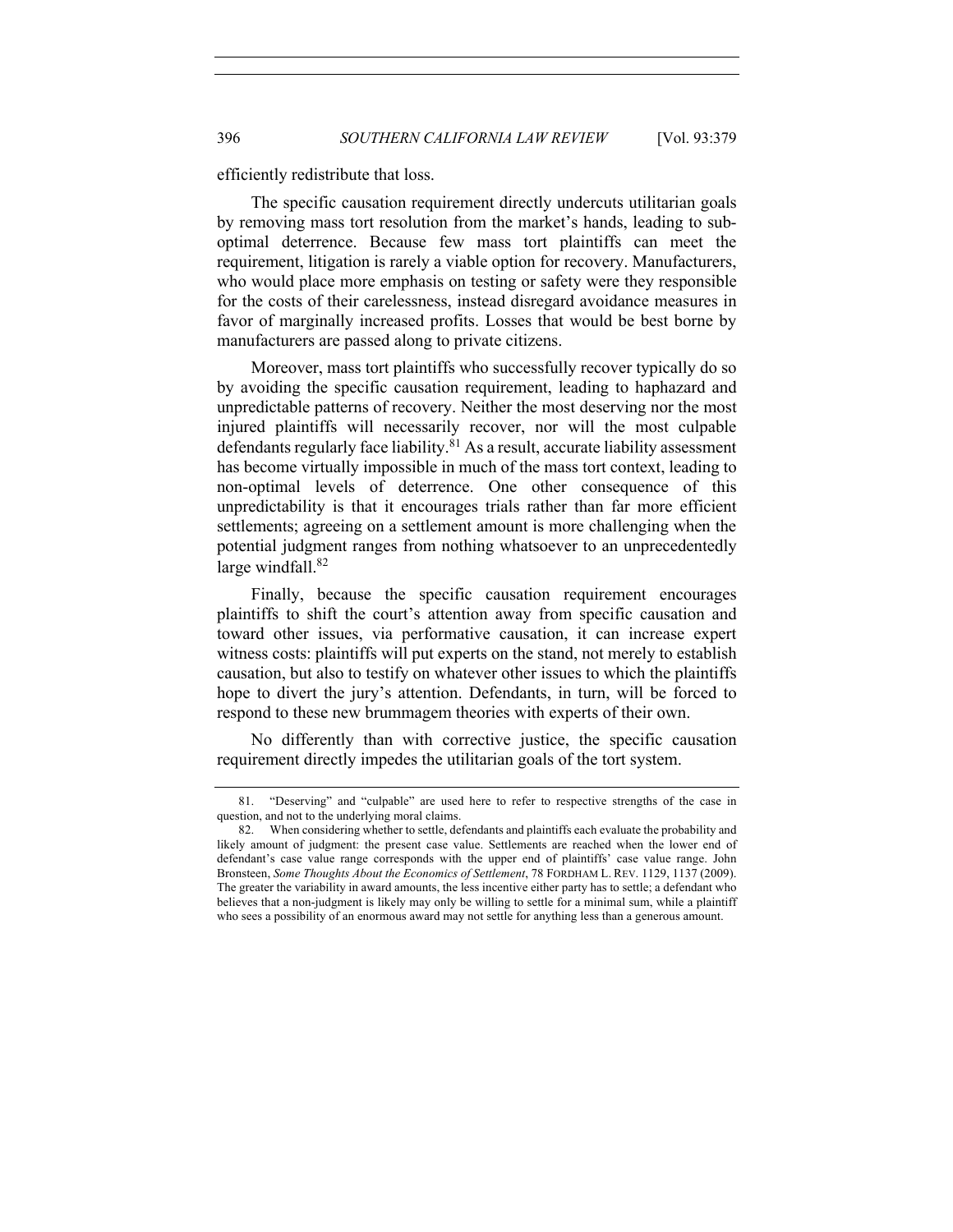efficiently redistribute that loss.

The specific causation requirement directly undercuts utilitarian goals by removing mass tort resolution from the market's hands, leading to sub-optimal deterrence. Because few mass tort plaintiffs can meet the requirement, litigation is rarely a viable option for recovery. Manufacturers, who would place more emphasis on testing or safety were they responsible for the costs of their carelessness, instead disregard avoidance measures in favor of marginally increased profits. Losses that would be best borne by manufacturers are passed along to private citizens.

Moreover, mass tort plaintiffs who successfully recover typically do so by avoiding the specific causation requirement, leading to haphazard and unpredictable patterns of recovery. Neither the most deserving nor the most injured plaintiffs will necessarily recover, nor will the most culpable defendants regularly face liability.[81] As a result, accurate liability assessment has become virtually impossible in much of the mass tort context, leading to non-optimal levels of deterrence. One other consequence of this unpredictability is that it encourages trials rather than far more efficient settlements; agreeing on a settlement amount is more challenging when the potential judgment ranges from nothing whatsoever to an unprecedentedly large windfall.[82]

Finally, because the specific causation requirement encourages plaintiffs to shift the court's attention away from specific causation and toward other issues, via performative causation, it can increase expert witness costs: plaintiffs will put experts on the stand, not merely to establish causation, but also to testify on whatever other issues to which the plaintiffs hope to divert the jury's attention. Defendants, in turn, will be forced to respond to these new brummagem theories with experts of their own.

No differently than with corrective justice, the specific causation requirement directly impedes the utilitarian goals of the tort system.

---

81. "Deserving" and "culpable" are used here to refer to respective strengths of the case in question, and not to the underlying moral claims.

82. When considering whether to settle, defendants and plaintiffs each evaluate the probability and likely amount of judgment: the present case value. Settlements are reached when the lower end of defendant's case value range corresponds with the upper end of plaintiffs' case value range. John Bronsteen, *Some Thoughts About the Economics of Settlement*, 78 FORDHAM L. REV. 1129, 1137 (2009). The greater the variability in award amounts, the less incentive either party has to settle; a defendant who believes that a non-judgment is likely may only be willing to settle for a minimal sum, while a plaintiff who sees a possibility of an enormous award may not settle for anything less than a generous amount.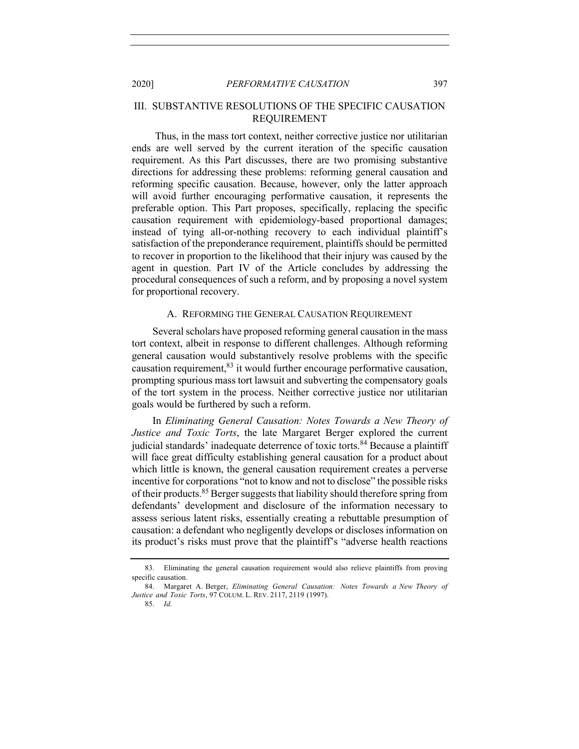## III. SUBSTANTIVE RESOLUTIONS OF THE SPECIFIC CAUSATION REQUIREMENT

Thus, in the mass tort context, neither corrective justice nor utilitarian ends are well served by the current iteration of the specific causation requirement. As this Part discusses, there are two promising substantive directions for addressing these problems: reforming general causation and reforming specific causation. Because, however, only the latter approach will avoid further encouraging performative causation, it represents the preferable option. This Part proposes, specifically, replacing the specific causation requirement with epidemiology-based proportional damages; instead of tying all-or-nothing recovery to each individual plaintiff's satisfaction of the preponderance requirement, plaintiffs should be permitted to recover in proportion to the likelihood that their injury was caused by the agent in question. Part IV of the Article concludes by addressing the procedural consequences of such a reform, and by proposing a novel system for proportional recovery.

### A. REFORMING THE GENERAL CAUSATION REQUIREMENT

Several scholars have proposed reforming general causation in the mass tort context, albeit in response to different challenges. Although reforming general causation would substantively resolve problems with the specific causation requirement,[83] it would further encourage performative causation, prompting spurious mass tort lawsuit and subverting the compensatory goals of the tort system in the process. Neither corrective justice nor utilitarian goals would be furthered by such a reform.

In *Eliminating General Causation: Notes Towards a New Theory of Justice and Toxic Torts*, the late Margaret Berger explored the current judicial standards' inadequate deterrence of toxic torts.[84] Because a plaintiff will face great difficulty establishing general causation for a product about which little is known, the general causation requirement creates a perverse incentive for corporations "not to know and not to disclose" the possible risks of their products.[85] Berger suggests that liability should therefore spring from defendants' development and disclosure of the information necessary to assess serious latent risks, essentially creating a rebuttable presumption of causation: a defendant who negligently develops or discloses information on its product's risks must prove that the plaintiff's "adverse health reactions

83. Eliminating the general causation requirement would also relieve plaintiffs from proving specific causation.

84. Margaret A. Berger, *Eliminating General Causation: Notes Towards a New Theory of Justice and Toxic Torts*, 97 COLUM. L. REV. 2117, 2119 (1997).

85. *Id.*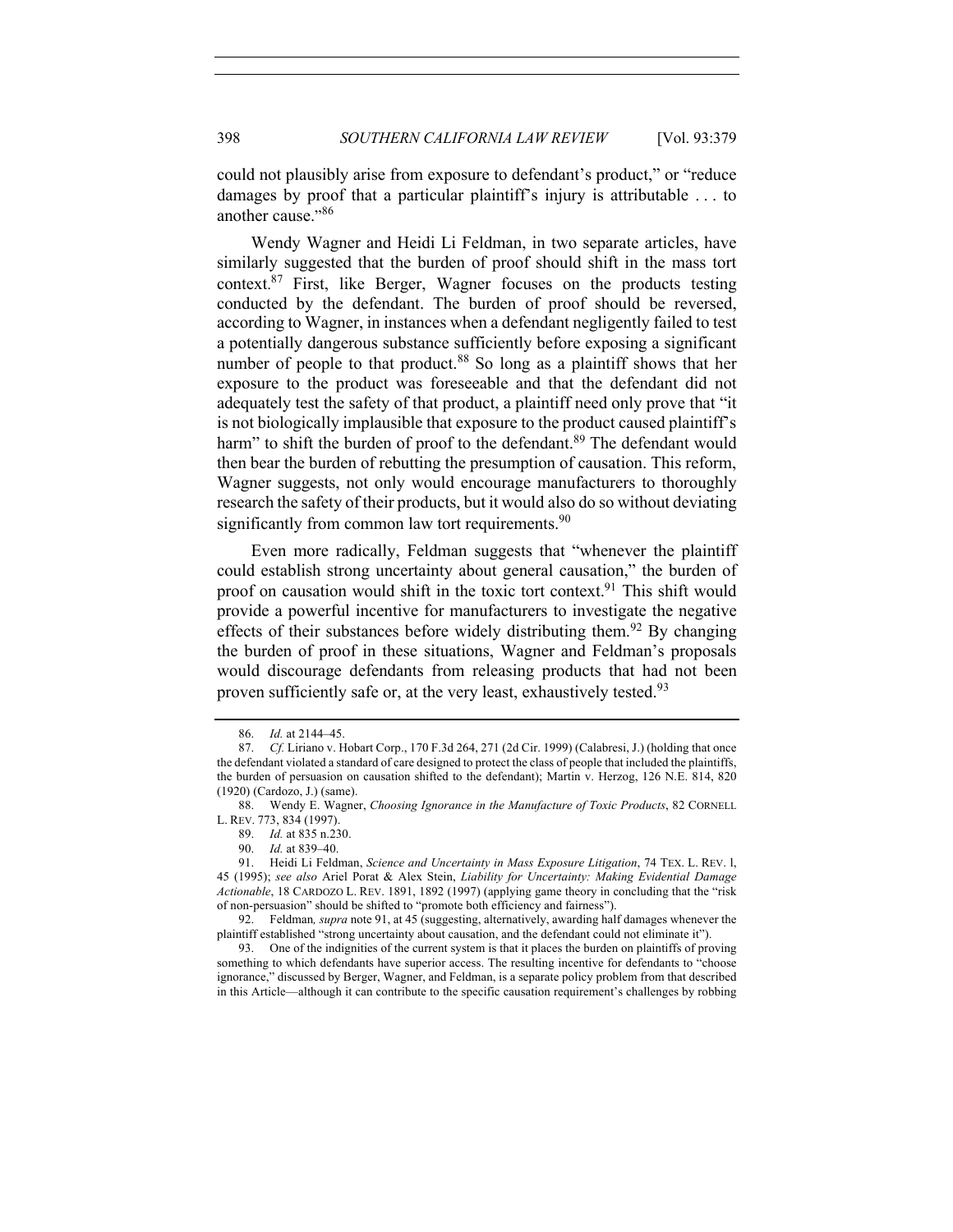could not plausibly arise from exposure to defendant's product," or "reduce damages by proof that a particular plaintiff's injury is attributable . . . to another cause."[86]

Wendy Wagner and Heidi Li Feldman, in two separate articles, have similarly suggested that the burden of proof should shift in the mass tort context.[87] First, like Berger, Wagner focuses on the products testing conducted by the defendant. The burden of proof should be reversed, according to Wagner, in instances when a defendant negligently failed to test a potentially dangerous substance sufficiently before exposing a significant number of people to that product.[88] So long as a plaintiff shows that her exposure to the product was foreseeable and that the defendant did not adequately test the safety of that product, a plaintiff need only prove that "it is not biologically implausible that exposure to the product caused plaintiff's harm" to shift the burden of proof to the defendant.[89] The defendant would then bear the burden of rebutting the presumption of causation. This reform, Wagner suggests, not only would encourage manufacturers to thoroughly research the safety of their products, but it would also do so without deviating significantly from common law tort requirements.[90]

Even more radically, Feldman suggests that "whenever the plaintiff could establish strong uncertainty about general causation," the burden of proof on causation would shift in the toxic tort context.[91] This shift would provide a powerful incentive for manufacturers to investigate the negative effects of their substances before widely distributing them.[92] By changing the burden of proof in these situations, Wagner and Feldman's proposals would discourage defendants from releasing products that had not been proven sufficiently safe or, at the very least, exhaustively tested.[93]

---

86. *Id.* at 2144–45.

87. *Cf.* Liriano v. Hobart Corp., 170 F.3d 264, 271 (2d Cir. 1999) (Calabresi, J.) (holding that once the defendant violated a standard of care designed to protect the class of people that included the plaintiffs, the burden of persuasion on causation shifted to the defendant); Martin v. Herzog, 126 N.E. 814, 820 (1920) (Cardozo, J.) (same).

88. Wendy E. Wagner, *Choosing Ignorance in the Manufacture of Toxic Products*, 82 CORNELL L. REV. 773, 834 (1997).

89. *Id.* at 835 n.230.

90. *Id.* at 839–40.

91. Heidi Li Feldman, *Science and Uncertainty in Mass Exposure Litigation*, 74 TEX. L. REV. l, 45 (1995); *see also* Ariel Porat & Alex Stein, *Liability for Uncertainty: Making Evidential Damage Actionable*, 18 CARDOZO L. REV. 1891, 1892 (1997) (applying game theory in concluding that the "risk of non-persuasion" should be shifted to "promote both efficiency and fairness").

92. Feldman*, supra* note 91, at 45 (suggesting, alternatively, awarding half damages whenever the plaintiff established "strong uncertainty about causation, and the defendant could not eliminate it").

93. One of the indignities of the current system is that it places the burden on plaintiffs of proving something to which defendants have superior access. The resulting incentive for defendants to "choose ignorance," discussed by Berger, Wagner, and Feldman, is a separate policy problem from that described in this Article—although it can contribute to the specific causation requirement's challenges by robbing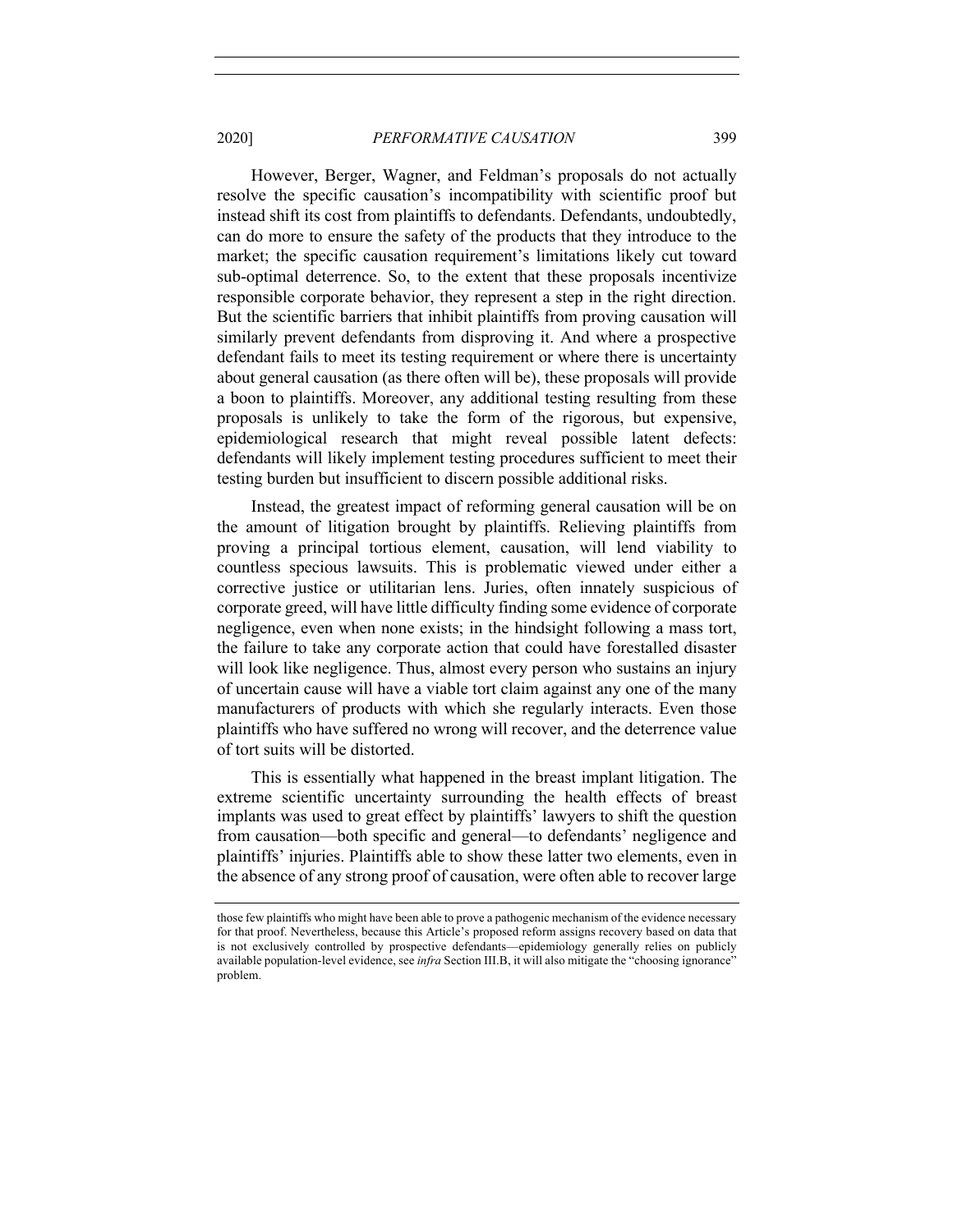However, Berger, Wagner, and Feldman's proposals do not actually resolve the specific causation's incompatibility with scientific proof but instead shift its cost from plaintiffs to defendants. Defendants, undoubtedly, can do more to ensure the safety of the products that they introduce to the market; the specific causation requirement's limitations likely cut toward sub-optimal deterrence. So, to the extent that these proposals incentivize responsible corporate behavior, they represent a step in the right direction. But the scientific barriers that inhibit plaintiffs from proving causation will similarly prevent defendants from disproving it. And where a prospective defendant fails to meet its testing requirement or where there is uncertainty about general causation (as there often will be), these proposals will provide a boon to plaintiffs. Moreover, any additional testing resulting from these proposals is unlikely to take the form of the rigorous, but expensive, epidemiological research that might reveal possible latent defects: defendants will likely implement testing procedures sufficient to meet their testing burden but insufficient to discern possible additional risks.

Instead, the greatest impact of reforming general causation will be on the amount of litigation brought by plaintiffs. Relieving plaintiffs from proving a principal tortious element, causation, will lend viability to countless specious lawsuits. This is problematic viewed under either a corrective justice or utilitarian lens. Juries, often innately suspicious of corporate greed, will have little difficulty finding some evidence of corporate negligence, even when none exists; in the hindsight following a mass tort, the failure to take any corporate action that could have forestalled disaster will look like negligence. Thus, almost every person who sustains an injury of uncertain cause will have a viable tort claim against any one of the many manufacturers of products with which she regularly interacts. Even those plaintiffs who have suffered no wrong will recover, and the deterrence value of tort suits will be distorted.

This is essentially what happened in the breast implant litigation. The extreme scientific uncertainty surrounding the health effects of breast implants was used to great effect by plaintiffs' lawyers to shift the question from causation—both specific and general—to defendants' negligence and plaintiffs' injuries. Plaintiffs able to show these latter two elements, even in the absence of any strong proof of causation, were often able to recover large

---

those few plaintiffs who might have been able to prove a pathogenic mechanism of the evidence necessary for that proof. Nevertheless, because this Article's proposed reform assigns recovery based on data that is not exclusively controlled by prospective defendants—epidemiology generally relies on publicly available population-level evidence, see *infra* Section III.B, it will also mitigate the "choosing ignorance" problem.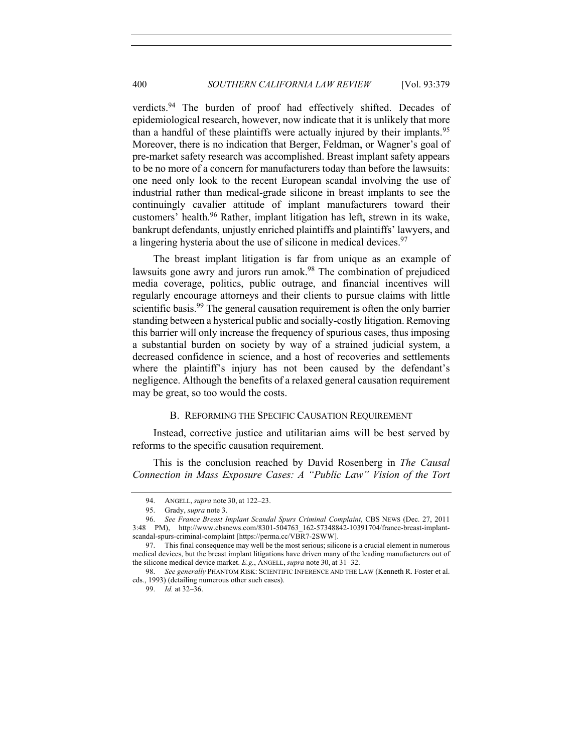verdicts.[94] The burden of proof had effectively shifted. Decades of epidemiological research, however, now indicate that it is unlikely that more than a handful of these plaintiffs were actually injured by their implants.[95] Moreover, there is no indication that Berger, Feldman, or Wagner's goal of pre-market safety research was accomplished. Breast implant safety appears to be no more of a concern for manufacturers today than before the lawsuits: one need only look to the recent European scandal involving the use of industrial rather than medical-grade silicone in breast implants to see the continuingly cavalier attitude of implant manufacturers toward their customers' health.[96] Rather, implant litigation has left, strewn in its wake, bankrupt defendants, unjustly enriched plaintiffs and plaintiffs' lawyers, and a lingering hysteria about the use of silicone in medical devices.[97]

The breast implant litigation is far from unique as an example of lawsuits gone awry and jurors run amok.[98] The combination of prejudiced media coverage, politics, public outrage, and financial incentives will regularly encourage attorneys and their clients to pursue claims with little scientific basis.[99] The general causation requirement is often the only barrier standing between a hysterical public and socially-costly litigation. Removing this barrier will only increase the frequency of spurious cases, thus imposing a substantial burden on society by way of a strained judicial system, a decreased confidence in science, and a host of recoveries and settlements where the plaintiff's injury has not been caused by the defendant's negligence. Although the benefits of a relaxed general causation requirement may be great, so too would the costs.

### B. REFORMING THE SPECIFIC CAUSATION REQUIREMENT

Instead, corrective justice and utilitarian aims will be best served by reforms to the specific causation requirement.

This is the conclusion reached by David Rosenberg in *The Causal Connection in Mass Exposure Cases: A "Public Law" Vision of the Tort*

---

94. ANGELL, *supra* note 30, at 122–23.

95. Grady, *supra* note 3.

96. *See France Breast Implant Scandal Spurs Criminal Complaint*, CBS NEWS (Dec. 27, 2011 3:48 PM), http://www.cbsnews.com/8301-504763_162-57348842-10391704/france-breast-implant-scandal-spurs-criminal-complaint [https://perma.cc/VBR7-2SWW].

97. This final consequence may well be the most serious; silicone is a crucial element in numerous medical devices, but the breast implant litigations have driven many of the leading manufacturers out of the silicone medical device market. *E.g.*, ANGELL, *supra* note 30, at 31–32.

98. *See generally* PHANTOM RISK: SCIENTIFIC INFERENCE AND THE LAW (Kenneth R. Foster et al. eds., 1993) (detailing numerous other such cases).

99. *Id.* at 32–36.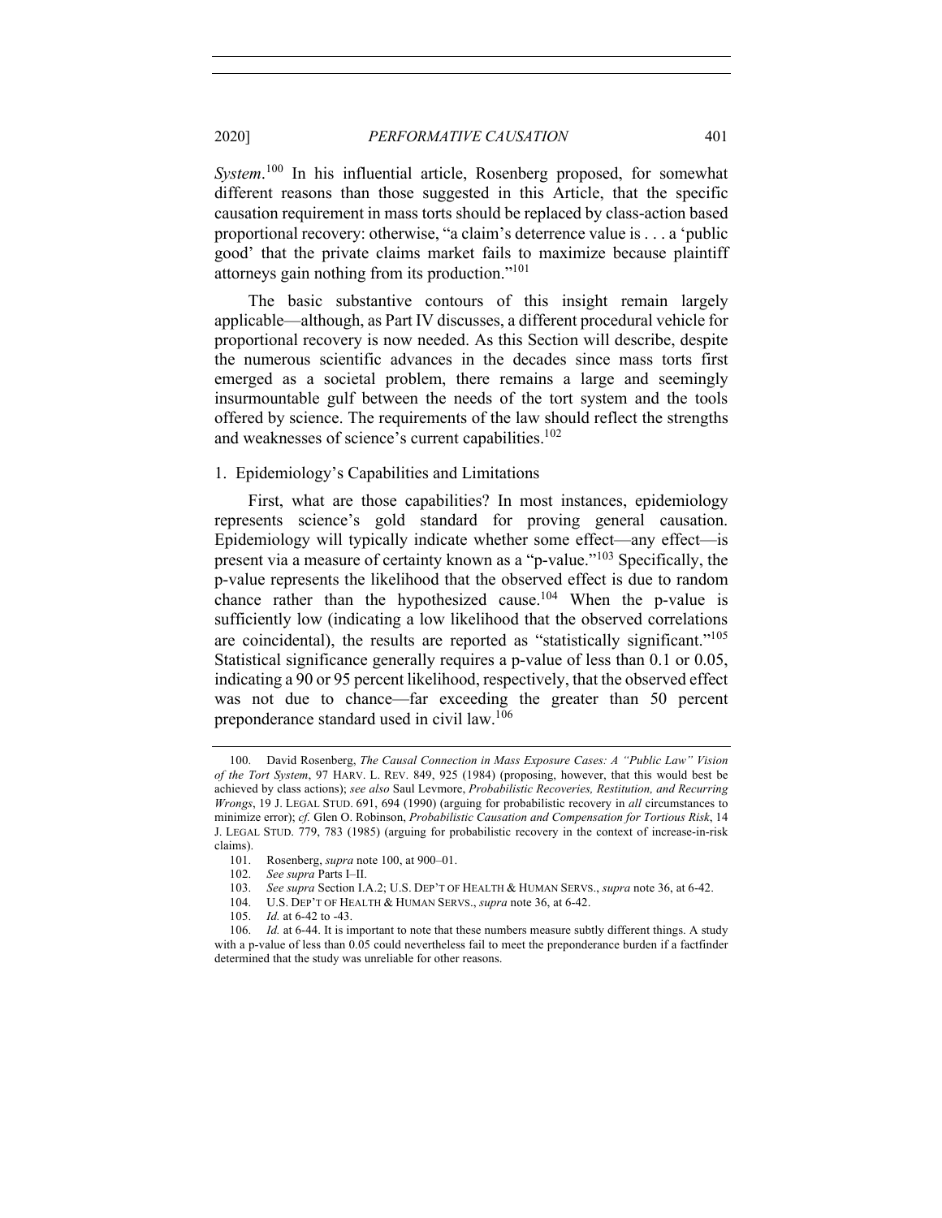*System*.[100] In his influential article, Rosenberg proposed, for somewhat different reasons than those suggested in this Article, that the specific causation requirement in mass torts should be replaced by class-action based proportional recovery: otherwise, "a claim's deterrence value is . . . a 'public good' that the private claims market fails to maximize because plaintiff attorneys gain nothing from its production."[101]

The basic substantive contours of this insight remain largely applicable—although, as Part IV discusses, a different procedural vehicle for proportional recovery is now needed. As this Section will describe, despite the numerous scientific advances in the decades since mass torts first emerged as a societal problem, there remains a large and seemingly insurmountable gulf between the needs of the tort system and the tools offered by science. The requirements of the law should reflect the strengths and weaknesses of science's current capabilities.[102]

### 1. Epidemiology's Capabilities and Limitations

First, what are those capabilities? In most instances, epidemiology represents science's gold standard for proving general causation. Epidemiology will typically indicate whether some effect—any effect—is present via a measure of certainty known as a "p-value."[103] Specifically, the p-value represents the likelihood that the observed effect is due to random chance rather than the hypothesized cause.[104] When the p-value is sufficiently low (indicating a low likelihood that the observed correlations are coincidental), the results are reported as "statistically significant."[105] Statistical significance generally requires a p-value of less than 0.1 or 0.05, indicating a 90 or 95 percent likelihood, respectively, that the observed effect was not due to chance—far exceeding the greater than 50 percent preponderance standard used in civil law.[106]

---

100. David Rosenberg, *The Causal Connection in Mass Exposure Cases: A "Public Law" Vision of the Tort System*, 97 HARV. L. REV. 849, 925 (1984) (proposing, however, that this would best be achieved by class actions); *see also* Saul Levmore, *Probabilistic Recoveries, Restitution, and Recurring Wrongs*, 19 J. LEGAL STUD. 691, 694 (1990) (arguing for probabilistic recovery in *all* circumstances to minimize error); *cf.* Glen O. Robinson, *Probabilistic Causation and Compensation for Tortious Risk*, 14 J. LEGAL STUD. 779, 783 (1985) (arguing for probabilistic recovery in the context of increase-in-risk claims).

101. Rosenberg, *supra* note 100, at 900–01.

102. *See supra* Parts I–II.

103. *See supra* Section I.A.2; U.S. DEP'T OF HEALTH & HUMAN SERVS., *supra* note 36, at 6-42.

104. U.S. DEP'T OF HEALTH & HUMAN SERVS., *supra* note 36, at 6-42.

105. *Id.* at 6-42 to -43.

106. *Id.* at 6-44. It is important to note that these numbers measure subtly different things. A study with a p-value of less than 0.05 could nevertheless fail to meet the preponderance burden if a factfinder determined that the study was unreliable for other reasons.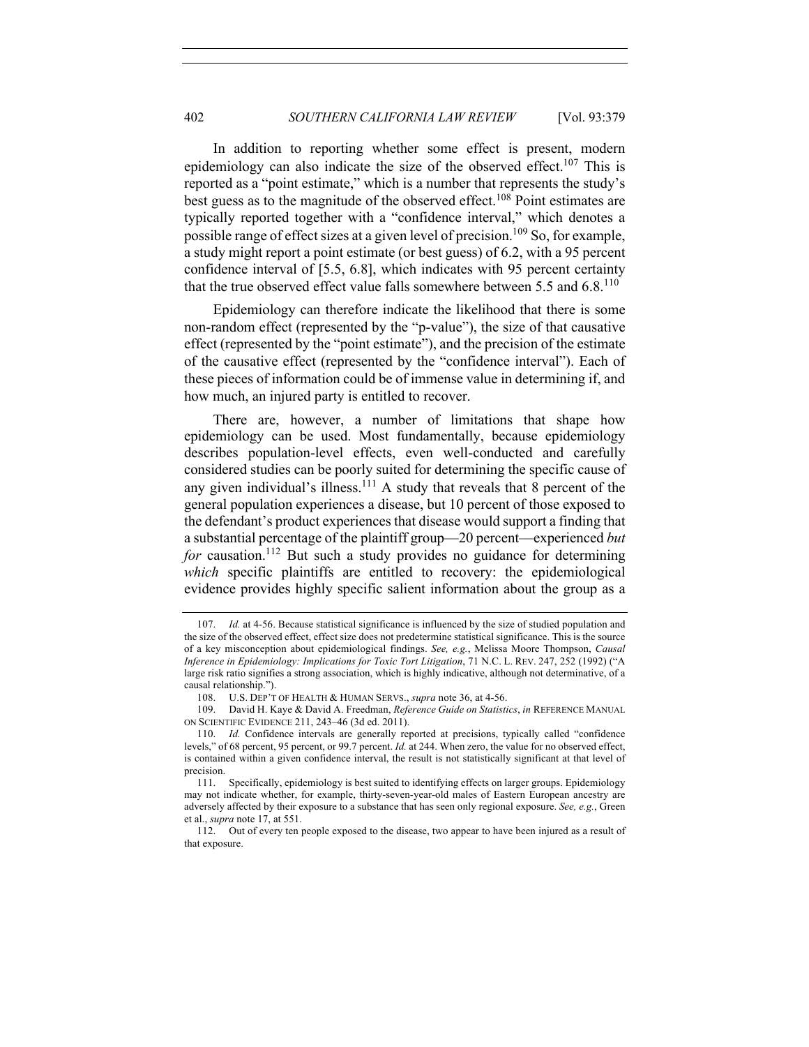In addition to reporting whether some effect is present, modern epidemiology can also indicate the size of the observed effect.[107] This is reported as a "point estimate," which is a number that represents the study's best guess as to the magnitude of the observed effect.[108] Point estimates are typically reported together with a "confidence interval," which denotes a possible range of effect sizes at a given level of precision.[109] So, for example, a study might report a point estimate (or best guess) of 6.2, with a 95 percent confidence interval of [5.5, 6.8], which indicates with 95 percent certainty that the true observed effect value falls somewhere between 5.5 and 6.8.[110]

Epidemiology can therefore indicate the likelihood that there is some non-random effect (represented by the "p-value"), the size of that causative effect (represented by the "point estimate"), and the precision of the estimate of the causative effect (represented by the "confidence interval"). Each of these pieces of information could be of immense value in determining if, and how much, an injured party is entitled to recover.

There are, however, a number of limitations that shape how epidemiology can be used. Most fundamentally, because epidemiology describes population-level effects, even well-conducted and carefully considered studies can be poorly suited for determining the specific cause of any given individual's illness.[111] A study that reveals that 8 percent of the general population experiences a disease, but 10 percent of those exposed to the defendant's product experiences that disease would support a finding that a substantial percentage of the plaintiff group—20 percent—experienced *but for* causation.[112] But such a study provides no guidance for determining *which* specific plaintiffs are entitled to recovery: the epidemiological evidence provides highly specific salient information about the group as a

---

107. *Id.* at 4-56. Because statistical significance is influenced by the size of studied population and the size of the observed effect, effect size does not predetermine statistical significance. This is the source of a key misconception about epidemiological findings. *See, e.g.*, Melissa Moore Thompson, *Causal Inference in Epidemiology: Implications for Toxic Tort Litigation*, 71 N.C. L. REV. 247, 252 (1992) ("A large risk ratio signifies a strong association, which is highly indicative, although not determinative, of a causal relationship.").

108. U.S. DEP'T OF HEALTH & HUMAN SERVS., *supra* note 36, at 4-56.

109. David H. Kaye & David A. Freedman, *Reference Guide on Statistics*, *in* REFERENCE MANUAL ON SCIENTIFIC EVIDENCE 211, 243–46 (3d ed. 2011).

110. *Id.* Confidence intervals are generally reported at precisions, typically called "confidence levels," of 68 percent, 95 percent, or 99.7 percent. *Id.* at 244. When zero, the value for no observed effect, is contained within a given confidence interval, the result is not statistically significant at that level of precision.

111. Specifically, epidemiology is best suited to identifying effects on larger groups. Epidemiology may not indicate whether, for example, thirty-seven-year-old males of Eastern European ancestry are adversely affected by their exposure to a substance that has seen only regional exposure. *See, e.g.*, Green et al., *supra* note 17, at 551.

112. Out of every ten people exposed to the disease, two appear to have been injured as a result of that exposure.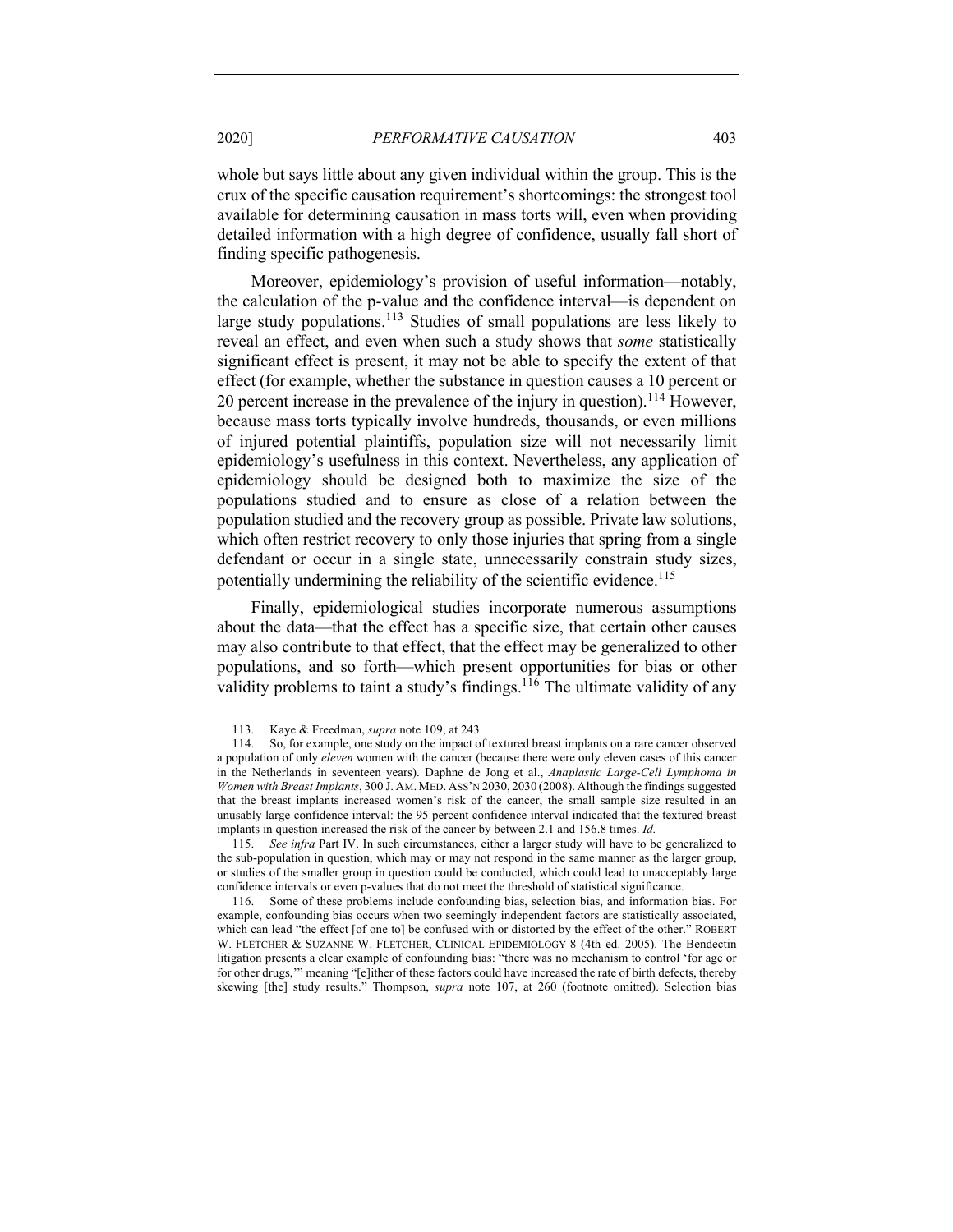whole but says little about any given individual within the group. This is the crux of the specific causation requirement's shortcomings: the strongest tool available for determining causation in mass torts will, even when providing detailed information with a high degree of confidence, usually fall short of finding specific pathogenesis.

Moreover, epidemiology's provision of useful information—notably, the calculation of the p-value and the confidence interval—is dependent on large study populations.[113] Studies of small populations are less likely to reveal an effect, and even when such a study shows that *some* statistically significant effect is present, it may not be able to specify the extent of that effect (for example, whether the substance in question causes a 10 percent or 20 percent increase in the prevalence of the injury in question).[114] However, because mass torts typically involve hundreds, thousands, or even millions of injured potential plaintiffs, population size will not necessarily limit epidemiology's usefulness in this context. Nevertheless, any application of epidemiology should be designed both to maximize the size of the populations studied and to ensure as close of a relation between the population studied and the recovery group as possible. Private law solutions, which often restrict recovery to only those injuries that spring from a single defendant or occur in a single state, unnecessarily constrain study sizes, potentially undermining the reliability of the scientific evidence.[115]

Finally, epidemiological studies incorporate numerous assumptions about the data—that the effect has a specific size, that certain other causes may also contribute to that effect, that the effect may be generalized to other populations, and so forth—which present opportunities for bias or other validity problems to taint a study's findings.[116] The ultimate validity of any

---

113. Kaye & Freedman, *supra* note 109, at 243.

114. So, for example, one study on the impact of textured breast implants on a rare cancer observed a population of only *eleven* women with the cancer (because there were only eleven cases of this cancer in the Netherlands in seventeen years). Daphne de Jong et al., *Anaplastic Large-Cell Lymphoma in Women with Breast Implants*, 300 J. AM. MED. ASS'N 2030, 2030 (2008). Although the findings suggested that the breast implants increased women's risk of the cancer, the small sample size resulted in an unusably large confidence interval: the 95 percent confidence interval indicated that the textured breast implants in question increased the risk of the cancer by between 2.1 and 156.8 times. *Id.*

115. *See infra* Part IV. In such circumstances, either a larger study will have to be generalized to the sub-population in question, which may or may not respond in the same manner as the larger group, or studies of the smaller group in question could be conducted, which could lead to unacceptably large confidence intervals or even p-values that do not meet the threshold of statistical significance.

116. Some of these problems include confounding bias, selection bias, and information bias. For example, confounding bias occurs when two seemingly independent factors are statistically associated, which can lead "the effect [of one to] be confused with or distorted by the effect of the other." ROBERT W. FLETCHER & SUZANNE W. FLETCHER, CLINICAL EPIDEMIOLOGY 8 (4th ed. 2005). The Bendectin litigation presents a clear example of confounding bias: "there was no mechanism to control 'for age or for other drugs,'" meaning "[e]ither of these factors could have increased the rate of birth defects, thereby skewing [the] study results." Thompson, *supra* note 107, at 260 (footnote omitted). Selection bias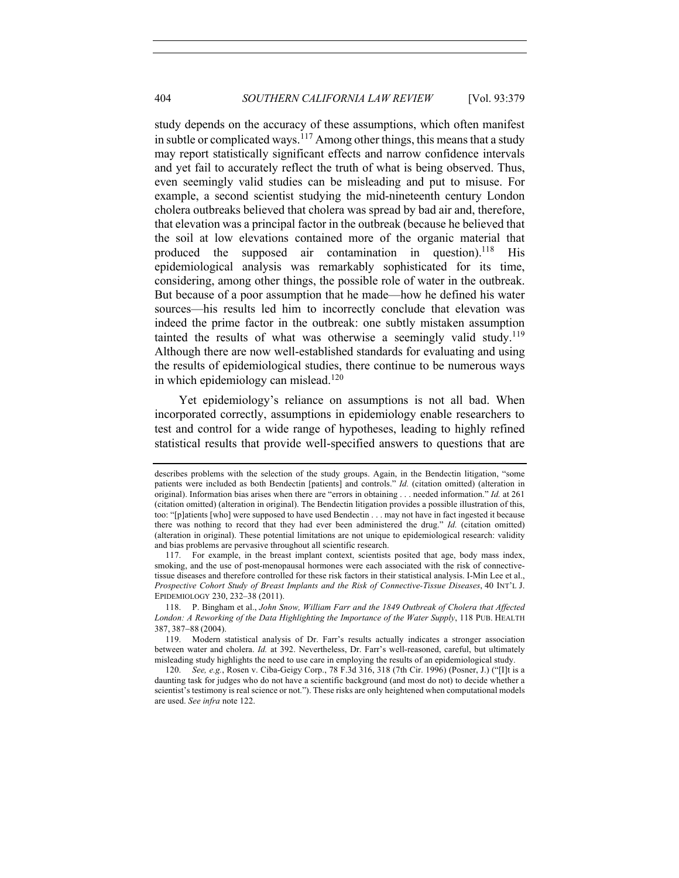study depends on the accuracy of these assumptions, which often manifest in subtle or complicated ways.[117] Among other things, this means that a study may report statistically significant effects and narrow confidence intervals and yet fail to accurately reflect the truth of what is being observed. Thus, even seemingly valid studies can be misleading and put to misuse. For example, a second scientist studying the mid-nineteenth century London cholera outbreaks believed that cholera was spread by bad air and, therefore, that elevation was a principal factor in the outbreak (because he believed that the soil at low elevations contained more of the organic material that produced the supposed air contamination in question).[118] His epidemiological analysis was remarkably sophisticated for its time, considering, among other things, the possible role of water in the outbreak. But because of a poor assumption that he made—how he defined his water sources—his results led him to incorrectly conclude that elevation was indeed the prime factor in the outbreak: one subtly mistaken assumption tainted the results of what was otherwise a seemingly valid study.[119] Although there are now well-established standards for evaluating and using the results of epidemiological studies, there continue to be numerous ways in which epidemiology can mislead.[120]

Yet epidemiology's reliance on assumptions is not all bad. When incorporated correctly, assumptions in epidemiology enable researchers to test and control for a wide range of hypotheses, leading to highly refined statistical results that provide well-specified answers to questions that are

---

describes problems with the selection of the study groups. Again, in the Bendectin litigation, "some patients were included as both Bendectin [patients] and controls." *Id.* (citation omitted) (alteration in original). Information bias arises when there are "errors in obtaining . . . needed information." *Id.* at 261 (citation omitted) (alteration in original). The Bendectin litigation provides a possible illustration of this, too: "[p]atients [who] were supposed to have used Bendectin . . . may not have in fact ingested it because there was nothing to record that they had ever been administered the drug." *Id.* (citation omitted) (alteration in original). These potential limitations are not unique to epidemiological research: validity and bias problems are pervasive throughout all scientific research.

117. For example, in the breast implant context, scientists posited that age, body mass index, smoking, and the use of post-menopausal hormones were each associated with the risk of connective-tissue diseases and therefore controlled for these risk factors in their statistical analysis. I-Min Lee et al., *Prospective Cohort Study of Breast Implants and the Risk of Connective-Tissue Diseases*, 40 INT'L J. EPIDEMIOLOGY 230, 232–38 (2011).

118. P. Bingham et al., *John Snow, William Farr and the 1849 Outbreak of Cholera that Affected London: A Reworking of the Data Highlighting the Importance of the Water Supply*, 118 PUB. HEALTH 387, 387–88 (2004).

119. Modern statistical analysis of Dr. Farr's results actually indicates a stronger association between water and cholera. *Id.* at 392. Nevertheless, Dr. Farr's well-reasoned, careful, but ultimately misleading study highlights the need to use care in employing the results of an epidemiological study.

120. *See, e.g.*, Rosen v. Ciba-Geigy Corp., 78 F.3d 316, 318 (7th Cir. 1996) (Posner, J.) ("[I]t is a daunting task for judges who do not have a scientific background (and most do not) to decide whether a scientist's testimony is real science or not."). These risks are only heightened when computational models are used. *See infra* note 122.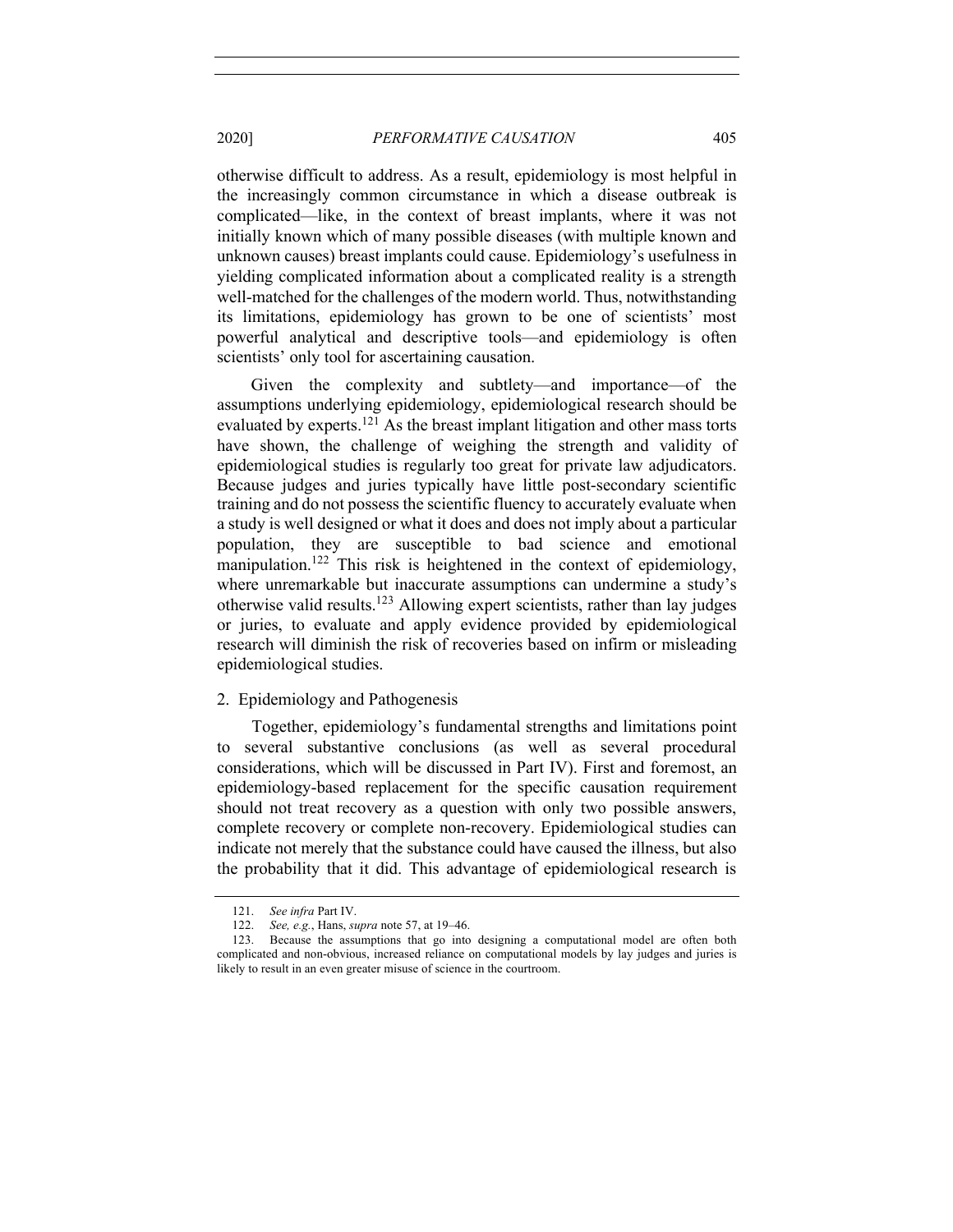otherwise difficult to address. As a result, epidemiology is most helpful in the increasingly common circumstance in which a disease outbreak is complicated—like, in the context of breast implants, where it was not initially known which of many possible diseases (with multiple known and unknown causes) breast implants could cause. Epidemiology's usefulness in yielding complicated information about a complicated reality is a strength well-matched for the challenges of the modern world. Thus, notwithstanding its limitations, epidemiology has grown to be one of scientists' most powerful analytical and descriptive tools—and epidemiology is often scientists' only tool for ascertaining causation.

Given the complexity and subtlety—and importance—of the assumptions underlying epidemiology, epidemiological research should be evaluated by experts.[121] As the breast implant litigation and other mass torts have shown, the challenge of weighing the strength and validity of epidemiological studies is regularly too great for private law adjudicators. Because judges and juries typically have little post-secondary scientific training and do not possess the scientific fluency to accurately evaluate when a study is well designed or what it does and does not imply about a particular population, they are susceptible to bad science and emotional manipulation.[122] This risk is heightened in the context of epidemiology, where unremarkable but inaccurate assumptions can undermine a study's otherwise valid results.[123] Allowing expert scientists, rather than lay judges or juries, to evaluate and apply evidence provided by epidemiological research will diminish the risk of recoveries based on infirm or misleading epidemiological studies.

### 2. Epidemiology and Pathogenesis

Together, epidemiology's fundamental strengths and limitations point to several substantive conclusions (as well as several procedural considerations, which will be discussed in Part IV). First and foremost, an epidemiology-based replacement for the specific causation requirement should not treat recovery as a question with only two possible answers, complete recovery or complete non-recovery. Epidemiological studies can indicate not merely that the substance could have caused the illness, but also the probability that it did. This advantage of epidemiological research is

---

121. *See infra* Part IV.

122. *See, e.g.*, Hans, *supra* note 57, at 19–46.

123. Because the assumptions that go into designing a computational model are often both complicated and non-obvious, increased reliance on computational models by lay judges and juries is likely to result in an even greater misuse of science in the courtroom.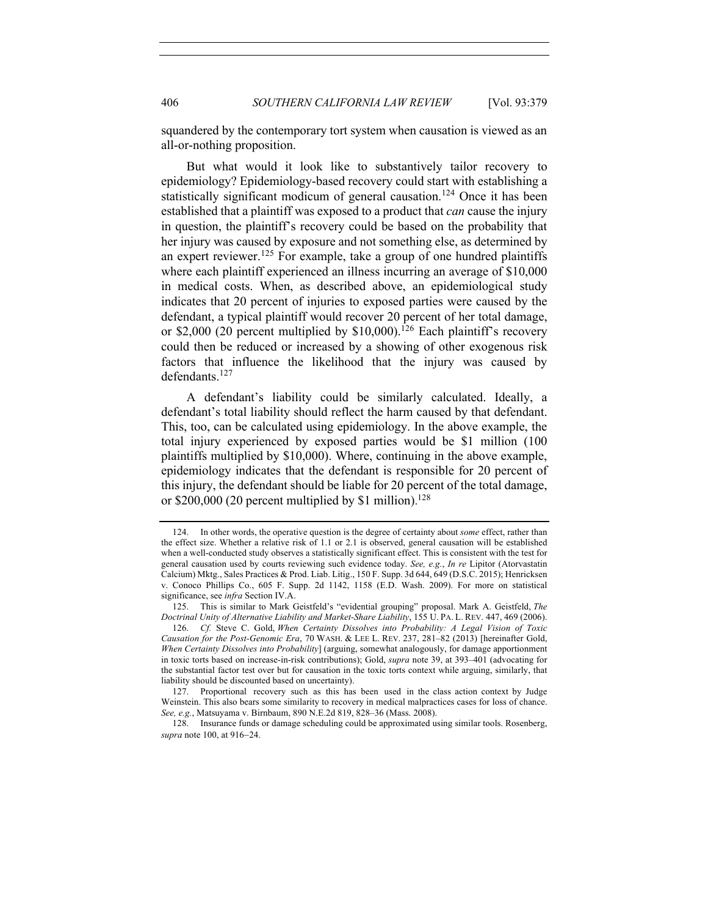squandered by the contemporary tort system when causation is viewed as an all-or-nothing proposition.

But what would it look like to substantively tailor recovery to epidemiology? Epidemiology-based recovery could start with establishing a statistically significant modicum of general causation.[124] Once it has been established that a plaintiff was exposed to a product that *can* cause the injury in question, the plaintiff's recovery could be based on the probability that her injury was caused by exposure and not something else, as determined by an expert reviewer.[125] For example, take a group of one hundred plaintiffs where each plaintiff experienced an illness incurring an average of $10,000 in medical costs. When, as described above, an epidemiological study indicates that 20 percent of injuries to exposed parties were caused by the defendant, a typical plaintiff would recover 20 percent of her total damage, or $2,000 (20 percent multiplied by $10,000).[126] Each plaintiff's recovery could then be reduced or increased by a showing of other exogenous risk factors that influence the likelihood that the injury was caused by defendants.[127]

A defendant's liability could be similarly calculated. Ideally, a defendant's total liability should reflect the harm caused by that defendant. This, too, can be calculated using epidemiology. In the above example, the total injury experienced by exposed parties would be $1 million (100 plaintiffs multiplied by $10,000). Where, continuing in the above example, epidemiology indicates that the defendant is responsible for 20 percent of this injury, the defendant should be liable for 20 percent of the total damage, or $200,000 (20 percent multiplied by $1 million).[128]

---

124. In other words, the operative question is the degree of certainty about *some* effect, rather than the effect size. Whether a relative risk of 1.1 or 2.1 is observed, general causation will be established when a well-conducted study observes a statistically significant effect. This is consistent with the test for general causation used by courts reviewing such evidence today. *See, e.g.*, *In re* Lipitor (Atorvastatin Calcium) Mktg., Sales Practices & Prod. Liab. Litig., 150 F. Supp. 3d 644, 649 (D.S.C. 2015); Henricksen v. Conoco Phillips Co., 605 F. Supp. 2d 1142, 1158 (E.D. Wash. 2009). For more on statistical significance, see *infra* Section IV.A.

125. This is similar to Mark Geistfeld's "evidential grouping" proposal. Mark A. Geistfeld, *The Doctrinal Unity of Alternative Liability and Market-Share Liability*, 155 U. PA. L. REV. 447, 469 (2006).

126. *Cf.* Steve C. Gold, *When Certainty Dissolves into Probability: A Legal Vision of Toxic Causation for the Post-Genomic Era*, 70 WASH. & LEE L. REV. 237, 281–82 (2013) [hereinafter Gold, *When Certainty Dissolves into Probability*] (arguing, somewhat analogously, for damage apportionment in toxic torts based on increase-in-risk contributions); Gold, *supra* note 39, at 393–401 (advocating for the substantial factor test over but for causation in the toxic torts context while arguing, similarly, that liability should be discounted based on uncertainty).

127. Proportional recovery such as this has been used in the class action context by Judge Weinstein. This also bears some similarity to recovery in medical malpractices cases for loss of chance. *See, e.g.*, Matsuyama v. Birnbaum, 890 N.E.2d 819, 828–36 (Mass. 2008).

128. Insurance funds or damage scheduling could be approximated using similar tools. Rosenberg, *supra* note 100, at 916–24.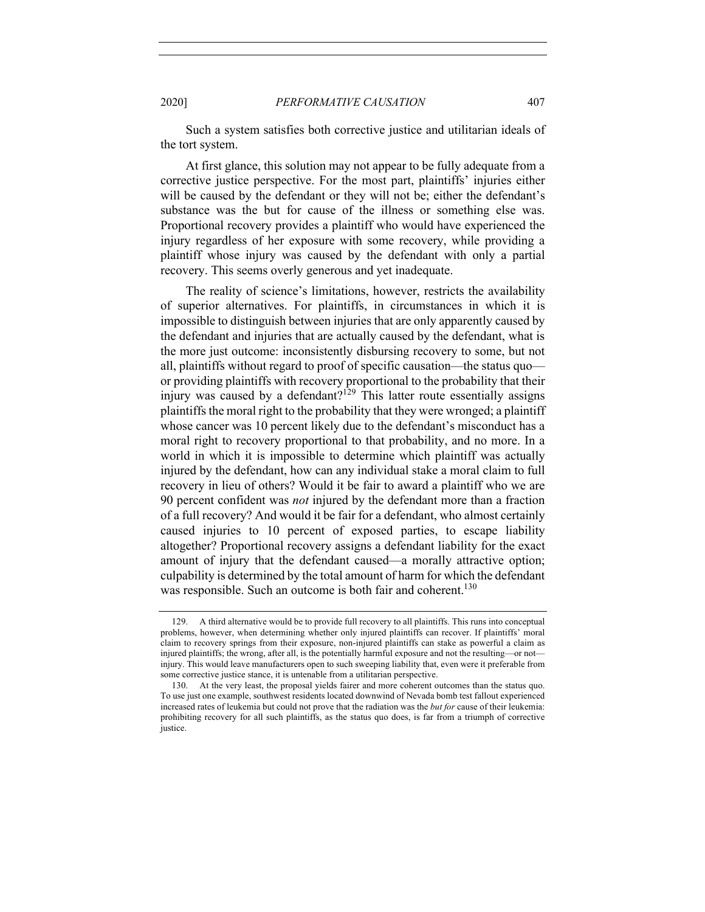Such a system satisfies both corrective justice and utilitarian ideals of the tort system.

At first glance, this solution may not appear to be fully adequate from a corrective justice perspective. For the most part, plaintiffs' injuries either will be caused by the defendant or they will not be; either the defendant's substance was the but for cause of the illness or something else was. Proportional recovery provides a plaintiff who would have experienced the injury regardless of her exposure with some recovery, while providing a plaintiff whose injury was caused by the defendant with only a partial recovery. This seems overly generous and yet inadequate.

The reality of science's limitations, however, restricts the availability of superior alternatives. For plaintiffs, in circumstances in which it is impossible to distinguish between injuries that are only apparently caused by the defendant and injuries that are actually caused by the defendant, what is the more just outcome: inconsistently disbursing recovery to some, but not all, plaintiffs without regard to proof of specific causation—the status quo—or providing plaintiffs with recovery proportional to the probability that their injury was caused by a defendant?[129] This latter route essentially assigns plaintiffs the moral right to the probability that they were wronged; a plaintiff whose cancer was 10 percent likely due to the defendant's misconduct has a moral right to recovery proportional to that probability, and no more. In a world in which it is impossible to determine which plaintiff was actually injured by the defendant, how can any individual stake a moral claim to full recovery in lieu of others? Would it be fair to award a plaintiff who we are 90 percent confident was *not* injured by the defendant more than a fraction of a full recovery? And would it be fair for a defendant, who almost certainly caused injuries to 10 percent of exposed parties, to escape liability altogether? Proportional recovery assigns a defendant liability for the exact amount of injury that the defendant caused—a morally attractive option; culpability is determined by the total amount of harm for which the defendant was responsible. Such an outcome is both fair and coherent.[130]

129. A third alternative would be to provide full recovery to all plaintiffs. This runs into conceptual problems, however, when determining whether only injured plaintiffs can recover. If plaintiffs' moral claim to recovery springs from their exposure, non-injured plaintiffs can stake as powerful a claim as injured plaintiffs; the wrong, after all, is the potentially harmful exposure and not the resulting—or not—injury. This would leave manufacturers open to such sweeping liability that, even were it preferable from some corrective justice stance, it is untenable from a utilitarian perspective.

130. At the very least, the proposal yields fairer and more coherent outcomes than the status quo. To use just one example, southwest residents located downwind of Nevada bomb test fallout experienced increased rates of leukemia but could not prove that the radiation was the *but for* cause of their leukemia: prohibiting recovery for all such plaintiffs, as the status quo does, is far from a triumph of corrective justice.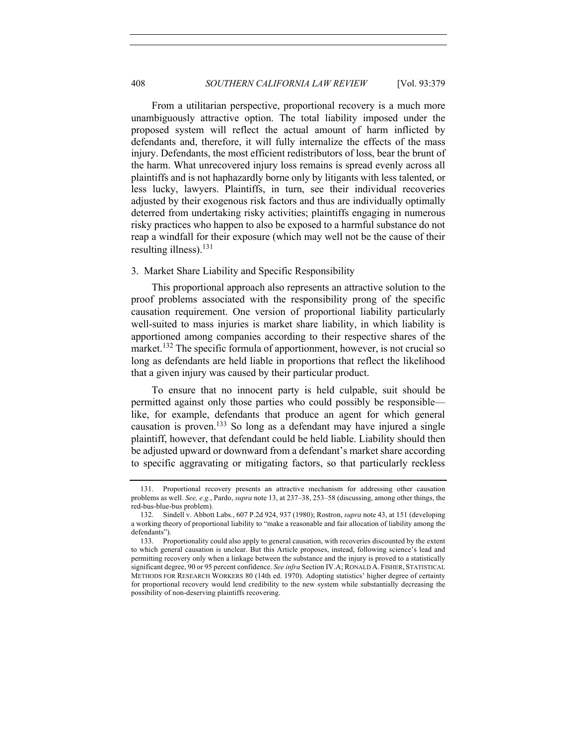From a utilitarian perspective, proportional recovery is a much more unambiguously attractive option. The total liability imposed under the proposed system will reflect the actual amount of harm inflicted by defendants and, therefore, it will fully internalize the effects of the mass injury. Defendants, the most efficient redistributors of loss, bear the brunt of the harm. What unrecovered injury loss remains is spread evenly across all plaintiffs and is not haphazardly borne only by litigants with less talented, or less lucky, lawyers. Plaintiffs, in turn, see their individual recoveries adjusted by their exogenous risk factors and thus are individually optimally deterred from undertaking risky activities; plaintiffs engaging in numerous risky practices who happen to also be exposed to a harmful substance do not reap a windfall for their exposure (which may well not be the cause of their resulting illness).[131]

### 3. Market Share Liability and Specific Responsibility

This proportional approach also represents an attractive solution to the proof problems associated with the responsibility prong of the specific causation requirement. One version of proportional liability particularly well-suited to mass injuries is market share liability, in which liability is apportioned among companies according to their respective shares of the market.[132] The specific formula of apportionment, however, is not crucial so long as defendants are held liable in proportions that reflect the likelihood that a given injury was caused by their particular product.

To ensure that no innocent party is held culpable, suit should be permitted against only those parties who could possibly be responsible—like, for example, defendants that produce an agent for which general causation is proven.[133] So long as a defendant may have injured a single plaintiff, however, that defendant could be held liable. Liability should then be adjusted upward or downward from a defendant's market share according to specific aggravating or mitigating factors, so that particularly reckless

---

131. Proportional recovery presents an attractive mechanism for addressing other causation problems as well. *See, e.g.*, Pardo, *supra* note 13, at 237–38, 253–58 (discussing, among other things, the red-bus-blue-bus problem).

132. Sindell v. Abbott Labs., 607 P.2d 924, 937 (1980); Rostron, *supra* note 43, at 151 (developing a working theory of proportional liability to "make a reasonable and fair allocation of liability among the defendants").

133. Proportionality could also apply to general causation, with recoveries discounted by the extent to which general causation is unclear. But this Article proposes, instead, following science's lead and permitting recovery only when a linkage between the substance and the injury is proved to a statistically significant degree, 90 or 95 percent confidence. *See infra* Section IV.A; RONALD A. FISHER, STATISTICAL METHODS FOR RESEARCH WORKERS 80 (14th ed. 1970). Adopting statistics' higher degree of certainty for proportional recovery would lend credibility to the new system while substantially decreasing the possibility of non-deserving plaintiffs recovering.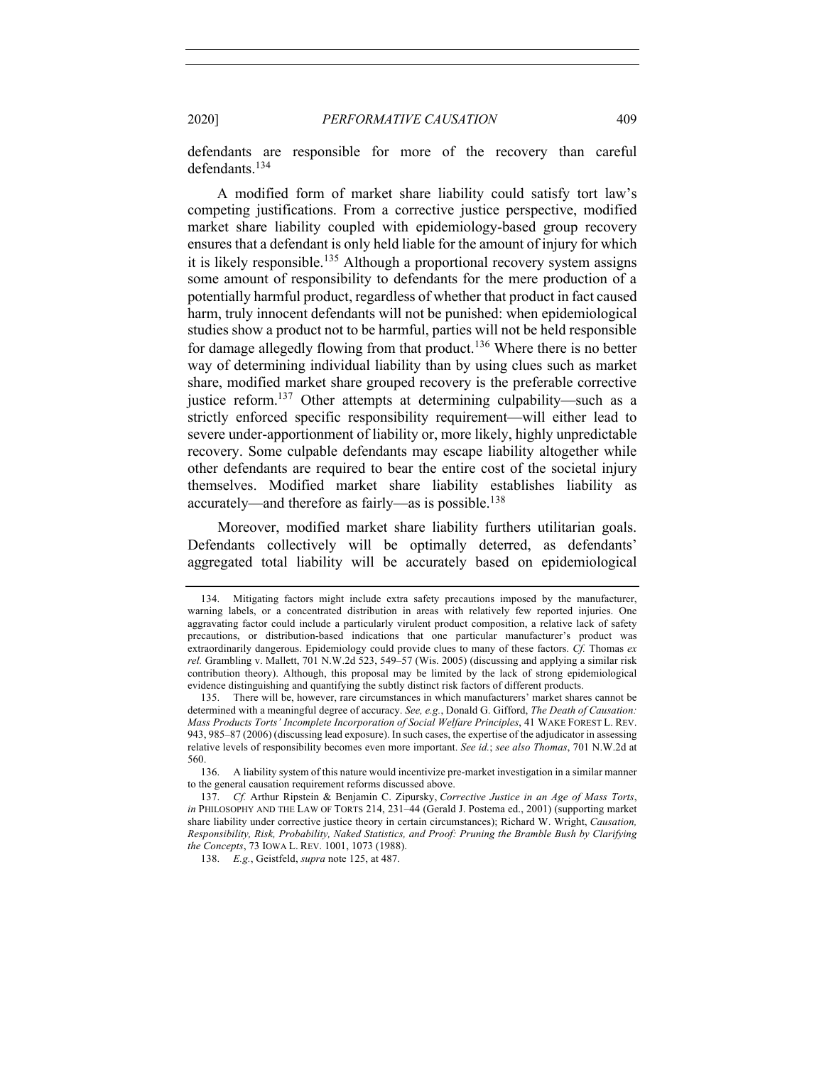defendants are responsible for more of the recovery than careful defendants.[134]

A modified form of market share liability could satisfy tort law's competing justifications. From a corrective justice perspective, modified market share liability coupled with epidemiology-based group recovery ensures that a defendant is only held liable for the amount of injury for which it is likely responsible.[135] Although a proportional recovery system assigns some amount of responsibility to defendants for the mere production of a potentially harmful product, regardless of whether that product in fact caused harm, truly innocent defendants will not be punished: when epidemiological studies show a product not to be harmful, parties will not be held responsible for damage allegedly flowing from that product.[136] Where there is no better way of determining individual liability than by using clues such as market share, modified market share grouped recovery is the preferable corrective justice reform.[137] Other attempts at determining culpability—such as a strictly enforced specific responsibility requirement—will either lead to severe under-apportionment of liability or, more likely, highly unpredictable recovery. Some culpable defendants may escape liability altogether while other defendants are required to bear the entire cost of the societal injury themselves. Modified market share liability establishes liability as accurately—and therefore as fairly—as is possible.[138]

Moreover, modified market share liability furthers utilitarian goals. Defendants collectively will be optimally deterred, as defendants' aggregated total liability will be accurately based on epidemiological

---

134. Mitigating factors might include extra safety precautions imposed by the manufacturer, warning labels, or a concentrated distribution in areas with relatively few reported injuries. One aggravating factor could include a particularly virulent product composition, a relative lack of safety precautions, or distribution-based indications that one particular manufacturer's product was extraordinarily dangerous. Epidemiology could provide clues to many of these factors. *Cf.* Thomas *ex rel.* Grambling v. Mallett, 701 N.W.2d 523, 549–57 (Wis. 2005) (discussing and applying a similar risk contribution theory). Although, this proposal may be limited by the lack of strong epidemiological evidence distinguishing and quantifying the subtly distinct risk factors of different products.

135. There will be, however, rare circumstances in which manufacturers' market shares cannot be determined with a meaningful degree of accuracy. *See, e.g.*, Donald G. Gifford, *The Death of Causation: Mass Products Torts' Incomplete Incorporation of Social Welfare Principles*, 41 WAKE FOREST L. REV. 943, 985–87 (2006) (discussing lead exposure). In such cases, the expertise of the adjudicator in assessing relative levels of responsibility becomes even more important. *See id.*; *see also Thomas*, 701 N.W.2d at 560.

136. A liability system of this nature would incentivize pre-market investigation in a similar manner to the general causation requirement reforms discussed above.

137. *Cf.* Arthur Ripstein & Benjamin C. Zipursky, *Corrective Justice in an Age of Mass Torts*, *in* PHILOSOPHY AND THE LAW OF TORTS 214, 231–44 (Gerald J. Postema ed., 2001) (supporting market share liability under corrective justice theory in certain circumstances); Richard W. Wright, *Causation, Responsibility, Risk, Probability, Naked Statistics, and Proof: Pruning the Bramble Bush by Clarifying the Concepts*, 73 IOWA L. REV. 1001, 1073 (1988).

138. *E.g.*, Geistfeld, *supra* note 125, at 487.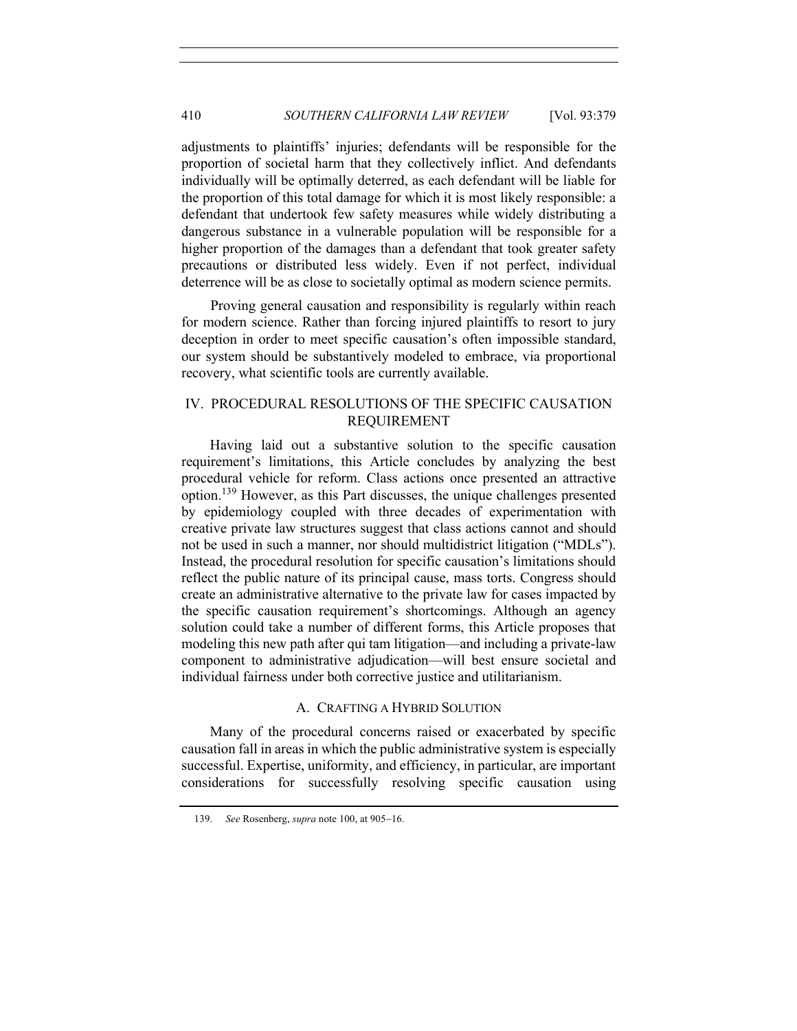adjustments to plaintiffs' injuries; defendants will be responsible for the proportion of societal harm that they collectively inflict. And defendants individually will be optimally deterred, as each defendant will be liable for the proportion of this total damage for which it is most likely responsible: a defendant that undertook few safety measures while widely distributing a dangerous substance in a vulnerable population will be responsible for a higher proportion of the damages than a defendant that took greater safety precautions or distributed less widely. Even if not perfect, individual deterrence will be as close to societally optimal as modern science permits.

Proving general causation and responsibility is regularly within reach for modern science. Rather than forcing injured plaintiffs to resort to jury deception in order to meet specific causation's often impossible standard, our system should be substantively modeled to embrace, via proportional recovery, what scientific tools are currently available.

## IV. PROCEDURAL RESOLUTIONS OF THE SPECIFIC CAUSATION REQUIREMENT

Having laid out a substantive solution to the specific causation requirement's limitations, this Article concludes by analyzing the best procedural vehicle for reform. Class actions once presented an attractive option.[139] However, as this Part discusses, the unique challenges presented by epidemiology coupled with three decades of experimentation with creative private law structures suggest that class actions cannot and should not be used in such a manner, nor should multidistrict litigation ("MDLs"). Instead, the procedural resolution for specific causation's limitations should reflect the public nature of its principal cause, mass torts. Congress should create an administrative alternative to the private law for cases impacted by the specific causation requirement's shortcomings. Although an agency solution could take a number of different forms, this Article proposes that modeling this new path after qui tam litigation—and including a private-law component to administrative adjudication—will best ensure societal and individual fairness under both corrective justice and utilitarianism.

### A. CRAFTING A HYBRID SOLUTION

Many of the procedural concerns raised or exacerbated by specific causation fall in areas in which the public administrative system is especially successful. Expertise, uniformity, and efficiency, in particular, are important considerations for successfully resolving specific causation using

139. *See* Rosenberg, *supra* note 100, at 905–16.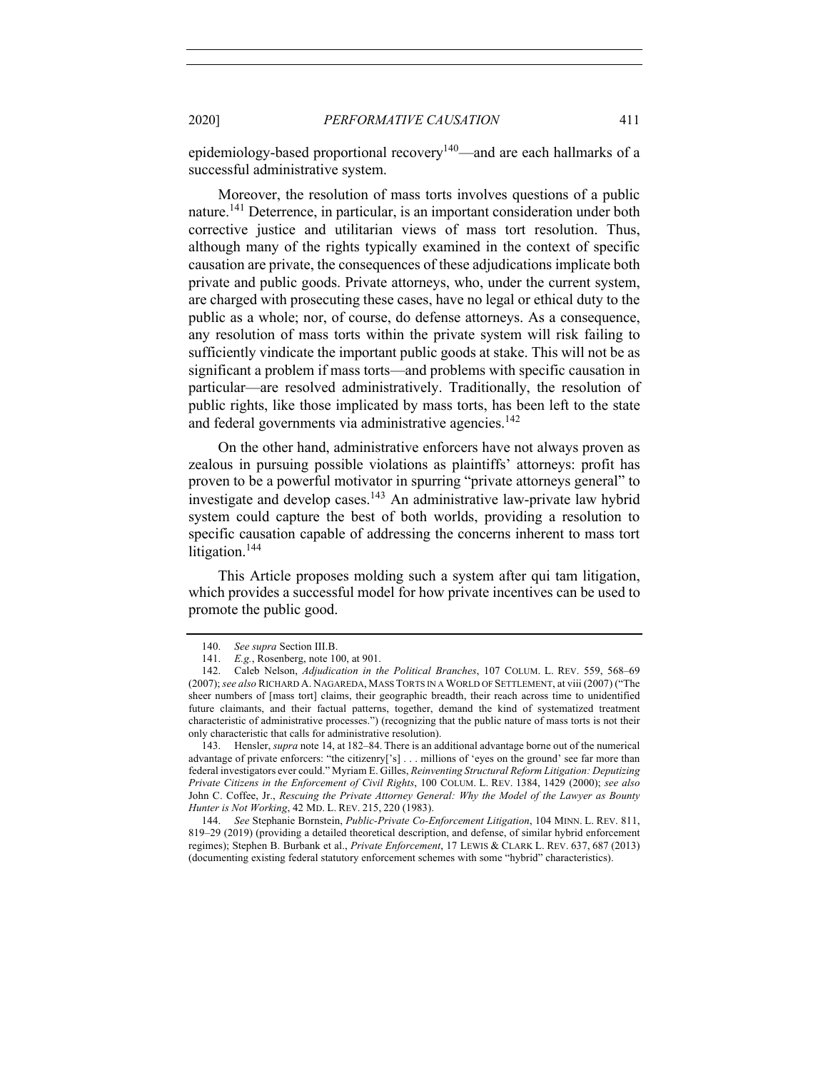epidemiology-based proportional recovery[140]—and are each hallmarks of a successful administrative system.

Moreover, the resolution of mass torts involves questions of a public nature.[141] Deterrence, in particular, is an important consideration under both corrective justice and utilitarian views of mass tort resolution. Thus, although many of the rights typically examined in the context of specific causation are private, the consequences of these adjudications implicate both private and public goods. Private attorneys, who, under the current system, are charged with prosecuting these cases, have no legal or ethical duty to the public as a whole; nor, of course, do defense attorneys. As a consequence, any resolution of mass torts within the private system will risk failing to sufficiently vindicate the important public goods at stake. This will not be as significant a problem if mass torts—and problems with specific causation in particular—are resolved administratively. Traditionally, the resolution of public rights, like those implicated by mass torts, has been left to the state and federal governments via administrative agencies.[142]

On the other hand, administrative enforcers have not always proven as zealous in pursuing possible violations as plaintiffs' attorneys: profit has proven to be a powerful motivator in spurring "private attorneys general" to investigate and develop cases.[143] An administrative law-private law hybrid system could capture the best of both worlds, providing a resolution to specific causation capable of addressing the concerns inherent to mass tort litigation.[144]

This Article proposes molding such a system after qui tam litigation, which provides a successful model for how private incentives can be used to promote the public good.

---

140. *See supra* Section III.B.

141. *E.g.*, Rosenberg, note 100, at 901.

142. Caleb Nelson, *Adjudication in the Political Branches*, 107 COLUM. L. REV. 559, 568–69 (2007); *see also* RICHARD A. NAGAREDA, MASS TORTS IN A WORLD OF SETTLEMENT, at viii (2007) ("The sheer numbers of [mass tort] claims, their geographic breadth, their reach across time to unidentified future claimants, and their factual patterns, together, demand the kind of systematized treatment characteristic of administrative processes.") (recognizing that the public nature of mass torts is not their only characteristic that calls for administrative resolution).

143. Hensler, *supra* note 14, at 182–84. There is an additional advantage borne out of the numerical advantage of private enforcers: "the citizenry['s] . . . millions of 'eyes on the ground' see far more than federal investigators ever could." Myriam E. Gilles, *Reinventing Structural Reform Litigation: Deputizing Private Citizens in the Enforcement of Civil Rights*, 100 COLUM. L. REV. 1384, 1429 (2000); *see also* John C. Coffee, Jr., *Rescuing the Private Attorney General: Why the Model of the Lawyer as Bounty Hunter is Not Working*, 42 MD. L. REV. 215, 220 (1983).

144. *See* Stephanie Bornstein, *Public-Private Co-Enforcement Litigation*, 104 MINN. L. REV. 811, 819–29 (2019) (providing a detailed theoretical description, and defense, of similar hybrid enforcement regimes); Stephen B. Burbank et al., *Private Enforcement*, 17 LEWIS & CLARK L. REV. 637, 687 (2013) (documenting existing federal statutory enforcement schemes with some "hybrid" characteristics).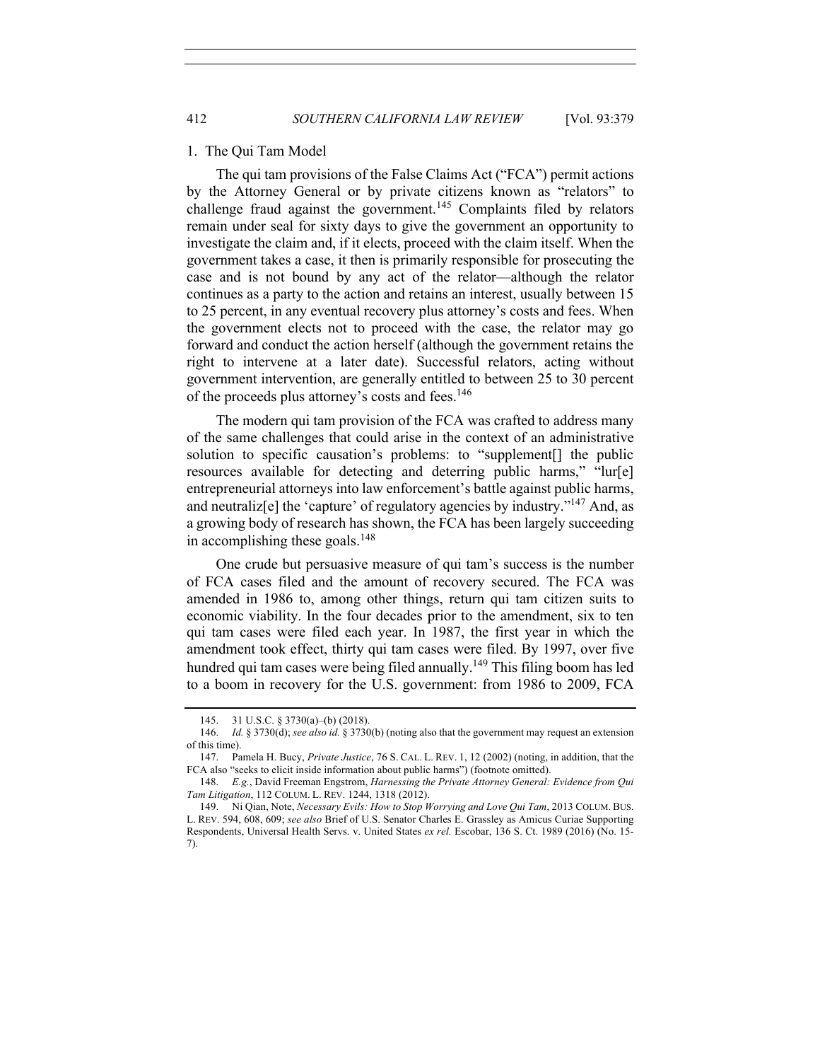### 1. The Qui Tam Model

The qui tam provisions of the False Claims Act ("FCA") permit actions by the Attorney General or by private citizens known as "relators" to challenge fraud against the government.[145] Complaints filed by relators remain under seal for sixty days to give the government an opportunity to investigate the claim and, if it elects, proceed with the claim itself. When the government takes a case, it then is primarily responsible for prosecuting the case and is not bound by any act of the relator—although the relator continues as a party to the action and retains an interest, usually between 15 to 25 percent, in any eventual recovery plus attorney's costs and fees. When the government elects not to proceed with the case, the relator may go forward and conduct the action herself (although the government retains the right to intervene at a later date). Successful relators, acting without government intervention, are generally entitled to between 25 to 30 percent of the proceeds plus attorney's costs and fees.[146]

The modern qui tam provision of the FCA was crafted to address many of the same challenges that could arise in the context of an administrative solution to specific causation's problems: to "supplement[] the public resources available for detecting and deterring public harms," "lur[e] entrepreneurial attorneys into law enforcement's battle against public harms, and neutraliz[e] the 'capture' of regulatory agencies by industry."[147] And, as a growing body of research has shown, the FCA has been largely succeeding in accomplishing these goals.[148]

One crude but persuasive measure of qui tam's success is the number of FCA cases filed and the amount of recovery secured. The FCA was amended in 1986 to, among other things, return qui tam citizen suits to economic viability. In the four decades prior to the amendment, six to ten qui tam cases were filed each year. In 1987, the first year in which the amendment took effect, thirty qui tam cases were filed. By 1997, over five hundred qui tam cases were being filed annually.[149] This filing boom has led to a boom in recovery for the U.S. government: from 1986 to 2009, FCA

---

145. 31 U.S.C. § 3730(a)–(b) (2018).

146. *Id.* § 3730(d); *see also id.* § 3730(b) (noting also that the government may request an extension of this time).

147. Pamela H. Bucy, *Private Justice*, 76 S. CAL. L. REV. 1, 12 (2002) (noting, in addition, that the FCA also "seeks to elicit inside information about public harms") (footnote omitted).

148. *E.g.*, David Freeman Engstrom, *Harnessing the Private Attorney General: Evidence from Qui Tam Litigation*, 112 COLUM. L. REV. 1244, 1318 (2012).

149. Ni Qian, Note, *Necessary Evils: How to Stop Worrying and Love Qui Tam*, 2013 COLUM. BUS. L. REV. 594, 608, 609; *see also* Brief of U.S. Senator Charles E. Grassley as Amicus Curiae Supporting Respondents, Universal Health Servs. v. United States *ex rel.* Escobar, 136 S. Ct. 1989 (2016) (No. 15-7).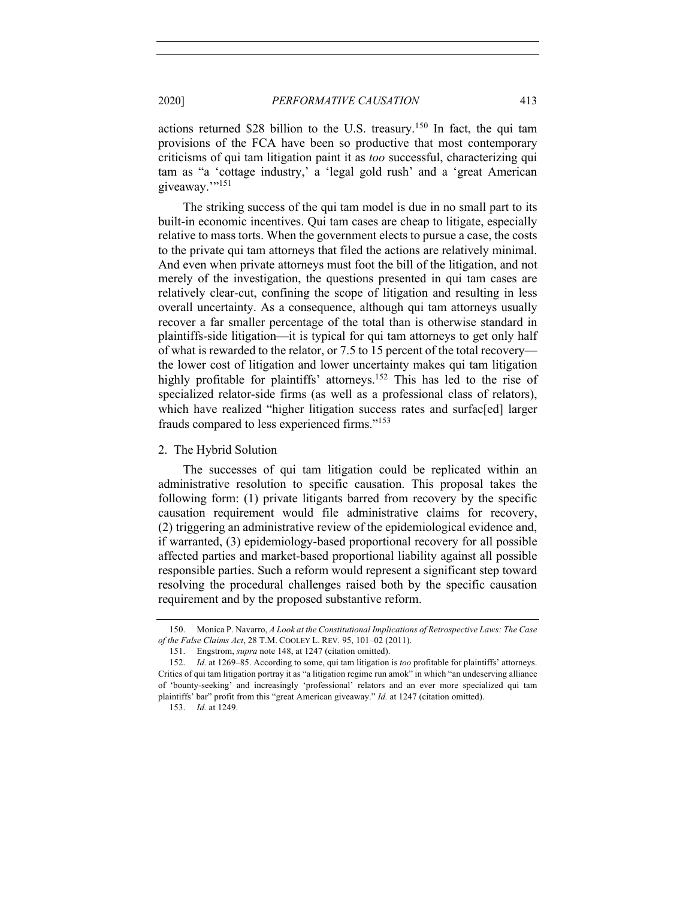actions returned $28 billion to the U.S. treasury.[150] In fact, the qui tam provisions of the FCA have been so productive that most contemporary criticisms of qui tam litigation paint it as *too* successful, characterizing qui tam as "a 'cottage industry,' a 'legal gold rush' and a 'great American giveaway.'"[151]

The striking success of the qui tam model is due in no small part to its built-in economic incentives. Qui tam cases are cheap to litigate, especially relative to mass torts. When the government elects to pursue a case, the costs to the private qui tam attorneys that filed the actions are relatively minimal. And even when private attorneys must foot the bill of the litigation, and not merely of the investigation, the questions presented in qui tam cases are relatively clear-cut, confining the scope of litigation and resulting in less overall uncertainty. As a consequence, although qui tam attorneys usually recover a far smaller percentage of the total than is otherwise standard in plaintiffs-side litigation—it is typical for qui tam attorneys to get only half of what is rewarded to the relator, or 7.5 to 15 percent of the total recovery—the lower cost of litigation and lower uncertainty makes qui tam litigation highly profitable for plaintiffs' attorneys.[152] This has led to the rise of specialized relator-side firms (as well as a professional class of relators), which have realized "higher litigation success rates and surfac[ed] larger frauds compared to less experienced firms."[153]

### 2. The Hybrid Solution

The successes of qui tam litigation could be replicated within an administrative resolution to specific causation. This proposal takes the following form: (1) private litigants barred from recovery by the specific causation requirement would file administrative claims for recovery, (2) triggering an administrative review of the epidemiological evidence and, if warranted, (3) epidemiology-based proportional recovery for all possible affected parties and market-based proportional liability against all possible responsible parties. Such a reform would represent a significant step toward resolving the procedural challenges raised both by the specific causation requirement and by the proposed substantive reform.

---

150. Monica P. Navarro, *A Look at the Constitutional Implications of Retrospective Laws: The Case of the False Claims Act*, 28 T.M. COOLEY L. REV. 95, 101–02 (2011).

151. Engstrom, *supra* note 148, at 1247 (citation omitted).

152. *Id.* at 1269–85. According to some, qui tam litigation is *too* profitable for plaintiffs' attorneys. Critics of qui tam litigation portray it as "a litigation regime run amok" in which "an undeserving alliance of 'bounty-seeking' and increasingly 'professional' relators and an ever more specialized qui tam plaintiffs' bar" profit from this "great American giveaway." *Id.* at 1247 (citation omitted).

153. *Id.* at 1249.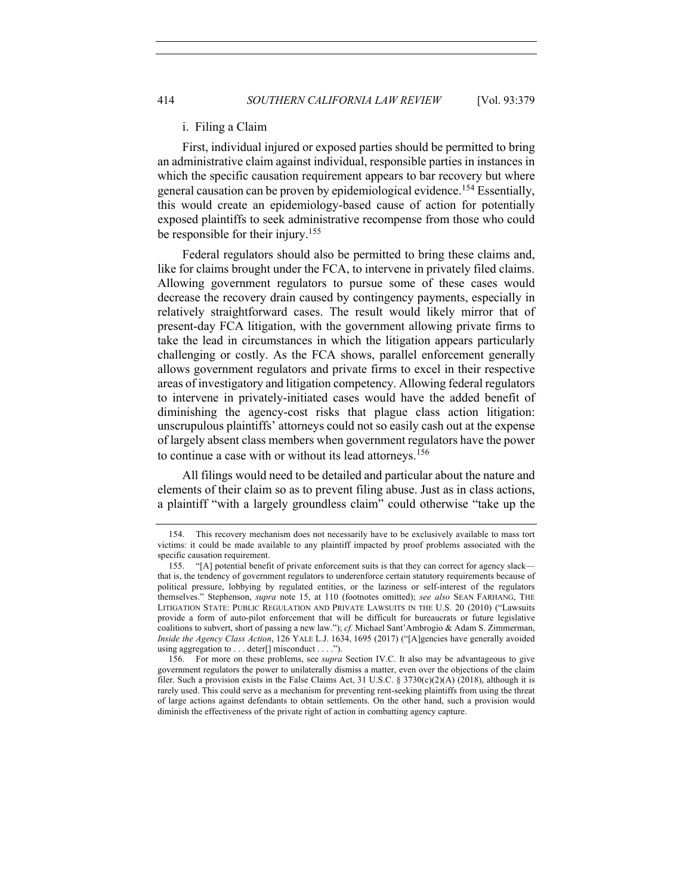#### i. Filing a Claim

First, individual injured or exposed parties should be permitted to bring an administrative claim against individual, responsible parties in instances in which the specific causation requirement appears to bar recovery but where general causation can be proven by epidemiological evidence.[154] Essentially, this would create an epidemiology-based cause of action for potentially exposed plaintiffs to seek administrative recompense from those who could be responsible for their injury.[155]

Federal regulators should also be permitted to bring these claims and, like for claims brought under the FCA, to intervene in privately filed claims. Allowing government regulators to pursue some of these cases would decrease the recovery drain caused by contingency payments, especially in relatively straightforward cases. The result would likely mirror that of present-day FCA litigation, with the government allowing private firms to take the lead in circumstances in which the litigation appears particularly challenging or costly. As the FCA shows, parallel enforcement generally allows government regulators and private firms to excel in their respective areas of investigatory and litigation competency. Allowing federal regulators to intervene in privately-initiated cases would have the added benefit of diminishing the agency-cost risks that plague class action litigation: unscrupulous plaintiffs' attorneys could not so easily cash out at the expense of largely absent class members when government regulators have the power to continue a case with or without its lead attorneys.[156]

All filings would need to be detailed and particular about the nature and elements of their claim so as to prevent filing abuse. Just as in class actions, a plaintiff "with a largely groundless claim" could otherwise "take up the

---

154. This recovery mechanism does not necessarily have to be exclusively available to mass tort victims: it could be made available to any plaintiff impacted by proof problems associated with the specific causation requirement.

155. "[A] potential benefit of private enforcement suits is that they can correct for agency slack—that is, the tendency of government regulators to underenforce certain statutory requirements because of political pressure, lobbying by regulated entities, or the laziness or self-interest of the regulators themselves." Stephenson, *supra* note 15, at 110 (footnotes omitted); *see also* SEAN FARHANG, THE LITIGATION STATE: PUBLIC REGULATION AND PRIVATE LAWSUITS IN THE U.S. 20 (2010) ("Lawsuits provide a form of auto-pilot enforcement that will be difficult for bureaucrats or future legislative coalitions to subvert, short of passing a new law."); *cf.* Michael Sant'Ambrogio & Adam S. Zimmerman, *Inside the Agency Class Action*, 126 YALE L.J. 1634, 1695 (2017) ("[A]gencies have generally avoided using aggregation to . . . deter[] misconduct . . . .").

156. For more on these problems, see *supra* Section IV.C. It also may be advantageous to give government regulators the power to unilaterally dismiss a matter, even over the objections of the claim filer. Such a provision exists in the False Claims Act, 31 U.S.C. § 3730(c)(2)(A) (2018), although it is rarely used. This could serve as a mechanism for preventing rent-seeking plaintiffs from using the threat of large actions against defendants to obtain settlements. On the other hand, such a provision would diminish the effectiveness of the private right of action in combatting agency capture.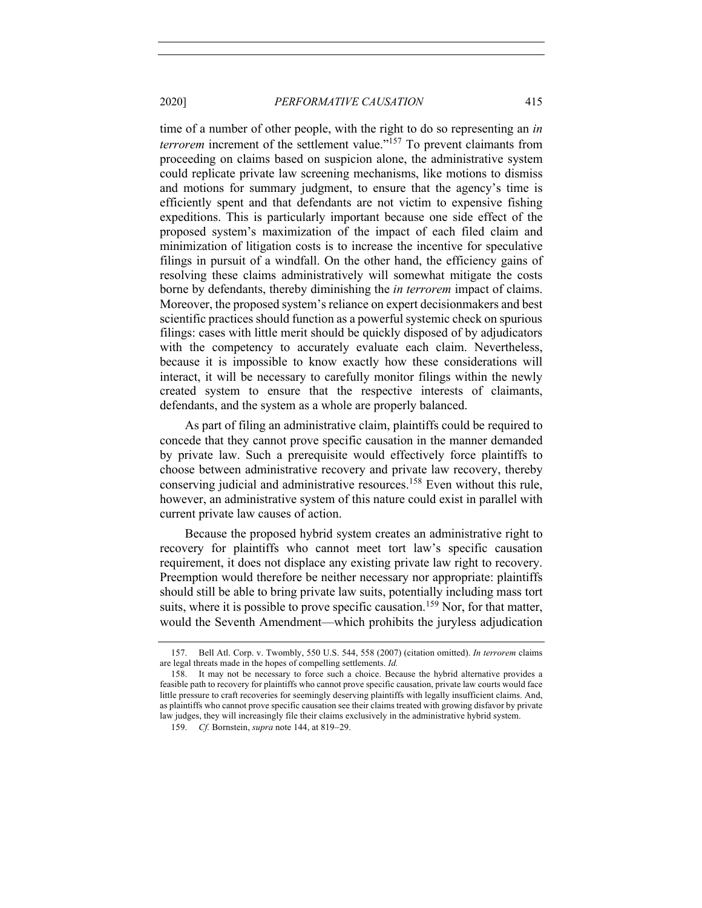time of a number of other people, with the right to do so representing an *in terrorem* increment of the settlement value."[157] To prevent claimants from proceeding on claims based on suspicion alone, the administrative system could replicate private law screening mechanisms, like motions to dismiss and motions for summary judgment, to ensure that the agency's time is efficiently spent and that defendants are not victim to expensive fishing expeditions. This is particularly important because one side effect of the proposed system's maximization of the impact of each filed claim and minimization of litigation costs is to increase the incentive for speculative filings in pursuit of a windfall. On the other hand, the efficiency gains of resolving these claims administratively will somewhat mitigate the costs borne by defendants, thereby diminishing the *in terrorem* impact of claims. Moreover, the proposed system's reliance on expert decisionmakers and best scientific practices should function as a powerful systemic check on spurious filings: cases with little merit should be quickly disposed of by adjudicators with the competency to accurately evaluate each claim. Nevertheless, because it is impossible to know exactly how these considerations will interact, it will be necessary to carefully monitor filings within the newly created system to ensure that the respective interests of claimants, defendants, and the system as a whole are properly balanced.

As part of filing an administrative claim, plaintiffs could be required to concede that they cannot prove specific causation in the manner demanded by private law. Such a prerequisite would effectively force plaintiffs to choose between administrative recovery and private law recovery, thereby conserving judicial and administrative resources.[158] Even without this rule, however, an administrative system of this nature could exist in parallel with current private law causes of action.

Because the proposed hybrid system creates an administrative right to recovery for plaintiffs who cannot meet tort law's specific causation requirement, it does not displace any existing private law right to recovery. Preemption would therefore be neither necessary nor appropriate: plaintiffs should still be able to bring private law suits, potentially including mass tort suits, where it is possible to prove specific causation.[159] Nor, for that matter, would the Seventh Amendment—which prohibits the juryless adjudication

---

157. Bell Atl. Corp. v. Twombly, 550 U.S. 544, 558 (2007) (citation omitted). *In terrorem* claims are legal threats made in the hopes of compelling settlements. *Id.*

158. It may not be necessary to force such a choice. Because the hybrid alternative provides a feasible path to recovery for plaintiffs who cannot prove specific causation, private law courts would face little pressure to craft recoveries for seemingly deserving plaintiffs with legally insufficient claims. And, as plaintiffs who cannot prove specific causation see their claims treated with growing disfavor by private law judges, they will increasingly file their claims exclusively in the administrative hybrid system.

159. *Cf.* Bornstein, *supra* note 144, at 819–29.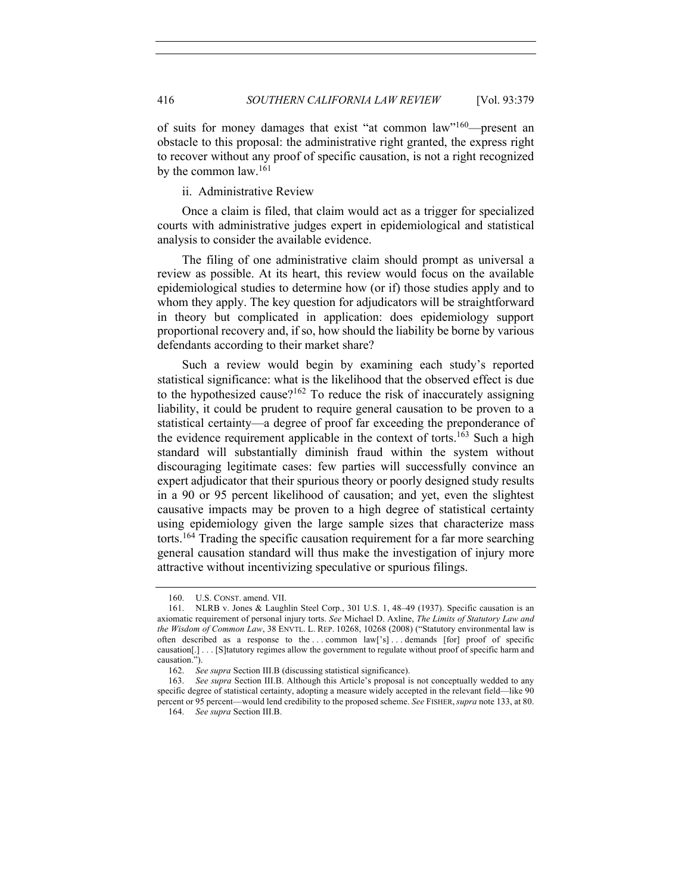of suits for money damages that exist "at common law"[160]—present an obstacle to this proposal: the administrative right granted, the express right to recover without any proof of specific causation, is not a right recognized by the common law.[161]

ii. Administrative Review

Once a claim is filed, that claim would act as a trigger for specialized courts with administrative judges expert in epidemiological and statistical analysis to consider the available evidence.

The filing of one administrative claim should prompt as universal a review as possible. At its heart, this review would focus on the available epidemiological studies to determine how (or if) those studies apply and to whom they apply. The key question for adjudicators will be straightforward in theory but complicated in application: does epidemiology support proportional recovery and, if so, how should the liability be borne by various defendants according to their market share?

Such a review would begin by examining each study's reported statistical significance: what is the likelihood that the observed effect is due to the hypothesized cause?[162] To reduce the risk of inaccurately assigning liability, it could be prudent to require general causation to be proven to a statistical certainty—a degree of proof far exceeding the preponderance of the evidence requirement applicable in the context of torts.[163] Such a high standard will substantially diminish fraud within the system without discouraging legitimate cases: few parties will successfully convince an expert adjudicator that their spurious theory or poorly designed study results in a 90 or 95 percent likelihood of causation; and yet, even the slightest causative impacts may be proven to a high degree of statistical certainty using epidemiology given the large sample sizes that characterize mass torts.[164] Trading the specific causation requirement for a far more searching general causation standard will thus make the investigation of injury more attractive without incentivizing speculative or spurious filings.

160. U.S. CONST. amend. VII.

161. NLRB v. Jones & Laughlin Steel Corp., 301 U.S. 1, 48–49 (1937). Specific causation is an axiomatic requirement of personal injury torts. *See* Michael D. Axline, *The Limits of Statutory Law and the Wisdom of Common Law*, 38 ENVTL. L. REP. 10268, 10268 (2008) ("Statutory environmental law is often described as a response to the . . . common law['s] . . . demands [for] proof of specific causation[.] . . . [S]tatutory regimes allow the government to regulate without proof of specific harm and causation.").

162. *See supra* Section III.B (discussing statistical significance).

163. *See supra* Section III.B. Although this Article's proposal is not conceptually wedded to any specific degree of statistical certainty, adopting a measure widely accepted in the relevant field—like 90 percent or 95 percent—would lend credibility to the proposed scheme. *See* FISHER, *supra* note 133, at 80.

164. *See supra* Section III.B.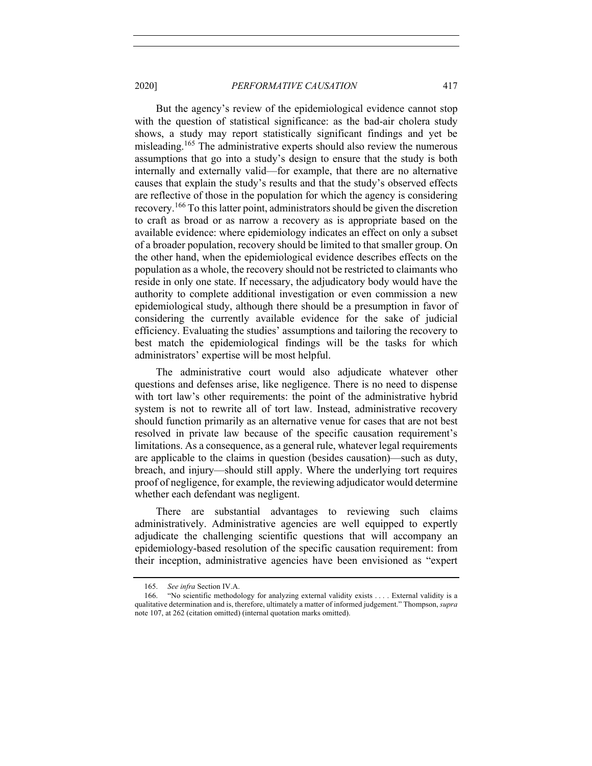But the agency's review of the epidemiological evidence cannot stop with the question of statistical significance: as the bad-air cholera study shows, a study may report statistically significant findings and yet be misleading.[165] The administrative experts should also review the numerous assumptions that go into a study's design to ensure that the study is both internally and externally valid—for example, that there are no alternative causes that explain the study's results and that the study's observed effects are reflective of those in the population for which the agency is considering recovery.[166] To this latter point, administrators should be given the discretion to craft as broad or as narrow a recovery as is appropriate based on the available evidence: where epidemiology indicates an effect on only a subset of a broader population, recovery should be limited to that smaller group. On the other hand, when the epidemiological evidence describes effects on the population as a whole, the recovery should not be restricted to claimants who reside in only one state. If necessary, the adjudicatory body would have the authority to complete additional investigation or even commission a new epidemiological study, although there should be a presumption in favor of considering the currently available evidence for the sake of judicial efficiency. Evaluating the studies' assumptions and tailoring the recovery to best match the epidemiological findings will be the tasks for which administrators' expertise will be most helpful.

The administrative court would also adjudicate whatever other questions and defenses arise, like negligence. There is no need to dispense with tort law's other requirements: the point of the administrative hybrid system is not to rewrite all of tort law. Instead, administrative recovery should function primarily as an alternative venue for cases that are not best resolved in private law because of the specific causation requirement's limitations. As a consequence, as a general rule, whatever legal requirements are applicable to the claims in question (besides causation)—such as duty, breach, and injury—should still apply. Where the underlying tort requires proof of negligence, for example, the reviewing adjudicator would determine whether each defendant was negligent.

There are substantial advantages to reviewing such claims administratively. Administrative agencies are well equipped to expertly adjudicate the challenging scientific questions that will accompany an epidemiology-based resolution of the specific causation requirement: from their inception, administrative agencies have been envisioned as "expert

165. *See infra* Section IV.A.

166. "No scientific methodology for analyzing external validity exists . . . . External validity is a qualitative determination and is, therefore, ultimately a matter of informed judgement." Thompson, *supra* note 107, at 262 (citation omitted) (internal quotation marks omitted).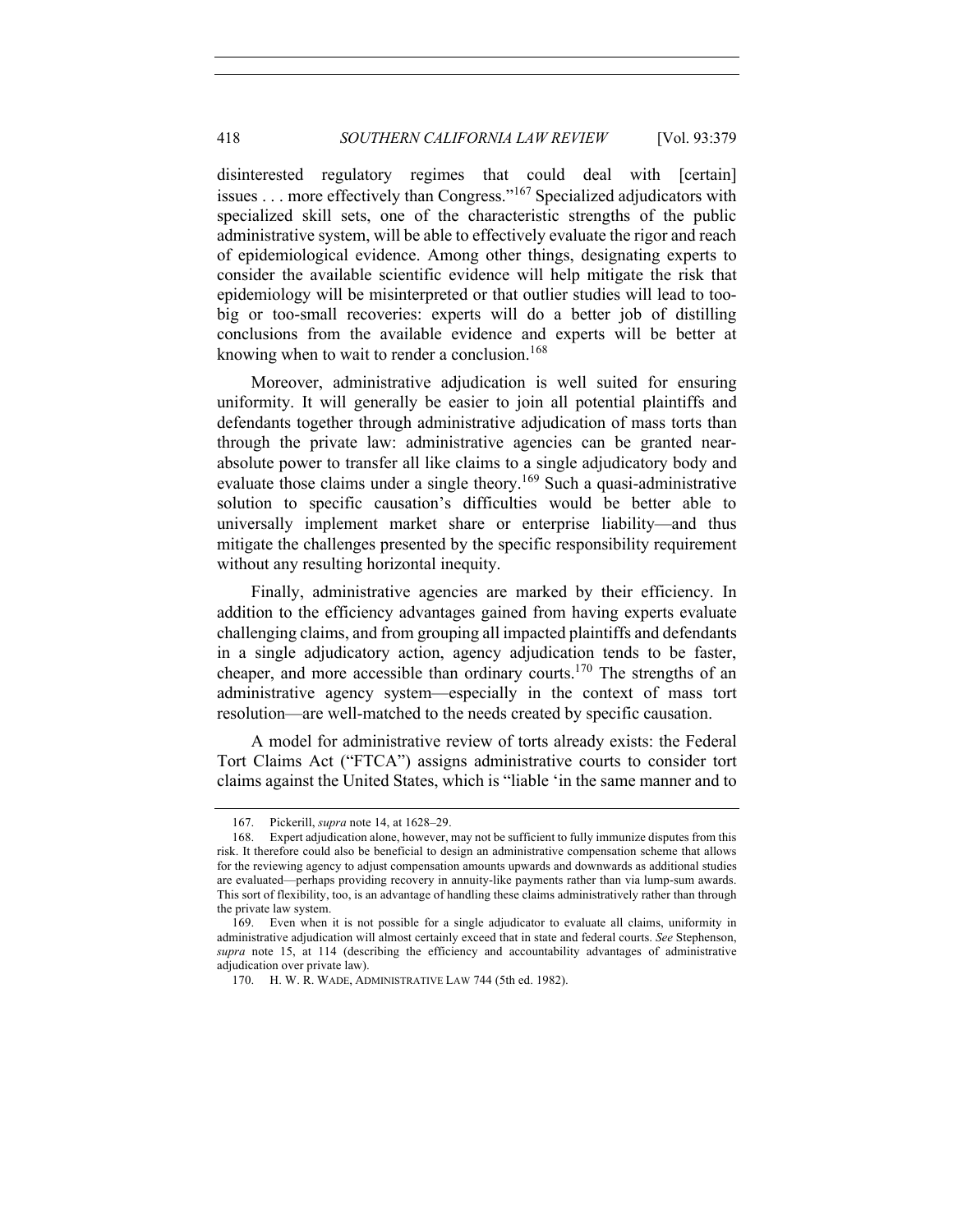disinterested regulatory regimes that could deal with [certain] issues . . . more effectively than Congress."[167] Specialized adjudicators with specialized skill sets, one of the characteristic strengths of the public administrative system, will be able to effectively evaluate the rigor and reach of epidemiological evidence. Among other things, designating experts to consider the available scientific evidence will help mitigate the risk that epidemiology will be misinterpreted or that outlier studies will lead to too-big or too-small recoveries: experts will do a better job of distilling conclusions from the available evidence and experts will be better at knowing when to wait to render a conclusion.[168]

Moreover, administrative adjudication is well suited for ensuring uniformity. It will generally be easier to join all potential plaintiffs and defendants together through administrative adjudication of mass torts than through the private law: administrative agencies can be granted near-absolute power to transfer all like claims to a single adjudicatory body and evaluate those claims under a single theory.[169] Such a quasi-administrative solution to specific causation's difficulties would be better able to universally implement market share or enterprise liability—and thus mitigate the challenges presented by the specific responsibility requirement without any resulting horizontal inequity.

Finally, administrative agencies are marked by their efficiency. In addition to the efficiency advantages gained from having experts evaluate challenging claims, and from grouping all impacted plaintiffs and defendants in a single adjudicatory action, agency adjudication tends to be faster, cheaper, and more accessible than ordinary courts.[170] The strengths of an administrative agency system—especially in the context of mass tort resolution—are well-matched to the needs created by specific causation.

A model for administrative review of torts already exists: the Federal Tort Claims Act ("FTCA") assigns administrative courts to consider tort claims against the United States, which is "liable 'in the same manner and to

---

167. Pickerill, *supra* note 14, at 1628–29.

168. Expert adjudication alone, however, may not be sufficient to fully immunize disputes from this risk. It therefore could also be beneficial to design an administrative compensation scheme that allows for the reviewing agency to adjust compensation amounts upwards and downwards as additional studies are evaluated—perhaps providing recovery in annuity-like payments rather than via lump-sum awards. This sort of flexibility, too, is an advantage of handling these claims administratively rather than through the private law system.

169. Even when it is not possible for a single adjudicator to evaluate all claims, uniformity in administrative adjudication will almost certainly exceed that in state and federal courts. *See* Stephenson, *supra* note 15, at 114 (describing the efficiency and accountability advantages of administrative adjudication over private law).

170. H. W. R. WADE, ADMINISTRATIVE LAW 744 (5th ed. 1982).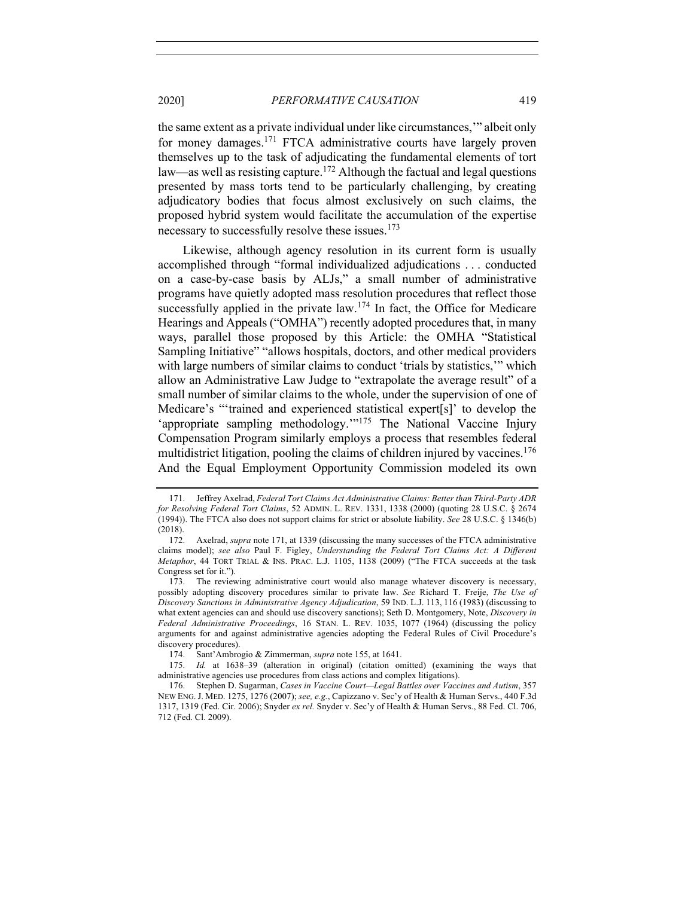the same extent as a private individual under like circumstances,'" albeit only for money damages.[171] FTCA administrative courts have largely proven themselves up to the task of adjudicating the fundamental elements of tort law—as well as resisting capture.[172] Although the factual and legal questions presented by mass torts tend to be particularly challenging, by creating adjudicatory bodies that focus almost exclusively on such claims, the proposed hybrid system would facilitate the accumulation of the expertise necessary to successfully resolve these issues.[173]

Likewise, although agency resolution in its current form is usually accomplished through "formal individualized adjudications . . . conducted on a case-by-case basis by ALJs," a small number of administrative programs have quietly adopted mass resolution procedures that reflect those successfully applied in the private law.[174] In fact, the Office for Medicare Hearings and Appeals ("OMHA") recently adopted procedures that, in many ways, parallel those proposed by this Article: the OMHA "Statistical Sampling Initiative" "allows hospitals, doctors, and other medical providers with large numbers of similar claims to conduct 'trials by statistics,'" which allow an Administrative Law Judge to "extrapolate the average result" of a small number of similar claims to the whole, under the supervision of one of Medicare's "'trained and experienced statistical expert[s]' to develop the 'appropriate sampling methodology.'"[175] The National Vaccine Injury Compensation Program similarly employs a process that resembles federal multidistrict litigation, pooling the claims of children injured by vaccines.[176] And the Equal Employment Opportunity Commission modeled its own

---

171. Jeffrey Axelrad, *Federal Tort Claims Act Administrative Claims: Better than Third-Party ADR for Resolving Federal Tort Claims*, 52 ADMIN. L. REV. 1331, 1338 (2000) (quoting 28 U.S.C. § 2674 (1994)). The FTCA also does not support claims for strict or absolute liability. *See* 28 U.S.C. § 1346(b) (2018).

172. Axelrad, *supra* note 171, at 1339 (discussing the many successes of the FTCA administrative claims model); *see also* Paul F. Figley, *Understanding the Federal Tort Claims Act: A Different Metaphor*, 44 TORT TRIAL & INS. PRAC. L.J. 1105, 1138 (2009) ("The FTCA succeeds at the task Congress set for it.").

173. The reviewing administrative court would also manage whatever discovery is necessary, possibly adopting discovery procedures similar to private law. *See* Richard T. Freije, *The Use of Discovery Sanctions in Administrative Agency Adjudication*, 59 IND. L.J. 113, 116 (1983) (discussing to what extent agencies can and should use discovery sanctions); Seth D. Montgomery, Note, *Discovery in Federal Administrative Proceedings*, 16 STAN. L. REV. 1035, 1077 (1964) (discussing the policy arguments for and against administrative agencies adopting the Federal Rules of Civil Procedure's discovery procedures).

174. Sant'Ambrogio & Zimmerman, *supra* note 155, at 1641.

175. *Id.* at 1638–39 (alteration in original) (citation omitted) (examining the ways that administrative agencies use procedures from class actions and complex litigations).

176. Stephen D. Sugarman, *Cases in Vaccine Court—Legal Battles over Vaccines and Autism*, 357 NEW ENG. J. MED. 1275, 1276 (2007); *see, e.g.*, Capizzano v. Sec'y of Health & Human Servs., 440 F.3d 1317, 1319 (Fed. Cir. 2006); Snyder *ex rel.* Snyder v. Sec'y of Health & Human Servs., 88 Fed. Cl. 706, 712 (Fed. Cl. 2009).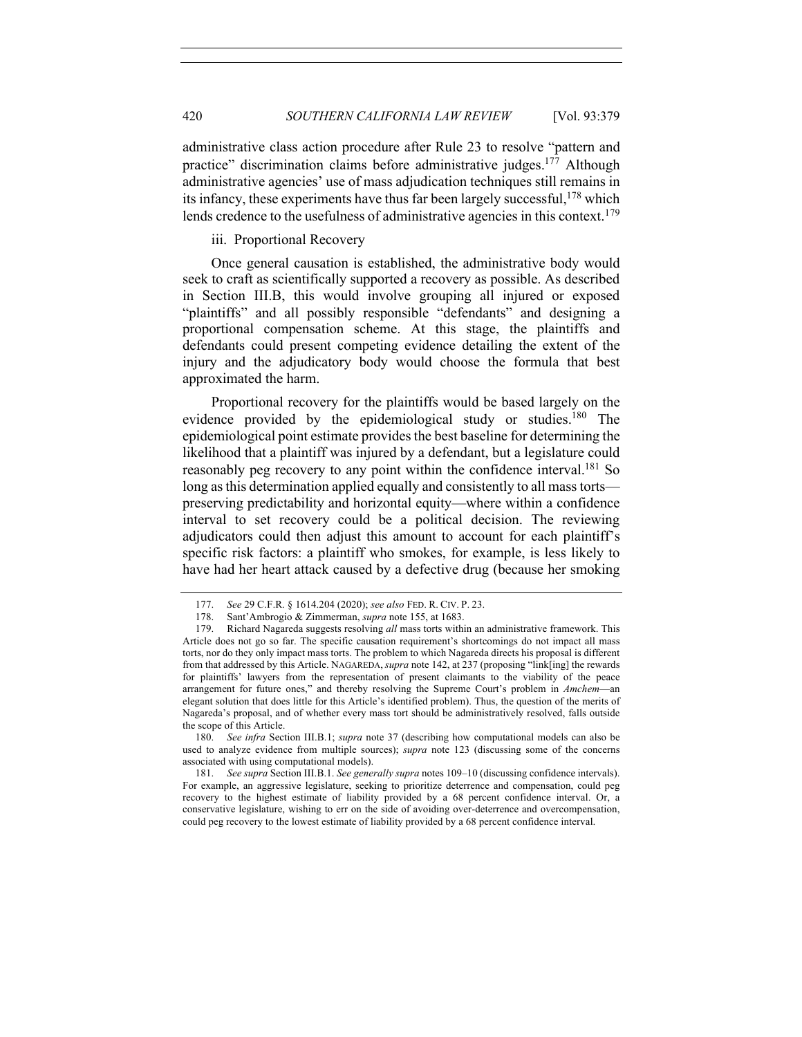administrative class action procedure after Rule 23 to resolve "pattern and practice" discrimination claims before administrative judges.[177] Although administrative agencies' use of mass adjudication techniques still remains in its infancy, these experiments have thus far been largely successful,[178] which lends credence to the usefulness of administrative agencies in this context.[179]

iii. Proportional Recovery

Once general causation is established, the administrative body would seek to craft as scientifically supported a recovery as possible. As described in Section III.B, this would involve grouping all injured or exposed "plaintiffs" and all possibly responsible "defendants" and designing a proportional compensation scheme. At this stage, the plaintiffs and defendants could present competing evidence detailing the extent of the injury and the adjudicatory body would choose the formula that best approximated the harm.

Proportional recovery for the plaintiffs would be based largely on the evidence provided by the epidemiological study or studies.[180] The epidemiological point estimate provides the best baseline for determining the likelihood that a plaintiff was injured by a defendant, but a legislature could reasonably peg recovery to any point within the confidence interval.[181] So long as this determination applied equally and consistently to all mass torts—preserving predictability and horizontal equity—where within a confidence interval to set recovery could be a political decision. The reviewing adjudicators could then adjust this amount to account for each plaintiff's specific risk factors: a plaintiff who smokes, for example, is less likely to have had her heart attack caused by a defective drug (because her smoking

---

177. *See* 29 C.F.R. § 1614.204 (2020); *see also* FED. R. CIV. P. 23.

178. Sant'Ambrogio & Zimmerman, *supra* note 155, at 1683.

179. Richard Nagareda suggests resolving *all* mass torts within an administrative framework. This Article does not go so far. The specific causation requirement's shortcomings do not impact all mass torts, nor do they only impact mass torts. The problem to which Nagareda directs his proposal is different from that addressed by this Article. NAGAREDA, *supra* note 142, at 237 (proposing "link[ing] the rewards for plaintiffs' lawyers from the representation of present claimants to the viability of the peace arrangement for future ones," and thereby resolving the Supreme Court's problem in *Amchem*—an elegant solution that does little for this Article's identified problem). Thus, the question of the merits of Nagareda's proposal, and of whether every mass tort should be administratively resolved, falls outside the scope of this Article.

180. *See infra* Section III.B.1; *supra* note 37 (describing how computational models can also be used to analyze evidence from multiple sources); *supra* note 123 (discussing some of the concerns associated with using computational models).

181. *See supra* Section III.B.1. *See generally supra* notes 109–10 (discussing confidence intervals). For example, an aggressive legislature, seeking to prioritize deterrence and compensation, could peg recovery to the highest estimate of liability provided by a 68 percent confidence interval. Or, a conservative legislature, wishing to err on the side of avoiding over-deterrence and overcompensation, could peg recovery to the lowest estimate of liability provided by a 68 percent confidence interval.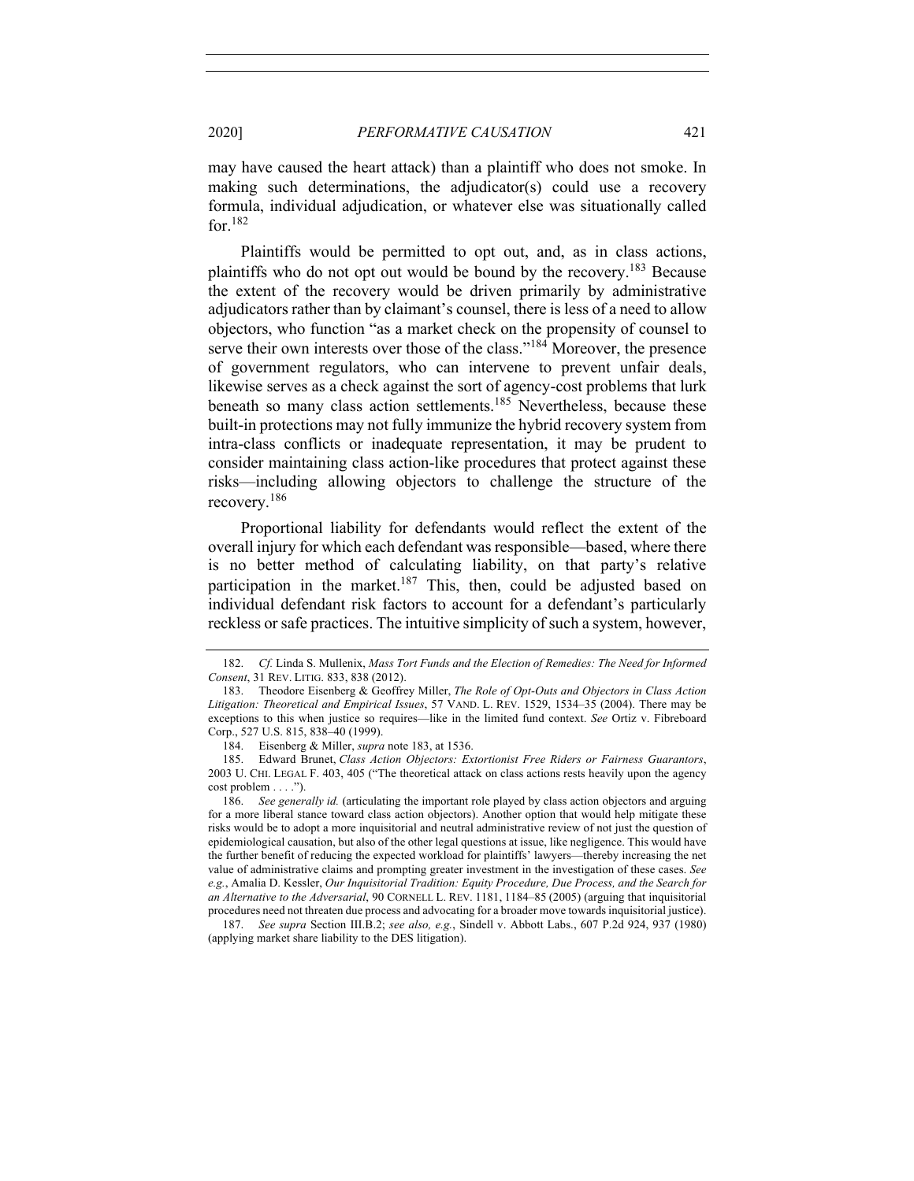may have caused the heart attack) than a plaintiff who does not smoke. In making such determinations, the adjudicator(s) could use a recovery formula, individual adjudication, or whatever else was situationally called for.[182]

Plaintiffs would be permitted to opt out, and, as in class actions, plaintiffs who do not opt out would be bound by the recovery.[183] Because the extent of the recovery would be driven primarily by administrative adjudicators rather than by claimant's counsel, there is less of a need to allow objectors, who function "as a market check on the propensity of counsel to serve their own interests over those of the class."[184] Moreover, the presence of government regulators, who can intervene to prevent unfair deals, likewise serves as a check against the sort of agency-cost problems that lurk beneath so many class action settlements.[185] Nevertheless, because these built-in protections may not fully immunize the hybrid recovery system from intra-class conflicts or inadequate representation, it may be prudent to consider maintaining class action-like procedures that protect against these risks—including allowing objectors to challenge the structure of the recovery.[186]

Proportional liability for defendants would reflect the extent of the overall injury for which each defendant was responsible—based, where there is no better method of calculating liability, on that party's relative participation in the market.[187] This, then, could be adjusted based on individual defendant risk factors to account for a defendant's particularly reckless or safe practices. The intuitive simplicity of such a system, however,

---

182. *Cf.* Linda S. Mullenix, *Mass Tort Funds and the Election of Remedies: The Need for Informed Consent*, 31 REV. LITIG. 833, 838 (2012).

183. Theodore Eisenberg & Geoffrey Miller, *The Role of Opt-Outs and Objectors in Class Action Litigation: Theoretical and Empirical Issues*, 57 VAND. L. REV. 1529, 1534–35 (2004). There may be exceptions to this when justice so requires—like in the limited fund context. *See* Ortiz v. Fibreboard Corp., 527 U.S. 815, 838–40 (1999).

184. Eisenberg & Miller, *supra* note 183, at 1536.

185. Edward Brunet, *Class Action Objectors: Extortionist Free Riders or Fairness Guarantors*, 2003 U. CHI. LEGAL F. 403, 405 ("The theoretical attack on class actions rests heavily upon the agency cost problem . . . .").

186. *See generally id.* (articulating the important role played by class action objectors and arguing for a more liberal stance toward class action objectors). Another option that would help mitigate these risks would be to adopt a more inquisitorial and neutral administrative review of not just the question of epidemiological causation, but also of the other legal questions at issue, like negligence. This would have the further benefit of reducing the expected workload for plaintiffs' lawyers—thereby increasing the net value of administrative claims and prompting greater investment in the investigation of these cases. *See e.g.*, Amalia D. Kessler, *Our Inquisitorial Tradition: Equity Procedure, Due Process, and the Search for an Alternative to the Adversarial*, 90 CORNELL L. REV. 1181, 1184–85 (2005) (arguing that inquisitorial procedures need not threaten due process and advocating for a broader move towards inquisitorial justice).

187. *See supra* Section III.B.2; *see also, e.g.*, Sindell v. Abbott Labs., 607 P.2d 924, 937 (1980) (applying market share liability to the DES litigation).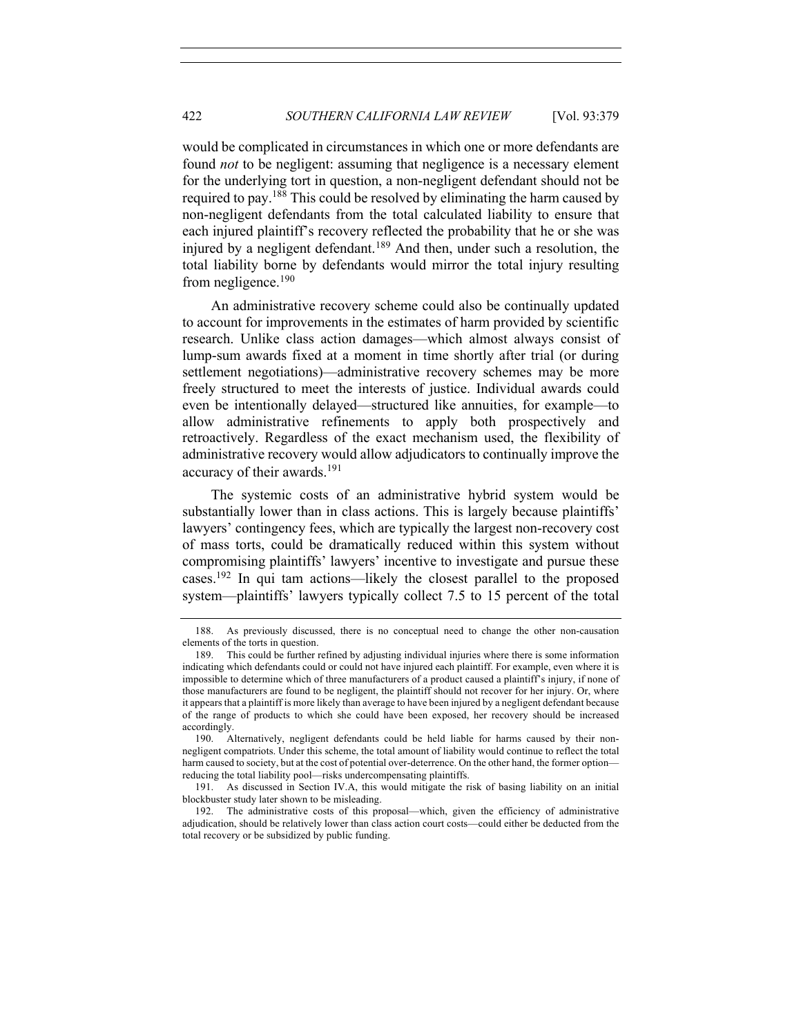would be complicated in circumstances in which one or more defendants are found *not* to be negligent: assuming that negligence is a necessary element for the underlying tort in question, a non-negligent defendant should not be required to pay.[188] This could be resolved by eliminating the harm caused by non-negligent defendants from the total calculated liability to ensure that each injured plaintiff's recovery reflected the probability that he or she was injured by a negligent defendant.[189] And then, under such a resolution, the total liability borne by defendants would mirror the total injury resulting from negligence.[190]

An administrative recovery scheme could also be continually updated to account for improvements in the estimates of harm provided by scientific research. Unlike class action damages—which almost always consist of lump-sum awards fixed at a moment in time shortly after trial (or during settlement negotiations)—administrative recovery schemes may be more freely structured to meet the interests of justice. Individual awards could even be intentionally delayed—structured like annuities, for example—to allow administrative refinements to apply both prospectively and retroactively. Regardless of the exact mechanism used, the flexibility of administrative recovery would allow adjudicators to continually improve the accuracy of their awards.[191]

The systemic costs of an administrative hybrid system would be substantially lower than in class actions. This is largely because plaintiffs' lawyers' contingency fees, which are typically the largest non-recovery cost of mass torts, could be dramatically reduced within this system without compromising plaintiffs' lawyers' incentive to investigate and pursue these cases.[192] In qui tam actions—likely the closest parallel to the proposed system—plaintiffs' lawyers typically collect 7.5 to 15 percent of the total

---

188. As previously discussed, there is no conceptual need to change the other non-causation elements of the torts in question.

189. This could be further refined by adjusting individual injuries where there is some information indicating which defendants could or could not have injured each plaintiff. For example, even where it is impossible to determine which of three manufacturers of a product caused a plaintiff's injury, if none of those manufacturers are found to be negligent, the plaintiff should not recover for her injury. Or, where it appears that a plaintiff is more likely than average to have been injured by a negligent defendant because of the range of products to which she could have been exposed, her recovery should be increased accordingly.

190. Alternatively, negligent defendants could be held liable for harms caused by their non-negligent compatriots. Under this scheme, the total amount of liability would continue to reflect the total harm caused to society, but at the cost of potential over-deterrence. On the other hand, the former option—reducing the total liability pool—risks undercompensating plaintiffs.

191. As discussed in Section IV.A, this would mitigate the risk of basing liability on an initial blockbuster study later shown to be misleading.

192. The administrative costs of this proposal—which, given the efficiency of administrative adjudication, should be relatively lower than class action court costs—could either be deducted from the total recovery or be subsidized by public funding.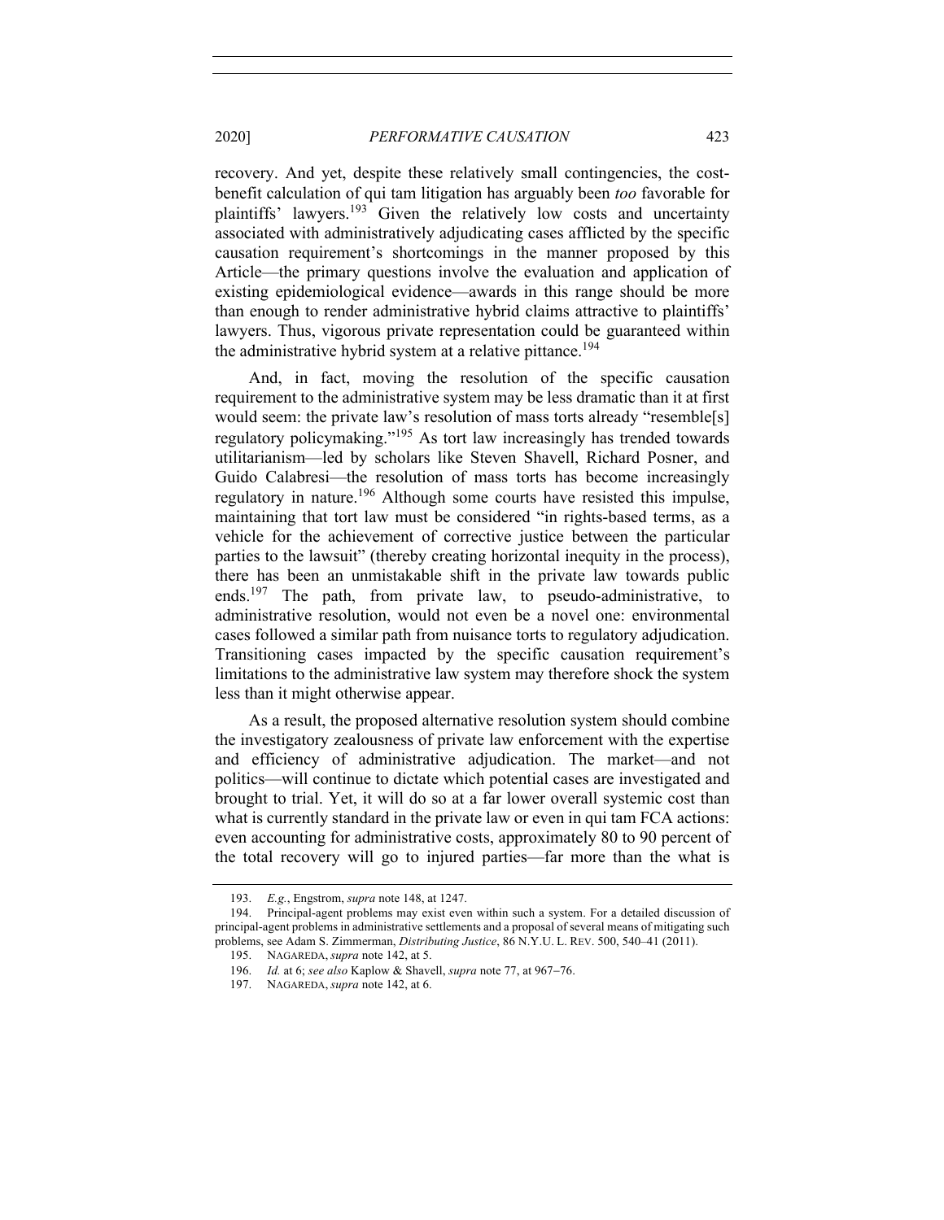recovery. And yet, despite these relatively small contingencies, the cost-benefit calculation of qui tam litigation has arguably been *too* favorable for plaintiffs' lawyers.[193] Given the relatively low costs and uncertainty associated with administratively adjudicating cases afflicted by the specific causation requirement's shortcomings in the manner proposed by this Article—the primary questions involve the evaluation and application of existing epidemiological evidence—awards in this range should be more than enough to render administrative hybrid claims attractive to plaintiffs' lawyers. Thus, vigorous private representation could be guaranteed within the administrative hybrid system at a relative pittance.[194]

And, in fact, moving the resolution of the specific causation requirement to the administrative system may be less dramatic than it at first would seem: the private law's resolution of mass torts already "resemble[s] regulatory policymaking."[195] As tort law increasingly has trended towards utilitarianism—led by scholars like Steven Shavell, Richard Posner, and Guido Calabresi—the resolution of mass torts has become increasingly regulatory in nature.[196] Although some courts have resisted this impulse, maintaining that tort law must be considered "in rights-based terms, as a vehicle for the achievement of corrective justice between the particular parties to the lawsuit" (thereby creating horizontal inequity in the process), there has been an unmistakable shift in the private law towards public ends.[197] The path, from private law, to pseudo-administrative, to administrative resolution, would not even be a novel one: environmental cases followed a similar path from nuisance torts to regulatory adjudication. Transitioning cases impacted by the specific causation requirement's limitations to the administrative law system may therefore shock the system less than it might otherwise appear.

As a result, the proposed alternative resolution system should combine the investigatory zealousness of private law enforcement with the expertise and efficiency of administrative adjudication. The market—and not politics—will continue to dictate which potential cases are investigated and brought to trial. Yet, it will do so at a far lower overall systemic cost than what is currently standard in the private law or even in qui tam FCA actions: even accounting for administrative costs, approximately 80 to 90 percent of the total recovery will go to injured parties—far more than the what is

---

193. *E.g.*, Engstrom, *supra* note 148, at 1247.

194. Principal-agent problems may exist even within such a system. For a detailed discussion of principal-agent problems in administrative settlements and a proposal of several means of mitigating such problems, see Adam S. Zimmerman, *Distributing Justice*, 86 N.Y.U. L. REV. 500, 540–41 (2011).

195. NAGAREDA, *supra* note 142, at 5.

196. *Id.* at 6; *see also* Kaplow & Shavell, *supra* note 77, at 967–76.

197. NAGAREDA, *supra* note 142, at 6.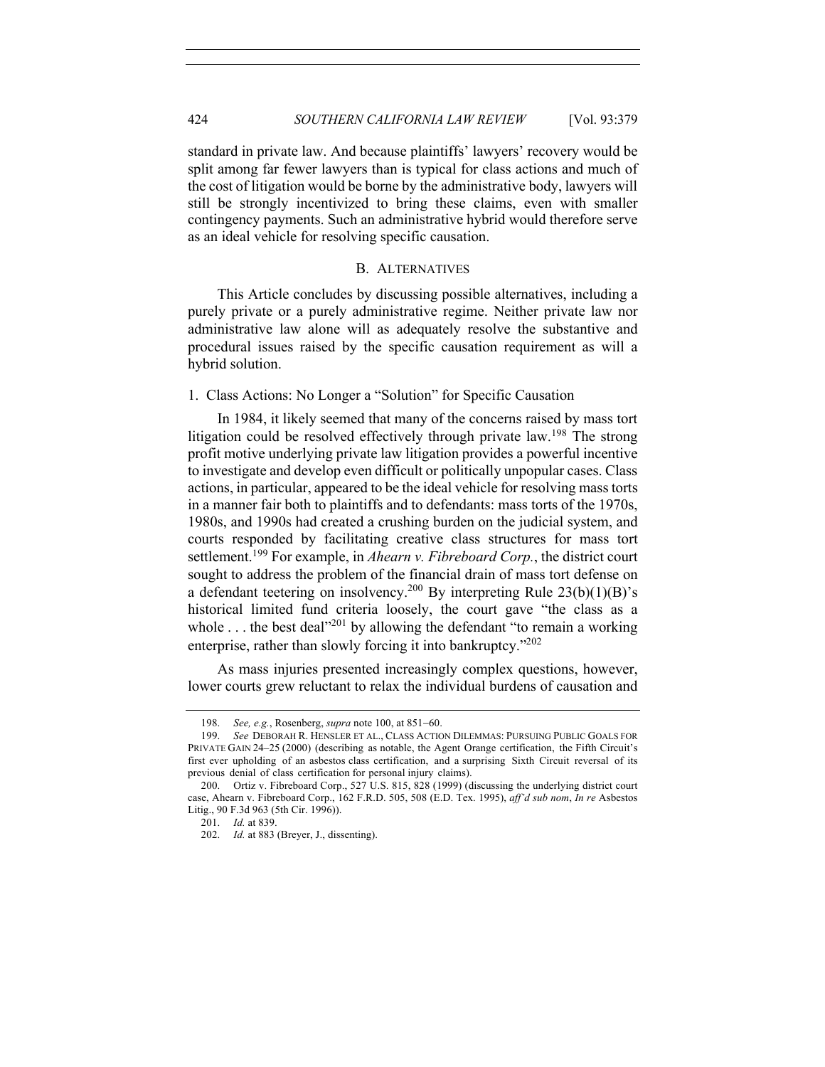standard in private law. And because plaintiffs' lawyers' recovery would be split among far fewer lawyers than is typical for class actions and much of the cost of litigation would be borne by the administrative body, lawyers will still be strongly incentivized to bring these claims, even with smaller contingency payments. Such an administrative hybrid would therefore serve as an ideal vehicle for resolving specific causation.

### B. ALTERNATIVES

This Article concludes by discussing possible alternatives, including a purely private or a purely administrative regime. Neither private law nor administrative law alone will as adequately resolve the substantive and procedural issues raised by the specific causation requirement as will a hybrid solution.

#### 1. Class Actions: No Longer a "Solution" for Specific Causation

In 1984, it likely seemed that many of the concerns raised by mass tort litigation could be resolved effectively through private law.[198] The strong profit motive underlying private law litigation provides a powerful incentive to investigate and develop even difficult or politically unpopular cases. Class actions, in particular, appeared to be the ideal vehicle for resolving mass torts in a manner fair both to plaintiffs and to defendants: mass torts of the 1970s, 1980s, and 1990s had created a crushing burden on the judicial system, and courts responded by facilitating creative class structures for mass tort settlement.[199] For example, in *Ahearn v. Fibreboard Corp.*, the district court sought to address the problem of the financial drain of mass tort defense on a defendant teetering on insolvency.[200] By interpreting Rule 23(b)(1)(B)'s historical limited fund criteria loosely, the court gave "the class as a whole . . . the best deal"[201] by allowing the defendant "to remain a working enterprise, rather than slowly forcing it into bankruptcy."[202]

As mass injuries presented increasingly complex questions, however, lower courts grew reluctant to relax the individual burdens of causation and

---

198. *See, e.g.*, Rosenberg, *supra* note 100, at 851–60.

199. *See* DEBORAH R. HENSLER ET AL., CLASS ACTION DILEMMAS: PURSUING PUBLIC GOALS FOR PRIVATE GAIN 24–25 (2000) (describing as notable, the Agent Orange certification, the Fifth Circuit's first ever upholding of an asbestos class certification, and a surprising Sixth Circuit reversal of its previous denial of class certification for personal injury claims).

200. Ortiz v. Fibreboard Corp., 527 U.S. 815, 828 (1999) (discussing the underlying district court case, Ahearn v. Fibreboard Corp., 162 F.R.D. 505, 508 (E.D. Tex. 1995), *aff'd sub nom*, *In re* Asbestos Litig., 90 F.3d 963 (5th Cir. 1996)).

201. *Id.* at 839.

202. *Id.* at 883 (Breyer, J., dissenting).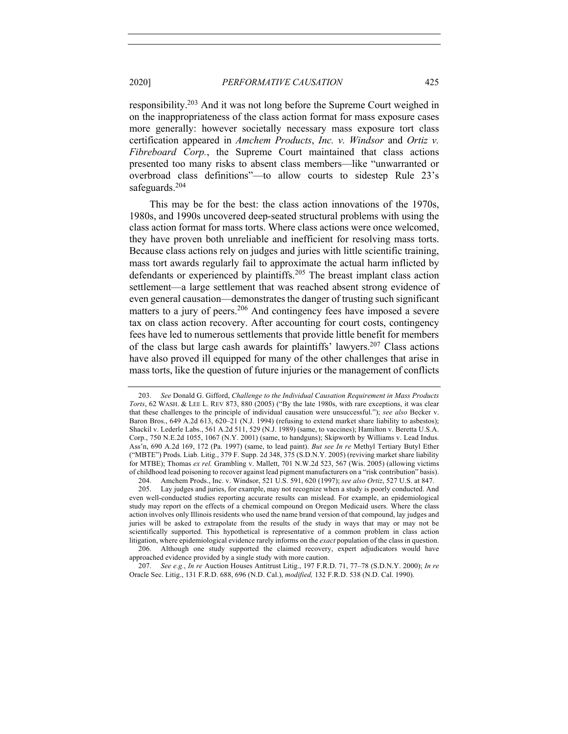responsibility.[203] And it was not long before the Supreme Court weighed in on the inappropriateness of the class action format for mass exposure cases more generally: however societally necessary mass exposure tort class certification appeared in *Amchem Products*, *Inc. v. Windsor* and *Ortiz v. Fibreboard Corp.*, the Supreme Court maintained that class actions presented too many risks to absent class members—like "unwarranted or overbroad class definitions"—to allow courts to sidestep Rule 23's safeguards.[204]

This may be for the best: the class action innovations of the 1970s, 1980s, and 1990s uncovered deep-seated structural problems with using the class action format for mass torts. Where class actions were once welcomed, they have proven both unreliable and inefficient for resolving mass torts. Because class actions rely on judges and juries with little scientific training, mass tort awards regularly fail to approximate the actual harm inflicted by defendants or experienced by plaintiffs.[205] The breast implant class action settlement—a large settlement that was reached absent strong evidence of even general causation—demonstrates the danger of trusting such significant matters to a jury of peers.[206] And contingency fees have imposed a severe tax on class action recovery. After accounting for court costs, contingency fees have led to numerous settlements that provide little benefit for members of the class but large cash awards for plaintiffs' lawyers.[207] Class actions have also proved ill equipped for many of the other challenges that arise in mass torts, like the question of future injuries or the management of conflicts

---

203. *See* Donald G. Gifford, *Challenge to the Individual Causation Requirement in Mass Products Torts*, 62 WASH. & LEE L. REV 873, 880 (2005) ("By the late 1980s, with rare exceptions, it was clear that these challenges to the principle of individual causation were unsuccessful."); *see also* Becker v. Baron Bros., 649 A.2d 613, 620–21 (N.J. 1994) (refusing to extend market share liability to asbestos); Shackil v. Lederle Labs., 561 A.2d 511, 529 (N.J. 1989) (same, to vaccines); Hamilton v. Beretta U.S.A. Corp., 750 N.E.2d 1055, 1067 (N.Y. 2001) (same, to handguns); Skipworth by Williams v. Lead Indus. Ass'n, 690 A.2d 169, 172 (Pa. 1997) (same, to lead paint). *But see In re* Methyl Tertiary Butyl Ether ("MBTE") Prods. Liab. Litig., 379 F. Supp. 2d 348, 375 (S.D.N.Y. 2005) (reviving market share liability for MTBE); Thomas *ex rel.* Grambling v. Mallett, 701 N.W.2d 523, 567 (Wis. 2005) (allowing victims of childhood lead poisoning to recover against lead pigment manufacturers on a "risk contribution" basis).

204. Amchem Prods., Inc. v. Windsor, 521 U.S. 591, 620 (1997); *see also Ortiz*, 527 U.S. at 847.

205. Lay judges and juries, for example, may not recognize when a study is poorly conducted. And even well-conducted studies reporting accurate results can mislead. For example, an epidemiological study may report on the effects of a chemical compound on Oregon Medicaid users. Where the class action involves only Illinois residents who used the name brand version of that compound, lay judges and juries will be asked to extrapolate from the results of the study in ways that may or may not be scientifically supported. This hypothetical is representative of a common problem in class action litigation, where epidemiological evidence rarely informs on the *exact* population of the class in question.

206. Although one study supported the claimed recovery, expert adjudicators would have approached evidence provided by a single study with more caution.

207. *See e.g.*, *In re* Auction Houses Antitrust Litig., 197 F.R.D. 71, 77–78 (S.D.N.Y. 2000); *In re* Oracle Sec. Litig., 131 F.R.D. 688, 696 (N.D. Cal.), *modified,* 132 F.R.D. 538 (N.D. Cal. 1990).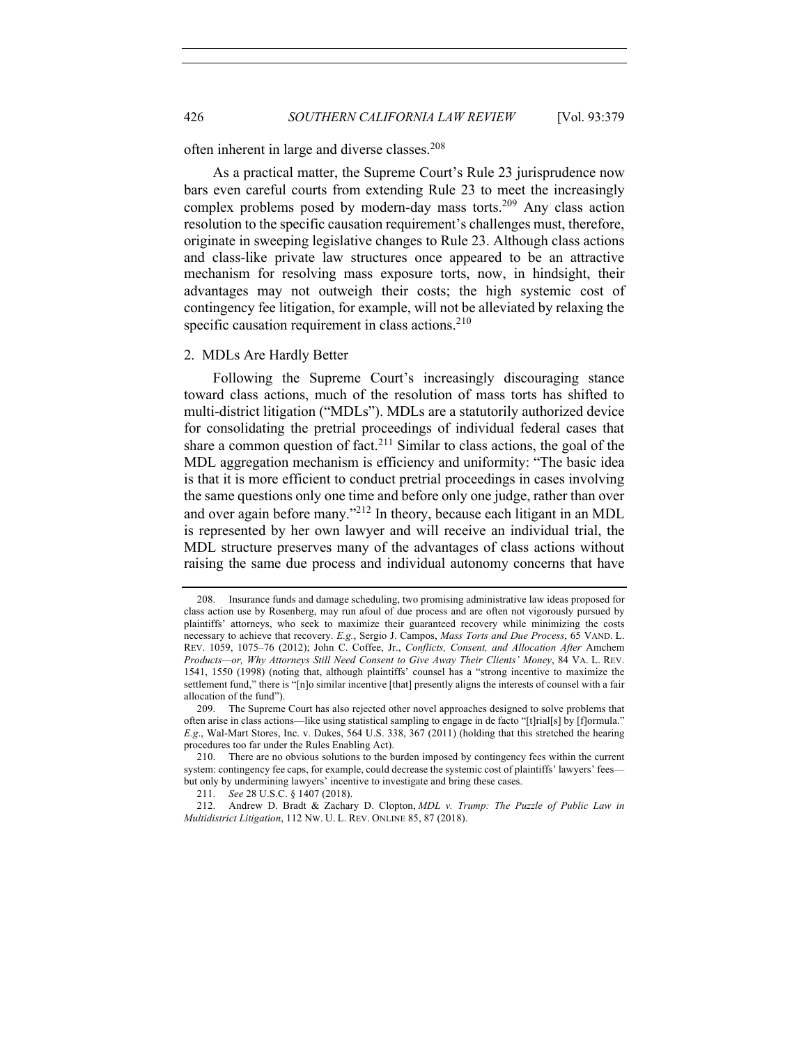often inherent in large and diverse classes.[208]

As a practical matter, the Supreme Court's Rule 23 jurisprudence now bars even careful courts from extending Rule 23 to meet the increasingly complex problems posed by modern-day mass torts.[209] Any class action resolution to the specific causation requirement's challenges must, therefore, originate in sweeping legislative changes to Rule 23. Although class actions and class-like private law structures once appeared to be an attractive mechanism for resolving mass exposure torts, now, in hindsight, their advantages may not outweigh their costs; the high systemic cost of contingency fee litigation, for example, will not be alleviated by relaxing the specific causation requirement in class actions.[210]

### 2. MDLs Are Hardly Better

Following the Supreme Court's increasingly discouraging stance toward class actions, much of the resolution of mass torts has shifted to multi-district litigation ("MDLs"). MDLs are a statutorily authorized device for consolidating the pretrial proceedings of individual federal cases that share a common question of fact.[211] Similar to class actions, the goal of the MDL aggregation mechanism is efficiency and uniformity: "The basic idea is that it is more efficient to conduct pretrial proceedings in cases involving the same questions only one time and before only one judge, rather than over and over again before many."[212] In theory, because each litigant in an MDL is represented by her own lawyer and will receive an individual trial, the MDL structure preserves many of the advantages of class actions without raising the same due process and individual autonomy concerns that have

---

208. Insurance funds and damage scheduling, two promising administrative law ideas proposed for class action use by Rosenberg, may run afoul of due process and are often not vigorously pursued by plaintiffs' attorneys, who seek to maximize their guaranteed recovery while minimizing the costs necessary to achieve that recovery. *E.g.*, Sergio J. Campos, *Mass Torts and Due Process*, 65 VAND. L. REV. 1059, 1075–76 (2012); John C. Coffee, Jr., *Conflicts, Consent, and Allocation After* Amchem *Products—or, Why Attorneys Still Need Consent to Give Away Their Clients' Money*, 84 VA. L. REV. 1541, 1550 (1998) (noting that, although plaintiffs' counsel has a "strong incentive to maximize the settlement fund," there is "[n]o similar incentive [that] presently aligns the interests of counsel with a fair allocation of the fund").

209. The Supreme Court has also rejected other novel approaches designed to solve problems that often arise in class actions—like using statistical sampling to engage in de facto "[t]rial[s] by [f]ormula." *E.g*., Wal-Mart Stores, Inc. v. Dukes, 564 U.S. 338, 367 (2011) (holding that this stretched the hearing procedures too far under the Rules Enabling Act).

210. There are no obvious solutions to the burden imposed by contingency fees within the current system: contingency fee caps, for example, could decrease the systemic cost of plaintiffs' lawyers' fees—but only by undermining lawyers' incentive to investigate and bring these cases.

211. *See* 28 U.S.C. § 1407 (2018).

212. Andrew D. Bradt & Zachary D. Clopton, *MDL v. Trump: The Puzzle of Public Law in Multidistrict Litigation*, 112 NW. U. L. REV. ONLINE 85, 87 (2018).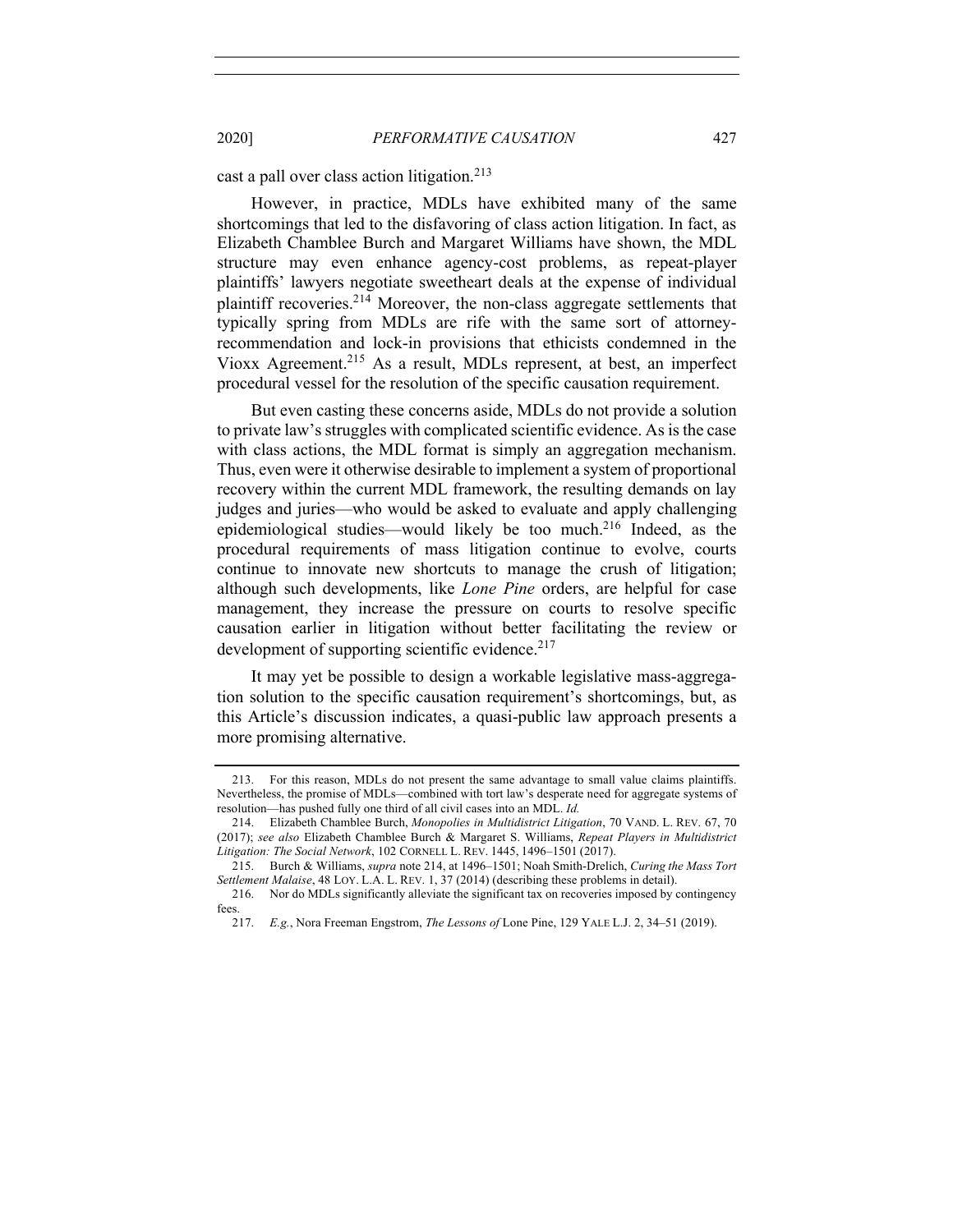cast a pall over class action litigation.[213]

However, in practice, MDLs have exhibited many of the same shortcomings that led to the disfavoring of class action litigation. In fact, as Elizabeth Chamblee Burch and Margaret Williams have shown, the MDL structure may even enhance agency-cost problems, as repeat-player plaintiffs' lawyers negotiate sweetheart deals at the expense of individual plaintiff recoveries.[214] Moreover, the non-class aggregate settlements that typically spring from MDLs are rife with the same sort of attorney-recommendation and lock-in provisions that ethicists condemned in the Vioxx Agreement.[215] As a result, MDLs represent, at best, an imperfect procedural vessel for the resolution of the specific causation requirement.

But even casting these concerns aside, MDLs do not provide a solution to private law's struggles with complicated scientific evidence. As is the case with class actions, the MDL format is simply an aggregation mechanism. Thus, even were it otherwise desirable to implement a system of proportional recovery within the current MDL framework, the resulting demands on lay judges and juries—who would be asked to evaluate and apply challenging epidemiological studies—would likely be too much.[216] Indeed, as the procedural requirements of mass litigation continue to evolve, courts continue to innovate new shortcuts to manage the crush of litigation; although such developments, like *Lone Pine* orders, are helpful for case management, they increase the pressure on courts to resolve specific causation earlier in litigation without better facilitating the review or development of supporting scientific evidence.[217]

It may yet be possible to design a workable legislative mass-aggregation solution to the specific causation requirement's shortcomings, but, as this Article's discussion indicates, a quasi-public law approach presents a more promising alternative.

---

213. For this reason, MDLs do not present the same advantage to small value claims plaintiffs. Nevertheless, the promise of MDLs—combined with tort law's desperate need for aggregate systems of resolution—has pushed fully one third of all civil cases into an MDL. *Id.*

214. Elizabeth Chamblee Burch, *Monopolies in Multidistrict Litigation*, 70 VAND. L. REV. 67, 70 (2017); *see also* Elizabeth Chamblee Burch & Margaret S. Williams, *Repeat Players in Multidistrict Litigation: The Social Network*, 102 CORNELL L. REV. 1445, 1496–1501 (2017).

215. Burch & Williams, *supra* note 214, at 1496–1501; Noah Smith-Drelich, *Curing the Mass Tort Settlement Malaise*, 48 LOY. L.A. L. REV. 1, 37 (2014) (describing these problems in detail).

216. Nor do MDLs significantly alleviate the significant tax on recoveries imposed by contingency fees.

217. *E.g.*, Nora Freeman Engstrom, *The Lessons of* Lone Pine, 129 YALE L.J. 2, 34–51 (2019).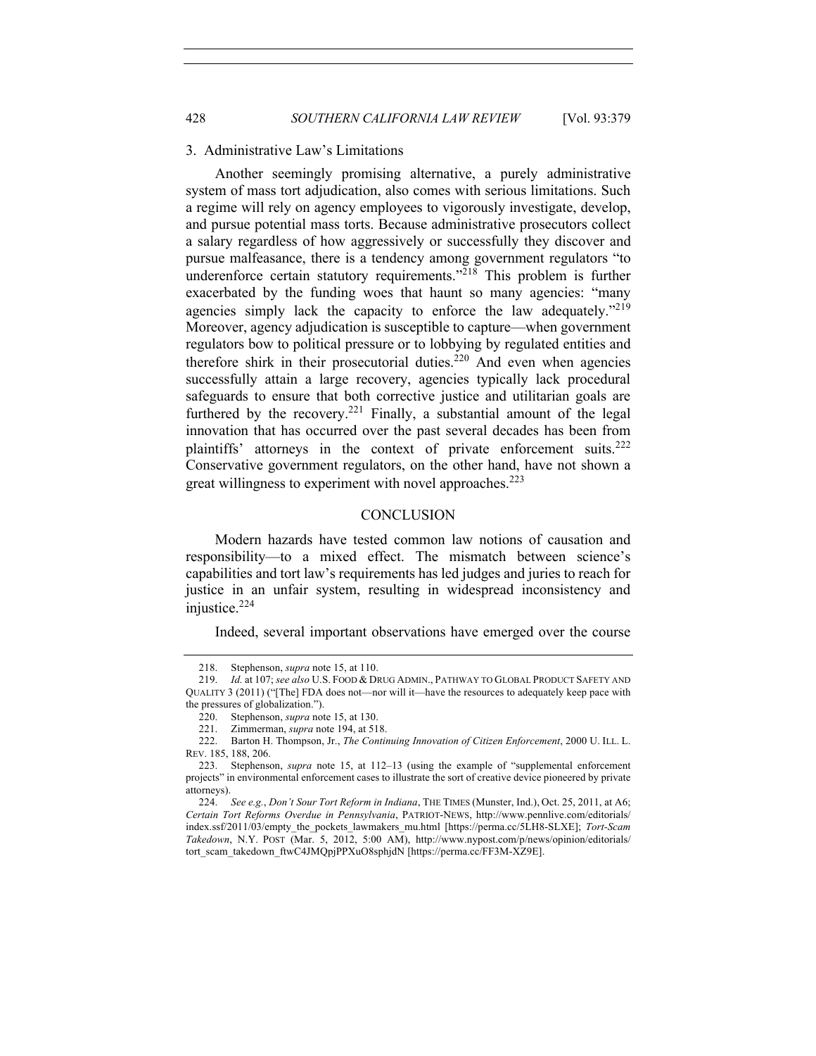### 3. Administrative Law's Limitations

Another seemingly promising alternative, a purely administrative system of mass tort adjudication, also comes with serious limitations. Such a regime will rely on agency employees to vigorously investigate, develop, and pursue potential mass torts. Because administrative prosecutors collect a salary regardless of how aggressively or successfully they discover and pursue malfeasance, there is a tendency among government regulators "to underenforce certain statutory requirements."[218] This problem is further exacerbated by the funding woes that haunt so many agencies: "many agencies simply lack the capacity to enforce the law adequately."[219] Moreover, agency adjudication is susceptible to capture—when government regulators bow to political pressure or to lobbying by regulated entities and therefore shirk in their prosecutorial duties.[220] And even when agencies successfully attain a large recovery, agencies typically lack procedural safeguards to ensure that both corrective justice and utilitarian goals are furthered by the recovery.[221] Finally, a substantial amount of the legal innovation that has occurred over the past several decades has been from plaintiffs' attorneys in the context of private enforcement suits.[222] Conservative government regulators, on the other hand, have not shown a great willingness to experiment with novel approaches.[223]

## CONCLUSION

Modern hazards have tested common law notions of causation and responsibility—to a mixed effect. The mismatch between science's capabilities and tort law's requirements has led judges and juries to reach for justice in an unfair system, resulting in widespread inconsistency and injustice.[224]

Indeed, several important observations have emerged over the course

---

218. Stephenson, *supra* note 15, at 110.

219. *Id.* at 107; *see also* U.S. FOOD & DRUG ADMIN., PATHWAY TO GLOBAL PRODUCT SAFETY AND QUALITY 3 (2011) ("[The] FDA does not—nor will it—have the resources to adequately keep pace with the pressures of globalization.").

220. Stephenson, *supra* note 15, at 130.

221. Zimmerman, *supra* note 194, at 518.

222. Barton H. Thompson, Jr., *The Continuing Innovation of Citizen Enforcement*, 2000 U. ILL. L. REV. 185, 188, 206.

223. Stephenson, *supra* note 15, at 112–13 (using the example of "supplemental enforcement projects" in environmental enforcement cases to illustrate the sort of creative device pioneered by private attorneys).

224. *See e.g.*, *Don't Sour Tort Reform in Indiana*, THE TIMES (Munster, Ind.), Oct. 25, 2011, at A6; *Certain Tort Reforms Overdue in Pennsylvania*, PATRIOT-NEWS, http://www.pennlive.com/editorials/index.ssf/2011/03/empty_the_pockets_lawmakers_mu.html [https://perma.cc/5LH8-SLXE]; *Tort-Scam Takedown*, N.Y. POST (Mar. 5, 2012, 5:00 AM), http://www.nypost.com/p/news/opinion/editorials/tort_scam_takedown_ftwC4JMQpjPPXuO8sphjdN [https://perma.cc/FF3M-XZ9E].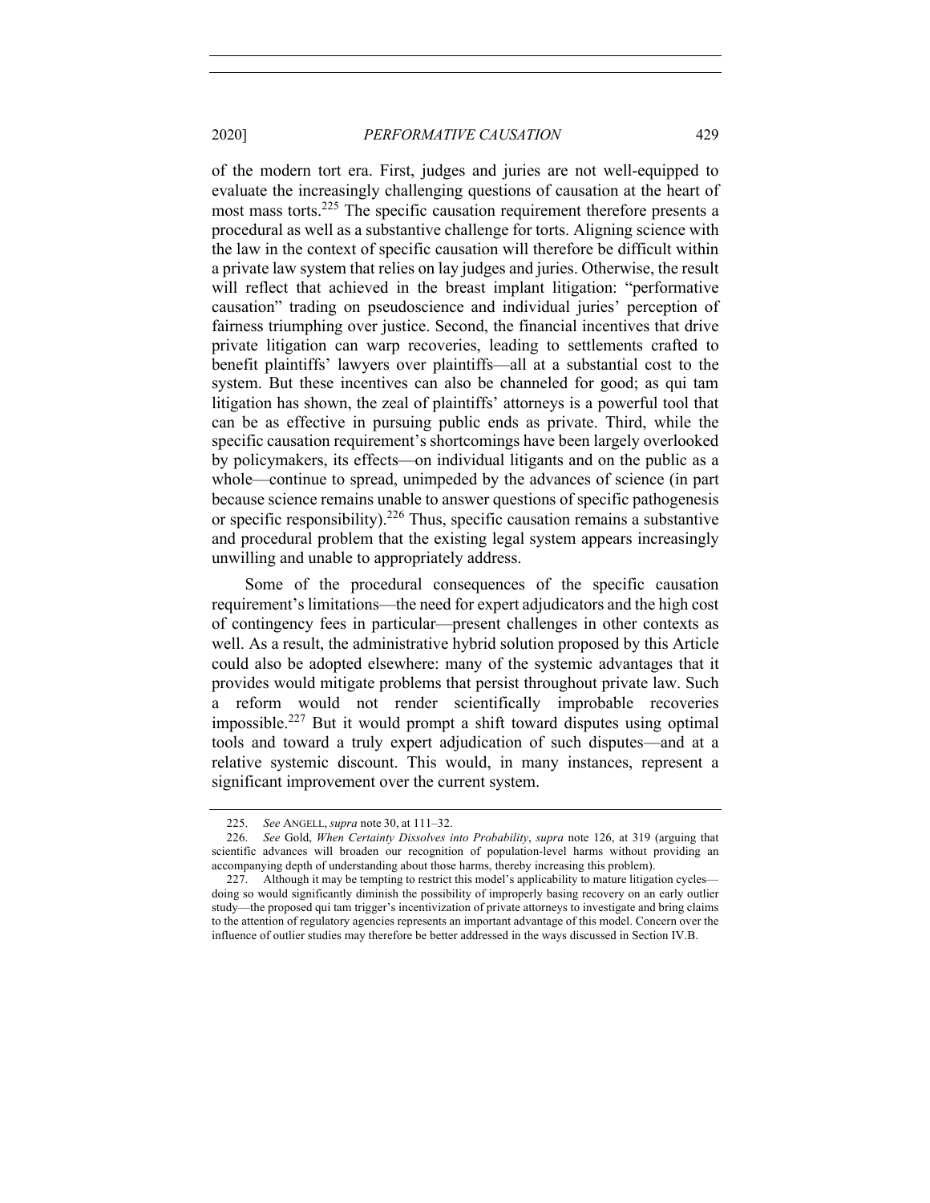of the modern tort era. First, judges and juries are not well-equipped to evaluate the increasingly challenging questions of causation at the heart of most mass torts.[225] The specific causation requirement therefore presents a procedural as well as a substantive challenge for torts. Aligning science with the law in the context of specific causation will therefore be difficult within a private law system that relies on lay judges and juries. Otherwise, the result will reflect that achieved in the breast implant litigation: "performative causation" trading on pseudoscience and individual juries' perception of fairness triumphing over justice. Second, the financial incentives that drive private litigation can warp recoveries, leading to settlements crafted to benefit plaintiffs' lawyers over plaintiffs—all at a substantial cost to the system. But these incentives can also be channeled for good; as qui tam litigation has shown, the zeal of plaintiffs' attorneys is a powerful tool that can be as effective in pursuing public ends as private. Third, while the specific causation requirement's shortcomings have been largely overlooked by policymakers, its effects—on individual litigants and on the public as a whole—continue to spread, unimpeded by the advances of science (in part because science remains unable to answer questions of specific pathogenesis or specific responsibility).[226] Thus, specific causation remains a substantive and procedural problem that the existing legal system appears increasingly unwilling and unable to appropriately address.

Some of the procedural consequences of the specific causation requirement's limitations—the need for expert adjudicators and the high cost of contingency fees in particular—present challenges in other contexts as well. As a result, the administrative hybrid solution proposed by this Article could also be adopted elsewhere: many of the systemic advantages that it provides would mitigate problems that persist throughout private law. Such a reform would not render scientifically improbable recoveries impossible.[227] But it would prompt a shift toward disputes using optimal tools and toward a truly expert adjudication of such disputes—and at a relative systemic discount. This would, in many instances, represent a significant improvement over the current system.

---

225. *See* ANGELL, *supra* note 30, at 111–32.

226. *See* Gold, *When Certainty Dissolves into Probability*, *supra* note 126, at 319 (arguing that scientific advances will broaden our recognition of population-level harms without providing an accompanying depth of understanding about those harms, thereby increasing this problem).

227. Although it may be tempting to restrict this model's applicability to mature litigation cycles—doing so would significantly diminish the possibility of improperly basing recovery on an early outlier study—the proposed qui tam trigger's incentivization of private attorneys to investigate and bring claims to the attention of regulatory agencies represents an important advantage of this model. Concern over the influence of outlier studies may therefore be better addressed in the ways discussed in Section IV.B.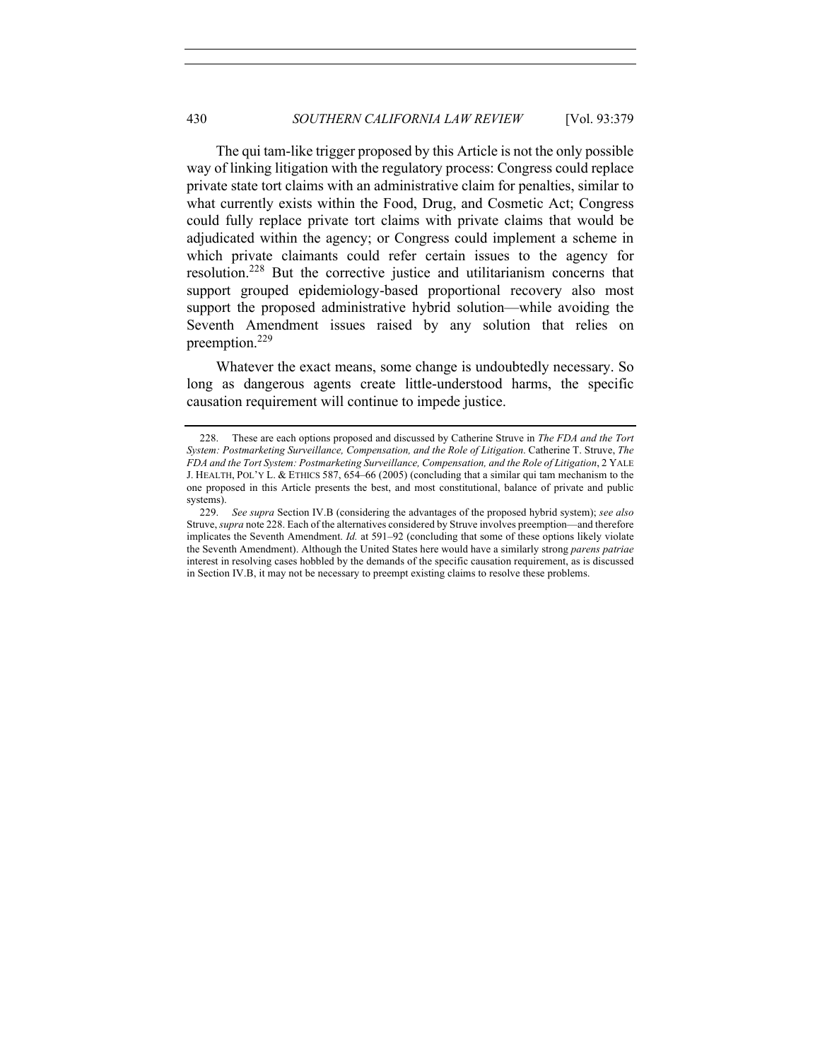The qui tam-like trigger proposed by this Article is not the only possible way of linking litigation with the regulatory process: Congress could replace private state tort claims with an administrative claim for penalties, similar to what currently exists within the Food, Drug, and Cosmetic Act; Congress could fully replace private tort claims with private claims that would be adjudicated within the agency; or Congress could implement a scheme in which private claimants could refer certain issues to the agency for resolution.[228] But the corrective justice and utilitarianism concerns that support grouped epidemiology-based proportional recovery also most support the proposed administrative hybrid solution—while avoiding the Seventh Amendment issues raised by any solution that relies on preemption.[229]

Whatever the exact means, some change is undoubtedly necessary. So long as dangerous agents create little-understood harms, the specific causation requirement will continue to impede justice.

---

228. These are each options proposed and discussed by Catherine Struve in *The FDA and the Tort System: Postmarketing Surveillance, Compensation, and the Role of Litigation*. Catherine T. Struve, *The FDA and the Tort System: Postmarketing Surveillance, Compensation, and the Role of Litigation*, 2 YALE J. HEALTH, POL'Y L. & ETHICS 587, 654–66 (2005) (concluding that a similar qui tam mechanism to the one proposed in this Article presents the best, and most constitutional, balance of private and public systems).

229. *See supra* Section IV.B (considering the advantages of the proposed hybrid system); *see also* Struve, *supra* note 228. Each of the alternatives considered by Struve involves preemption—and therefore implicates the Seventh Amendment. *Id.* at 591–92 (concluding that some of these options likely violate the Seventh Amendment). Although the United States here would have a similarly strong *parens patriae* interest in resolving cases hobbled by the demands of the specific causation requirement, as is discussed in Section IV.B, it may not be necessary to preempt existing claims to resolve these problems.